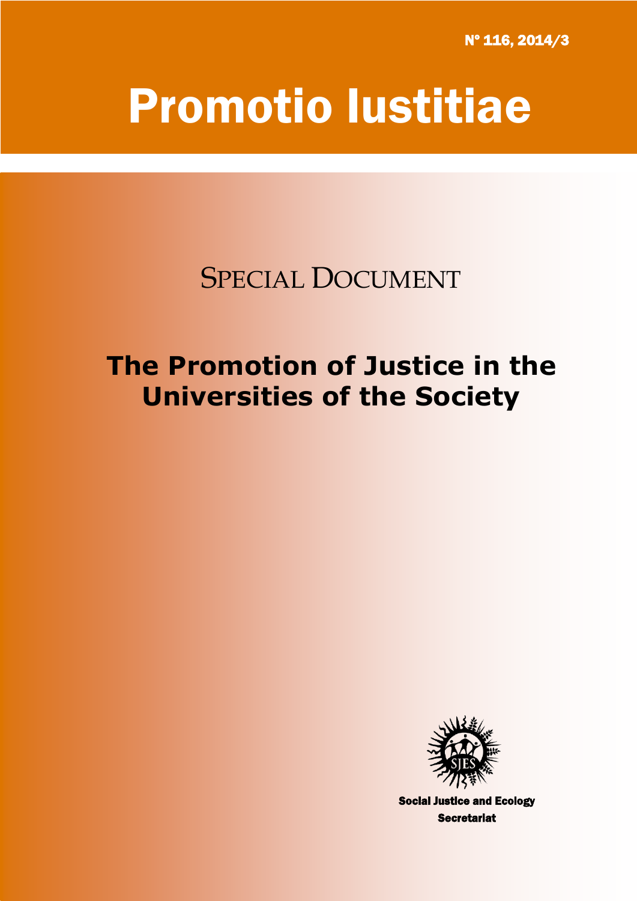Nº 116, 2014/3

# Promotio Iustitiae

SPECIAL DOCUMENT

## The Promotion of Justice in the Universities of the Society

Social Justice and Ecology Secretariat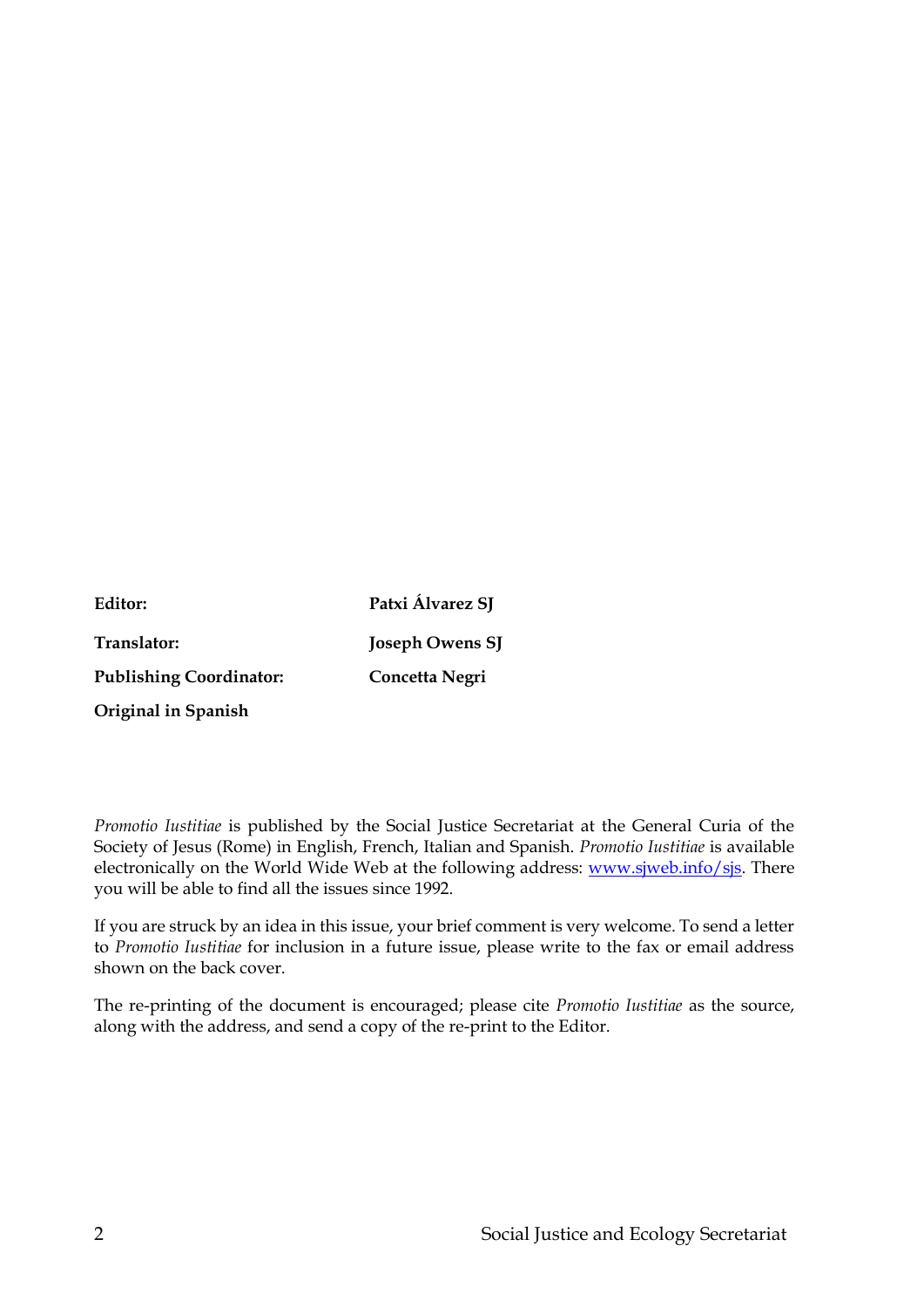| | |
|---|---|
| **Editor:** | **Patxi Álvarez SJ** |
| **Translator:** | **Joseph Owens SJ** |
| **Publishing Coordinator:** | **Concetta Negri** |
| **Original in Spanish** | |

*Promotio Iustitiae* is published by the Social Justice Secretariat at the General Curia of the Society of Jesus (Rome) in English, French, Italian and Spanish. *Promotio Iustitiae* is available electronically on the World Wide Web at the following address: www.sjweb.info/sjs. There you will be able to find all the issues since 1992.

If you are struck by an idea in this issue, your brief comment is very welcome. To send a letter to *Promotio Iustitiae* for inclusion in a future issue, please write to the fax or email address shown on the back cover.

The re-printing of the document is encouraged; please cite *Promotio Iustitiae* as the source, along with the address, and send a copy of the re-print to the Editor.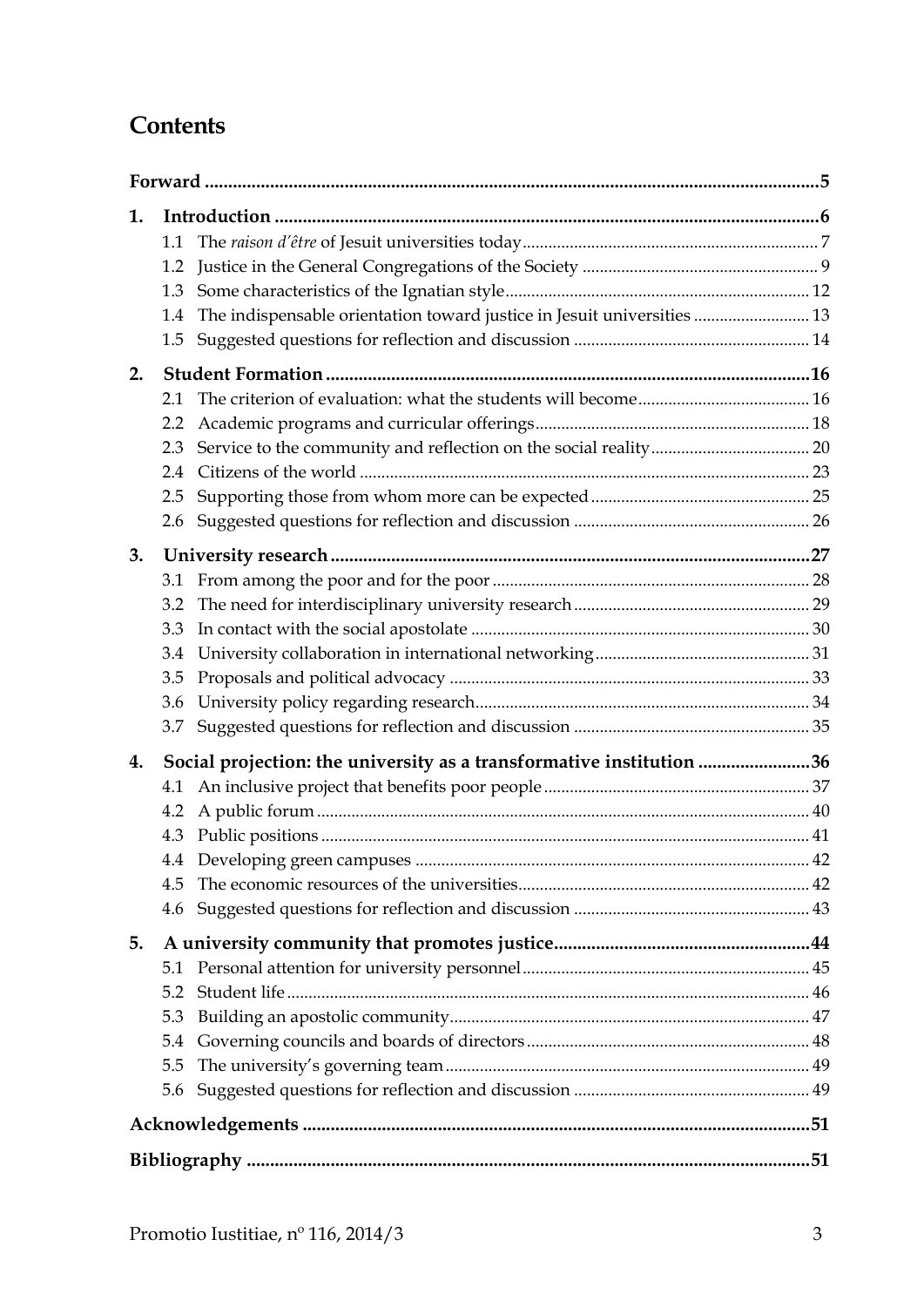# Contents

| | |
|---|---|
| **Forward** | **5** |
| **1. Introduction** | **6** |
| 1.1 The *raison d'être* of Jesuit universities today | 7 |
| 1.2 Justice in the General Congregations of the Society | 9 |
| 1.3 Some characteristics of the Ignatian style | 12 |
| 1.4 The indispensable orientation toward justice in Jesuit universities | 13 |
| 1.5 Suggested questions for reflection and discussion | 14 |
| **2. Student Formation** | **16** |
| 2.1 The criterion of evaluation: what the students will become | 16 |
| 2.2 Academic programs and curricular offerings | 18 |
| 2.3 Service to the community and reflection on the social reality | 20 |
| 2.4 Citizens of the world | 23 |
| 2.5 Supporting those from whom more can be expected | 25 |
| 2.6 Suggested questions for reflection and discussion | 26 |
| **3. University research** | **27** |
| 3.1 From among the poor and for the poor | 28 |
| 3.2 The need for interdisciplinary university research | 29 |
| 3.3 In contact with the social apostolate | 30 |
| 3.4 University collaboration in international networking | 31 |
| 3.5 Proposals and political advocacy | 33 |
| 3.6 University policy regarding research | 34 |
| 3.7 Suggested questions for reflection and discussion | 35 |
| **4. Social projection: the university as a transformative institution** | **36** |
| 4.1 An inclusive project that benefits poor people | 37 |
| 4.2 A public forum | 40 |
| 4.3 Public positions | 41 |
| 4.4 Developing green campuses | 42 |
| 4.5 The economic resources of the universities | 42 |
| 4.6 Suggested questions for reflection and discussion | 43 |
| **5. A university community that promotes justice** | **44** |
| 5.1 Personal attention for university personnel | 45 |
| 5.2 Student life | 46 |
| 5.3 Building an apostolic community | 47 |
| 5.4 Governing councils and boards of directors | 48 |
| 5.5 The university's governing team | 49 |
| 5.6 Suggested questions for reflection and discussion | 49 |
| **Acknowledgements** | **51** |
| **Bibliography** | **51** |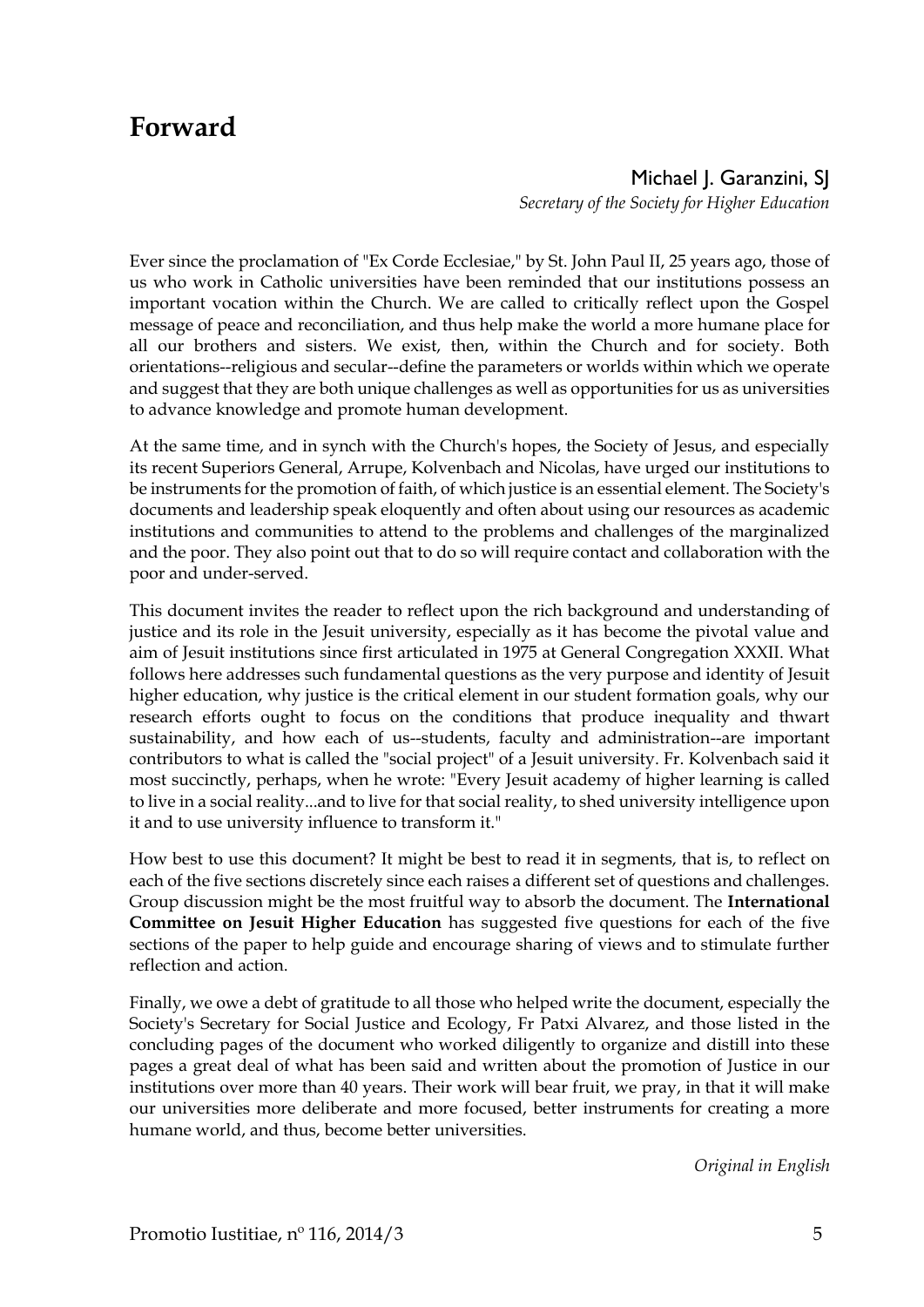# Forward

**Michael J. Garanzini, SJ**
*Secretary of the Society for Higher Education*

Ever since the proclamation of "Ex Corde Ecclesiae," by St. John Paul II, 25 years ago, those of us who work in Catholic universities have been reminded that our institutions possess an important vocation within the Church. We are called to critically reflect upon the Gospel message of peace and reconciliation, and thus help make the world a more humane place for all our brothers and sisters. We exist, then, within the Church and for society. Both orientations--religious and secular--define the parameters or worlds within which we operate and suggest that they are both unique challenges as well as opportunities for us as universities to advance knowledge and promote human development.

At the same time, and in synch with the Church's hopes, the Society of Jesus, and especially its recent Superiors General, Arrupe, Kolvenbach and Nicolas, have urged our institutions to be instruments for the promotion of faith, of which justice is an essential element. The Society's documents and leadership speak eloquently and often about using our resources as academic institutions and communities to attend to the problems and challenges of the marginalized and the poor. They also point out that to do so will require contact and collaboration with the poor and under-served.

This document invites the reader to reflect upon the rich background and understanding of justice and its role in the Jesuit university, especially as it has become the pivotal value and aim of Jesuit institutions since first articulated in 1975 at General Congregation XXXII. What follows here addresses such fundamental questions as the very purpose and identity of Jesuit higher education, why justice is the critical element in our student formation goals, why our research efforts ought to focus on the conditions that produce inequality and thwart sustainability, and how each of us--students, faculty and administration--are important contributors to what is called the "social project" of a Jesuit university. Fr. Kolvenbach said it most succinctly, perhaps, when he wrote: "Every Jesuit academy of higher learning is called to live in a social reality...and to live for that social reality, to shed university intelligence upon it and to use university influence to transform it."

How best to use this document? It might be best to read it in segments, that is, to reflect on each of the five sections discretely since each raises a different set of questions and challenges. Group discussion might be the most fruitful way to absorb the document. The **International Committee on Jesuit Higher Education** has suggested five questions for each of the five sections of the paper to help guide and encourage sharing of views and to stimulate further reflection and action.

Finally, we owe a debt of gratitude to all those who helped write the document, especially the Society's Secretary for Social Justice and Ecology, Fr Patxi Alvarez, and those listed in the concluding pages of the document who worked diligently to organize and distill into these pages a great deal of what has been said and written about the promotion of Justice in our institutions over more than 40 years. Their work will bear fruit, we pray, in that it will make our universities more deliberate and more focused, better instruments for creating a more humane world, and thus, become better universities.

*Original in English*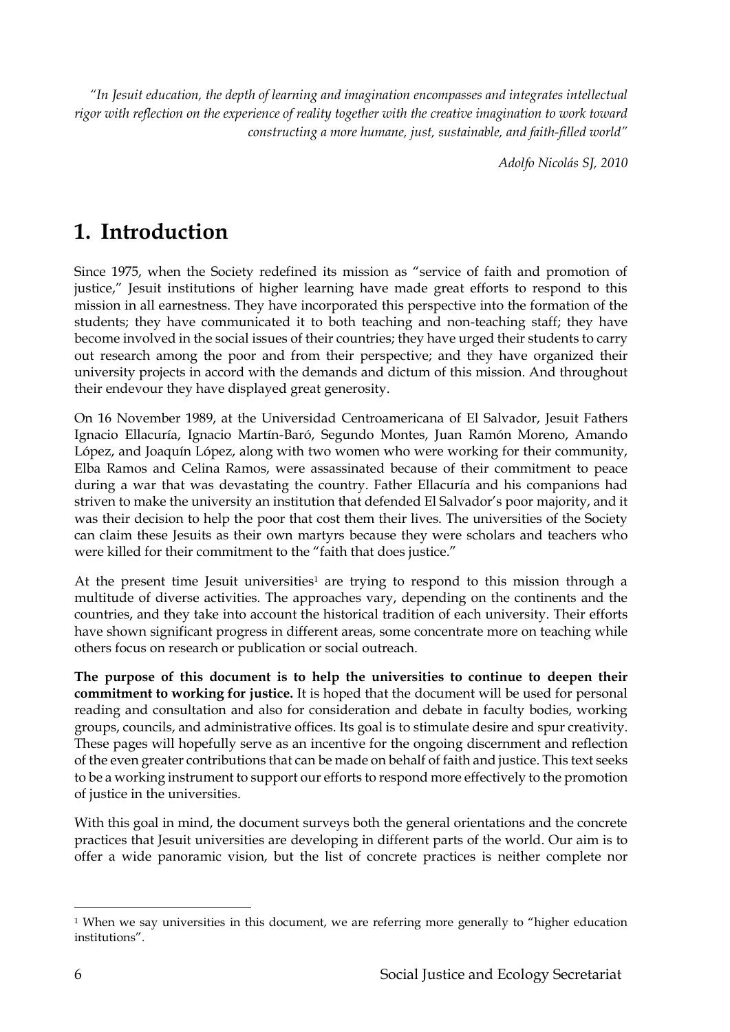*"In Jesuit education, the depth of learning and imagination encompasses and integrates intellectual rigor with reflection on the experience of reality together with the creative imagination to work toward constructing a more humane, just, sustainable, and faith-filled world"*

*Adolfo Nicolás SJ, 2010*

# 1. Introduction

Since 1975, when the Society redefined its mission as "service of faith and promotion of justice," Jesuit institutions of higher learning have made great efforts to respond to this mission in all earnestness. They have incorporated this perspective into the formation of the students; they have communicated it to both teaching and non-teaching staff; they have become involved in the social issues of their countries; they have urged their students to carry out research among the poor and from their perspective; and they have organized their university projects in accord with the demands and dictum of this mission. And throughout their endevour they have displayed great generosity.

On 16 November 1989, at the Universidad Centroamericana of El Salvador, Jesuit Fathers Ignacio Ellacuría, Ignacio Martín-Baró, Segundo Montes, Juan Ramón Moreno, Amando López, and Joaquín López, along with two women who were working for their community, Elba Ramos and Celina Ramos, were assassinated because of their commitment to peace during a war that was devastating the country. Father Ellacuría and his companions had striven to make the university an institution that defended El Salvador's poor majority, and it was their decision to help the poor that cost them their lives. The universities of the Society can claim these Jesuits as their own martyrs because they were scholars and teachers who were killed for their commitment to the "faith that does justice."

At the present time Jesuit universities[1] are trying to respond to this mission through a multitude of diverse activities. The approaches vary, depending on the continents and the countries, and they take into account the historical tradition of each university. Their efforts have shown significant progress in different areas, some concentrate more on teaching while others focus on research or publication or social outreach.

**The purpose of this document is to help the universities to continue to deepen their commitment to working for justice.** It is hoped that the document will be used for personal reading and consultation and also for consideration and debate in faculty bodies, working groups, councils, and administrative offices. Its goal is to stimulate desire and spur creativity. These pages will hopefully serve as an incentive for the ongoing discernment and reflection of the even greater contributions that can be made on behalf of faith and justice. This text seeks to be a working instrument to support our efforts to respond more effectively to the promotion of justice in the universities.

With this goal in mind, the document surveys both the general orientations and the concrete practices that Jesuit universities are developing in different parts of the world. Our aim is to offer a wide panoramic vision, but the list of concrete practices is neither complete nor

[1] When we say universities in this document, we are referring more generally to "higher education institutions".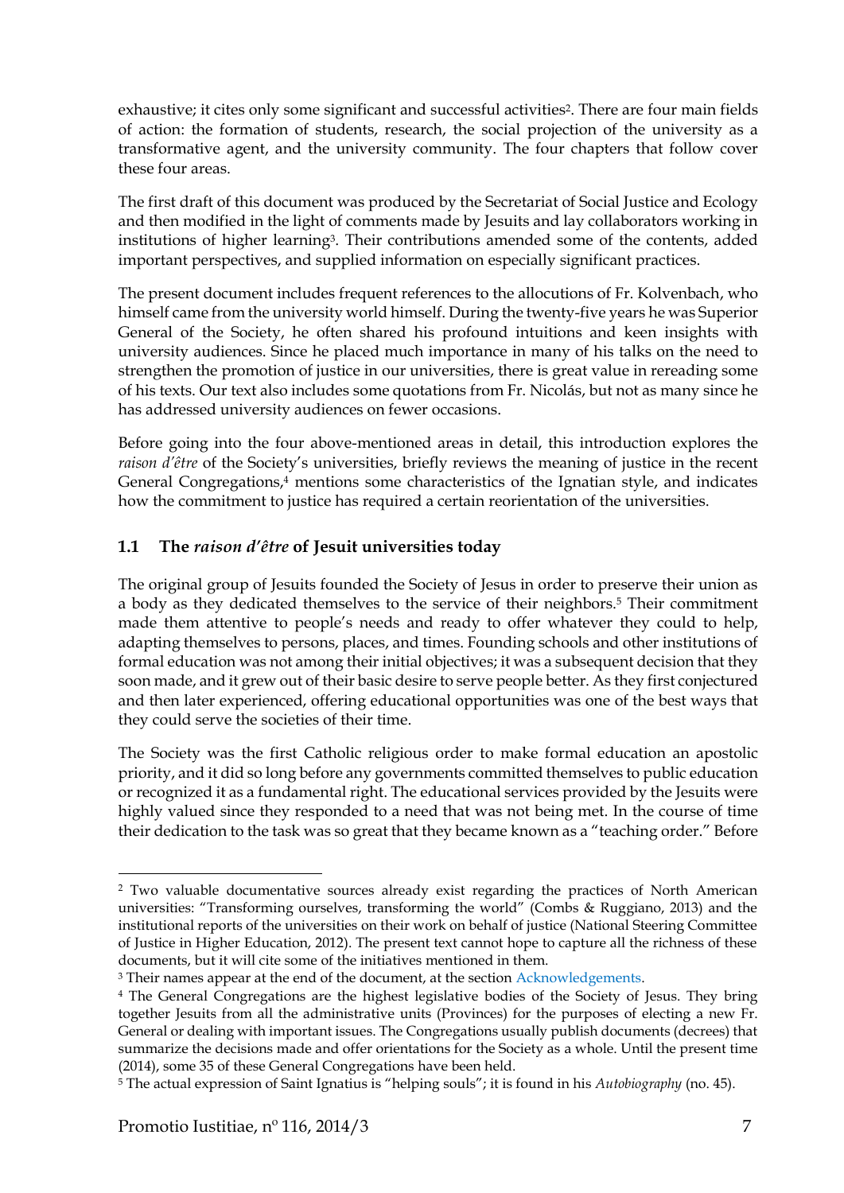exhaustive; it cites only some significant and successful activities[2]. There are four main fields of action: the formation of students, research, the social projection of the university as a transformative agent, and the university community. The four chapters that follow cover these four areas.

The first draft of this document was produced by the Secretariat of Social Justice and Ecology and then modified in the light of comments made by Jesuits and lay collaborators working in institutions of higher learning[3]. Their contributions amended some of the contents, added important perspectives, and supplied information on especially significant practices.

The present document includes frequent references to the allocutions of Fr. Kolvenbach, who himself came from the university world himself. During the twenty-five years he was Superior General of the Society, he often shared his profound intuitions and keen insights with university audiences. Since he placed much importance in many of his talks on the need to strengthen the promotion of justice in our universities, there is great value in rereading some of his texts. Our text also includes some quotations from Fr. Nicolás, but not as many since he has addressed university audiences on fewer occasions.

Before going into the four above-mentioned areas in detail, this introduction explores the *raison d'être* of the Society's universities, briefly reviews the meaning of justice in the recent General Congregations,[4] mentions some characteristics of the Ignatian style, and indicates how the commitment to justice has required a certain reorientation of the universities.

## 1.1 The *raison d'être* of Jesuit universities today

The original group of Jesuits founded the Society of Jesus in order to preserve their union as a body as they dedicated themselves to the service of their neighbors.[5] Their commitment made them attentive to people's needs and ready to offer whatever they could to help, adapting themselves to persons, places, and times. Founding schools and other institutions of formal education was not among their initial objectives; it was a subsequent decision that they soon made, and it grew out of their basic desire to serve people better. As they first conjectured and then later experienced, offering educational opportunities was one of the best ways that they could serve the societies of their time.

The Society was the first Catholic religious order to make formal education an apostolic priority, and it did so long before any governments committed themselves to public education or recognized it as a fundamental right. The educational services provided by the Jesuits were highly valued since they responded to a need that was not being met. In the course of time their dedication to the task was so great that they became known as a "teaching order." Before

---

[2] Two valuable documentative sources already exist regarding the practices of North American universities: "Transforming ourselves, transforming the world" (Combs & Ruggiano, 2013) and the institutional reports of the universities on their work on behalf of justice (National Steering Committee of Justice in Higher Education, 2012). The present text cannot hope to capture all the richness of these documents, but it will cite some of the initiatives mentioned in them.

[3] Their names appear at the end of the document, at the section Acknowledgements.

[4] The General Congregations are the highest legislative bodies of the Society of Jesus. They bring together Jesuits from all the administrative units (Provinces) for the purposes of electing a new Fr. General or dealing with important issues. The Congregations usually publish documents (decrees) that summarize the decisions made and offer orientations for the Society as a whole. Until the present time (2014), some 35 of these General Congregations have been held.

[5] The actual expression of Saint Ignatius is "helping souls"; it is found in his *Autobiography* (no. 45).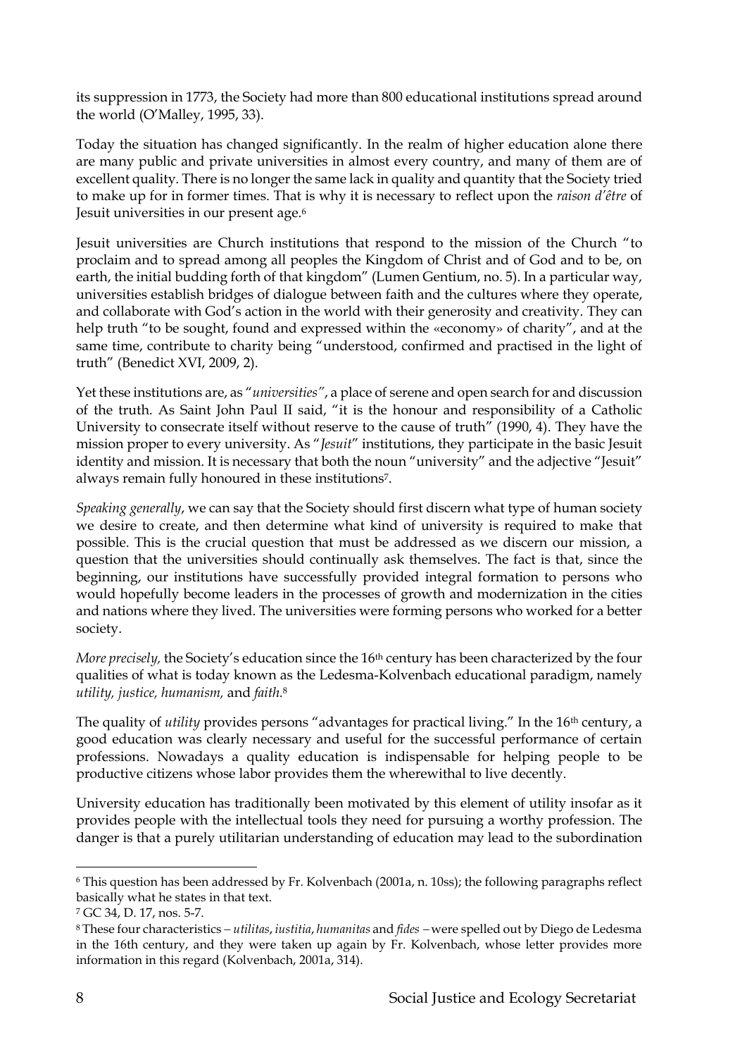its suppression in 1773, the Society had more than 800 educational institutions spread around the world (O'Malley, 1995, 33).

Today the situation has changed significantly. In the realm of higher education alone there are many public and private universities in almost every country, and many of them are of excellent quality. There is no longer the same lack in quality and quantity that the Society tried to make up for in former times. That is why it is necessary to reflect upon the *raison d'être* of Jesuit universities in our present age.[6]

Jesuit universities are Church institutions that respond to the mission of the Church "to proclaim and to spread among all peoples the Kingdom of Christ and of God and to be, on earth, the initial budding forth of that kingdom" (Lumen Gentium, no. 5). In a particular way, universities establish bridges of dialogue between faith and the cultures where they operate, and collaborate with God's action in the world with their generosity and creativity. They can help truth "to be sought, found and expressed within the «economy» of charity", and at the same time, contribute to charity being "understood, confirmed and practised in the light of truth" (Benedict XVI, 2009, 2).

Yet these institutions are, as "*universities*", a place of serene and open search for and discussion of the truth. As Saint John Paul II said, "it is the honour and responsibility of a Catholic University to consecrate itself without reserve to the cause of truth" (1990, 4). They have the mission proper to every university. As "*Jesuit*" institutions, they participate in the basic Jesuit identity and mission. It is necessary that both the noun "university" and the adjective "Jesuit" always remain fully honoured in these institutions[7].

*Speaking generally*, we can say that the Society should first discern what type of human society we desire to create, and then determine what kind of university is required to make that possible. This is the crucial question that must be addressed as we discern our mission, a question that the universities should continually ask themselves. The fact is that, since the beginning, our institutions have successfully provided integral formation to persons who would hopefully become leaders in the processes of growth and modernization in the cities and nations where they lived. The universities were forming persons who worked for a better society.

*More precisely,* the Society's education since the 16th century has been characterized by the four qualities of what is today known as the Ledesma-Kolvenbach educational paradigm, namely *utility, justice, humanism,* and *faith.*[8]

The quality of *utility* provides persons "advantages for practical living." In the 16th century, a good education was clearly necessary and useful for the successful performance of certain professions. Nowadays a quality education is indispensable for helping people to be productive citizens whose labor provides them the wherewithal to live decently.

University education has traditionally been motivated by this element of utility insofar as it provides people with the intellectual tools they need for pursuing a worthy profession. The danger is that a purely utilitarian understanding of education may lead to the subordination

---

[6] This question has been addressed by Fr. Kolvenbach (2001a, n. 10ss); the following paragraphs reflect basically what he states in that text.

[7] GC 34, D. 17, nos. 5-7.

[8] These four characteristics – *utilitas*, *iustitia*, *humanitas* and *fides* – were spelled out by Diego de Ledesma in the 16th century, and they were taken up again by Fr. Kolvenbach, whose letter provides more information in this regard (Kolvenbach, 2001a, 314).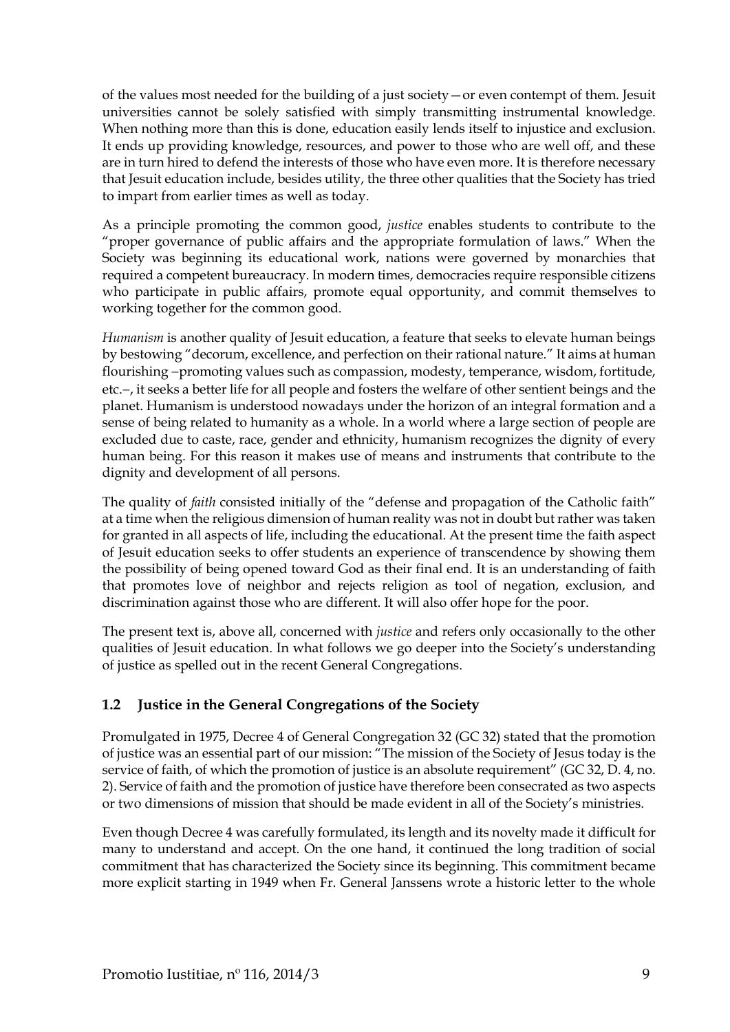of the values most needed for the building of a just society—or even contempt of them. Jesuit universities cannot be solely satisfied with simply transmitting instrumental knowledge. When nothing more than this is done, education easily lends itself to injustice and exclusion. It ends up providing knowledge, resources, and power to those who are well off, and these are in turn hired to defend the interests of those who have even more. It is therefore necessary that Jesuit education include, besides utility, the three other qualities that the Society has tried to impart from earlier times as well as today.

As a principle promoting the common good, *justice* enables students to contribute to the "proper governance of public affairs and the appropriate formulation of laws." When the Society was beginning its educational work, nations were governed by monarchies that required a competent bureaucracy. In modern times, democracies require responsible citizens who participate in public affairs, promote equal opportunity, and commit themselves to working together for the common good.

*Humanism* is another quality of Jesuit education, a feature that seeks to elevate human beings by bestowing "decorum, excellence, and perfection on their rational nature." It aims at human flourishing –promoting values such as compassion, modesty, temperance, wisdom, fortitude, etc.–, it seeks a better life for all people and fosters the welfare of other sentient beings and the planet. Humanism is understood nowadays under the horizon of an integral formation and a sense of being related to humanity as a whole. In a world where a large section of people are excluded due to caste, race, gender and ethnicity, humanism recognizes the dignity of every human being. For this reason it makes use of means and instruments that contribute to the dignity and development of all persons.

The quality of *faith* consisted initially of the "defense and propagation of the Catholic faith" at a time when the religious dimension of human reality was not in doubt but rather was taken for granted in all aspects of life, including the educational. At the present time the faith aspect of Jesuit education seeks to offer students an experience of transcendence by showing them the possibility of being opened toward God as their final end. It is an understanding of faith that promotes love of neighbor and rejects religion as tool of negation, exclusion, and discrimination against those who are different. It will also offer hope for the poor.

The present text is, above all, concerned with *justice* and refers only occasionally to the other qualities of Jesuit education. In what follows we go deeper into the Society's understanding of justice as spelled out in the recent General Congregations.

## 1.2 Justice in the General Congregations of the Society

Promulgated in 1975, Decree 4 of General Congregation 32 (GC 32) stated that the promotion of justice was an essential part of our mission: "The mission of the Society of Jesus today is the service of faith, of which the promotion of justice is an absolute requirement" (GC 32, D. 4, no. 2). Service of faith and the promotion of justice have therefore been consecrated as two aspects or two dimensions of mission that should be made evident in all of the Society's ministries.

Even though Decree 4 was carefully formulated, its length and its novelty made it difficult for many to understand and accept. On the one hand, it continued the long tradition of social commitment that has characterized the Society since its beginning. This commitment became more explicit starting in 1949 when Fr. General Janssens wrote a historic letter to the whole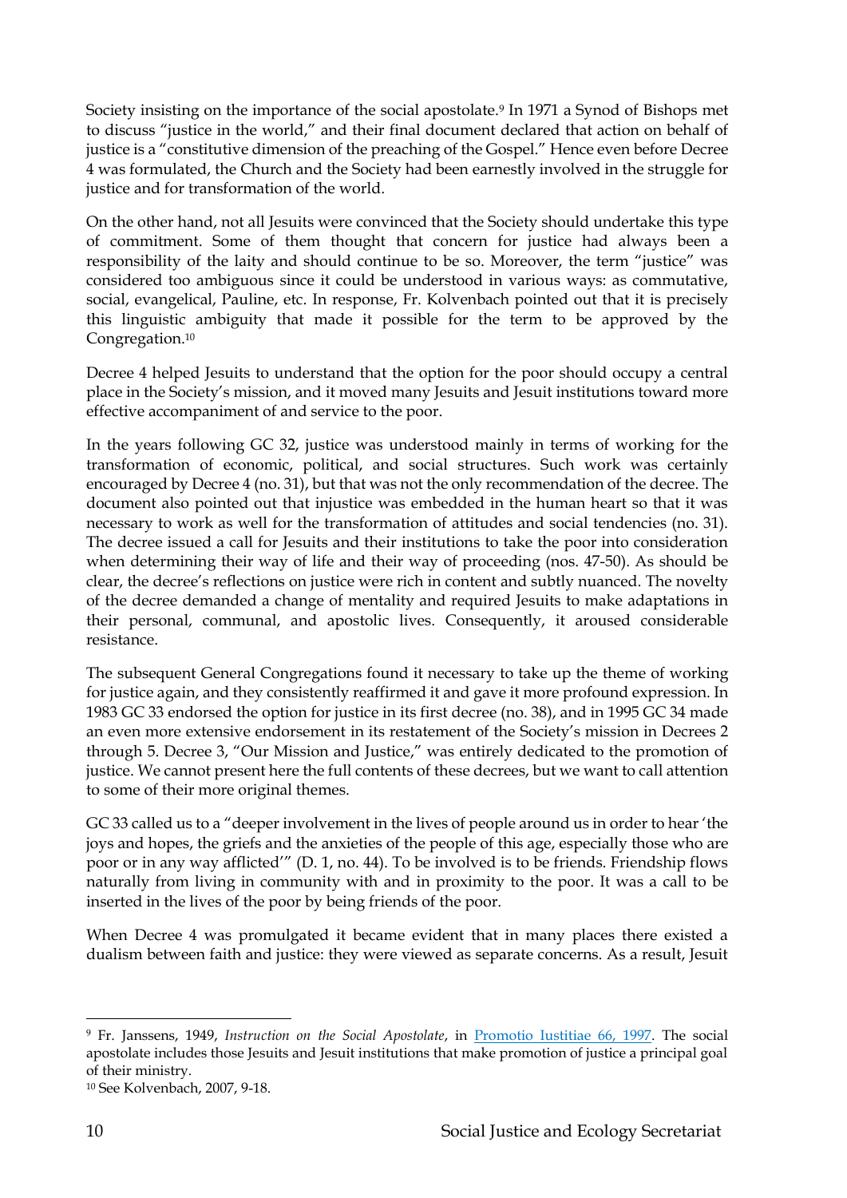Society insisting on the importance of the social apostolate.[9] In 1971 a Synod of Bishops met to discuss "justice in the world," and their final document declared that action on behalf of justice is a "constitutive dimension of the preaching of the Gospel." Hence even before Decree 4 was formulated, the Church and the Society had been earnestly involved in the struggle for justice and for transformation of the world.

On the other hand, not all Jesuits were convinced that the Society should undertake this type of commitment. Some of them thought that concern for justice had always been a responsibility of the laity and should continue to be so. Moreover, the term "justice" was considered too ambiguous since it could be understood in various ways: as commutative, social, evangelical, Pauline, etc. In response, Fr. Kolvenbach pointed out that it is precisely this linguistic ambiguity that made it possible for the term to be approved by the Congregation.[10]

Decree 4 helped Jesuits to understand that the option for the poor should occupy a central place in the Society's mission, and it moved many Jesuits and Jesuit institutions toward more effective accompaniment of and service to the poor.

In the years following GC 32, justice was understood mainly in terms of working for the transformation of economic, political, and social structures. Such work was certainly encouraged by Decree 4 (no. 31), but that was not the only recommendation of the decree. The document also pointed out that injustice was embedded in the human heart so that it was necessary to work as well for the transformation of attitudes and social tendencies (no. 31). The decree issued a call for Jesuits and their institutions to take the poor into consideration when determining their way of life and their way of proceeding (nos. 47-50). As should be clear, the decree's reflections on justice were rich in content and subtly nuanced. The novelty of the decree demanded a change of mentality and required Jesuits to make adaptations in their personal, communal, and apostolic lives. Consequently, it aroused considerable resistance.

The subsequent General Congregations found it necessary to take up the theme of working for justice again, and they consistently reaffirmed it and gave it more profound expression. In 1983 GC 33 endorsed the option for justice in its first decree (no. 38), and in 1995 GC 34 made an even more extensive endorsement in its restatement of the Society's mission in Decrees 2 through 5. Decree 3, "Our Mission and Justice," was entirely dedicated to the promotion of justice. We cannot present here the full contents of these decrees, but we want to call attention to some of their more original themes.

GC 33 called us to a "deeper involvement in the lives of people around us in order to hear 'the joys and hopes, the griefs and the anxieties of the people of this age, especially those who are poor or in any way afflicted'" (D. 1, no. 44). To be involved is to be friends. Friendship flows naturally from living in community with and in proximity to the poor. It was a call to be inserted in the lives of the poor by being friends of the poor.

When Decree 4 was promulgated it became evident that in many places there existed a dualism between faith and justice: they were viewed as separate concerns. As a result, Jesuit

---

[9] Fr. Janssens, 1949, *Instruction on the Social Apostolate*, in Promotio Iustitiae 66, 1997. The social apostolate includes those Jesuits and Jesuit institutions that make promotion of justice a principal goal of their ministry.

[10] See Kolvenbach, 2007, 9-18.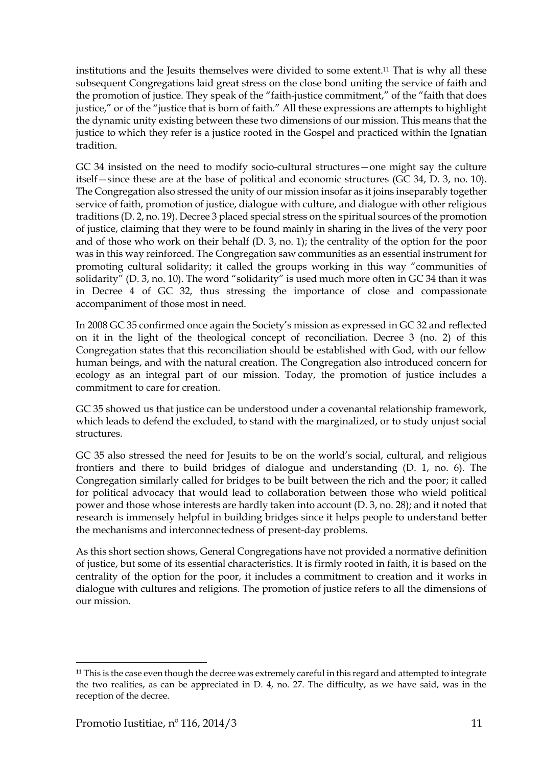institutions and the Jesuits themselves were divided to some extent.[11] That is why all these subsequent Congregations laid great stress on the close bond uniting the service of faith and the promotion of justice. They speak of the "faith-justice commitment," of the "faith that does justice," or of the "justice that is born of faith." All these expressions are attempts to highlight the dynamic unity existing between these two dimensions of our mission. This means that the justice to which they refer is a justice rooted in the Gospel and practiced within the Ignatian tradition.

GC 34 insisted on the need to modify socio-cultural structures—one might say the culture itself—since these are at the base of political and economic structures (GC 34, D. 3, no. 10). The Congregation also stressed the unity of our mission insofar as it joins inseparably together service of faith, promotion of justice, dialogue with culture, and dialogue with other religious traditions (D. 2, no. 19). Decree 3 placed special stress on the spiritual sources of the promotion of justice, claiming that they were to be found mainly in sharing in the lives of the very poor and of those who work on their behalf (D. 3, no. 1); the centrality of the option for the poor was in this way reinforced. The Congregation saw communities as an essential instrument for promoting cultural solidarity; it called the groups working in this way "communities of solidarity" (D. 3, no. 10). The word "solidarity" is used much more often in GC 34 than it was in Decree 4 of GC 32, thus stressing the importance of close and compassionate accompaniment of those most in need.

In 2008 GC 35 confirmed once again the Society's mission as expressed in GC 32 and reflected on it in the light of the theological concept of reconciliation. Decree 3 (no. 2) of this Congregation states that this reconciliation should be established with God, with our fellow human beings, and with the natural creation. The Congregation also introduced concern for ecology as an integral part of our mission. Today, the promotion of justice includes a commitment to care for creation.

GC 35 showed us that justice can be understood under a covenantal relationship framework, which leads to defend the excluded, to stand with the marginalized, or to study unjust social structures.

GC 35 also stressed the need for Jesuits to be on the world's social, cultural, and religious frontiers and there to build bridges of dialogue and understanding (D. 1, no. 6). The Congregation similarly called for bridges to be built between the rich and the poor; it called for political advocacy that would lead to collaboration between those who wield political power and those whose interests are hardly taken into account (D. 3, no. 28); and it noted that research is immensely helpful in building bridges since it helps people to understand better the mechanisms and interconnectedness of present-day problems.

As this short section shows, General Congregations have not provided a normative definition of justice, but some of its essential characteristics. It is firmly rooted in faith, it is based on the centrality of the option for the poor, it includes a commitment to creation and it works in dialogue with cultures and religions. The promotion of justice refers to all the dimensions of our mission.

---

[11] This is the case even though the decree was extremely careful in this regard and attempted to integrate the two realities, as can be appreciated in D. 4, no. 27. The difficulty, as we have said, was in the reception of the decree.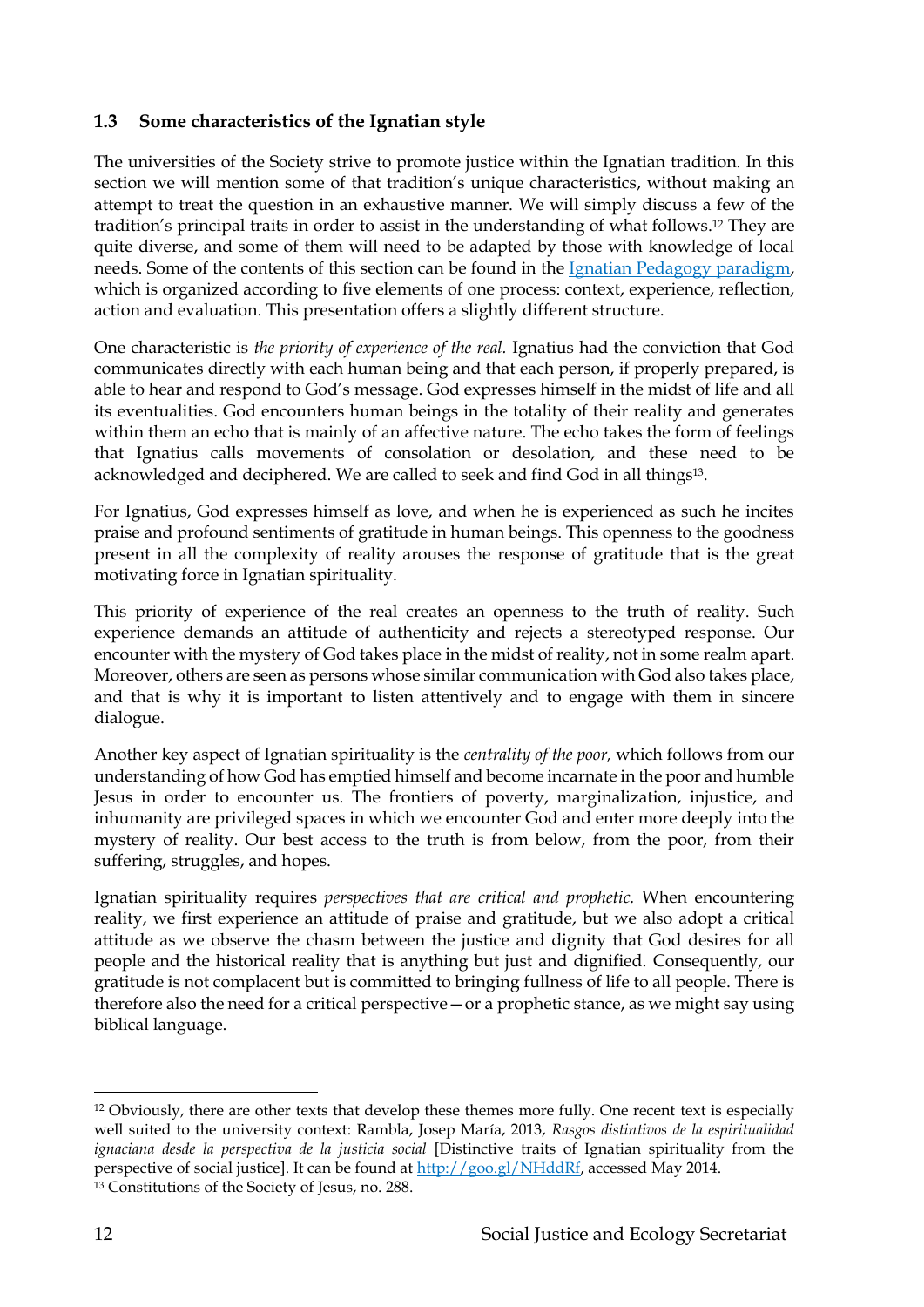### 1.3 Some characteristics of the Ignatian style

The universities of the Society strive to promote justice within the Ignatian tradition. In this section we will mention some of that tradition's unique characteristics, without making an attempt to treat the question in an exhaustive manner. We will simply discuss a few of the tradition's principal traits in order to assist in the understanding of what follows.[12] They are quite diverse, and some of them will need to be adapted by those with knowledge of local needs. Some of the contents of this section can be found in the [Ignatian Pedagogy paradigm](), which is organized according to five elements of one process: context, experience, reflection, action and evaluation. This presentation offers a slightly different structure.

One characteristic is *the priority of experience of the real.* Ignatius had the conviction that God communicates directly with each human being and that each person, if properly prepared, is able to hear and respond to God's message. God expresses himself in the midst of life and all its eventualities. God encounters human beings in the totality of their reality and generates within them an echo that is mainly of an affective nature. The echo takes the form of feelings that Ignatius calls movements of consolation or desolation, and these need to be acknowledged and deciphered. We are called to seek and find God in all things[13].

For Ignatius, God expresses himself as love, and when he is experienced as such he incites praise and profound sentiments of gratitude in human beings. This openness to the goodness present in all the complexity of reality arouses the response of gratitude that is the great motivating force in Ignatian spirituality.

This priority of experience of the real creates an openness to the truth of reality. Such experience demands an attitude of authenticity and rejects a stereotyped response. Our encounter with the mystery of God takes place in the midst of reality, not in some realm apart. Moreover, others are seen as persons whose similar communication with God also takes place, and that is why it is important to listen attentively and to engage with them in sincere dialogue.

Another key aspect of Ignatian spirituality is the *centrality of the poor,* which follows from our understanding of how God has emptied himself and become incarnate in the poor and humble Jesus in order to encounter us. The frontiers of poverty, marginalization, injustice, and inhumanity are privileged spaces in which we encounter God and enter more deeply into the mystery of reality. Our best access to the truth is from below, from the poor, from their suffering, struggles, and hopes.

Ignatian spirituality requires *perspectives that are critical and prophetic.* When encountering reality, we first experience an attitude of praise and gratitude, but we also adopt a critical attitude as we observe the chasm between the justice and dignity that God desires for all people and the historical reality that is anything but just and dignified. Consequently, our gratitude is not complacent but is committed to bringing fullness of life to all people. There is therefore also the need for a critical perspective—or a prophetic stance, as we might say using biblical language.

---

[12] Obviously, there are other texts that develop these themes more fully. One recent text is especially well suited to the university context: Rambla, Josep María, 2013, *Rasgos distintivos de la espiritualidad ignaciana desde la perspectiva de la justicia social* [Distinctive traits of Ignatian spirituality from the perspective of social justice]. It can be found at http://goo.gl/NHddRf, accessed May 2014.

[13] Constitutions of the Society of Jesus, no. 288.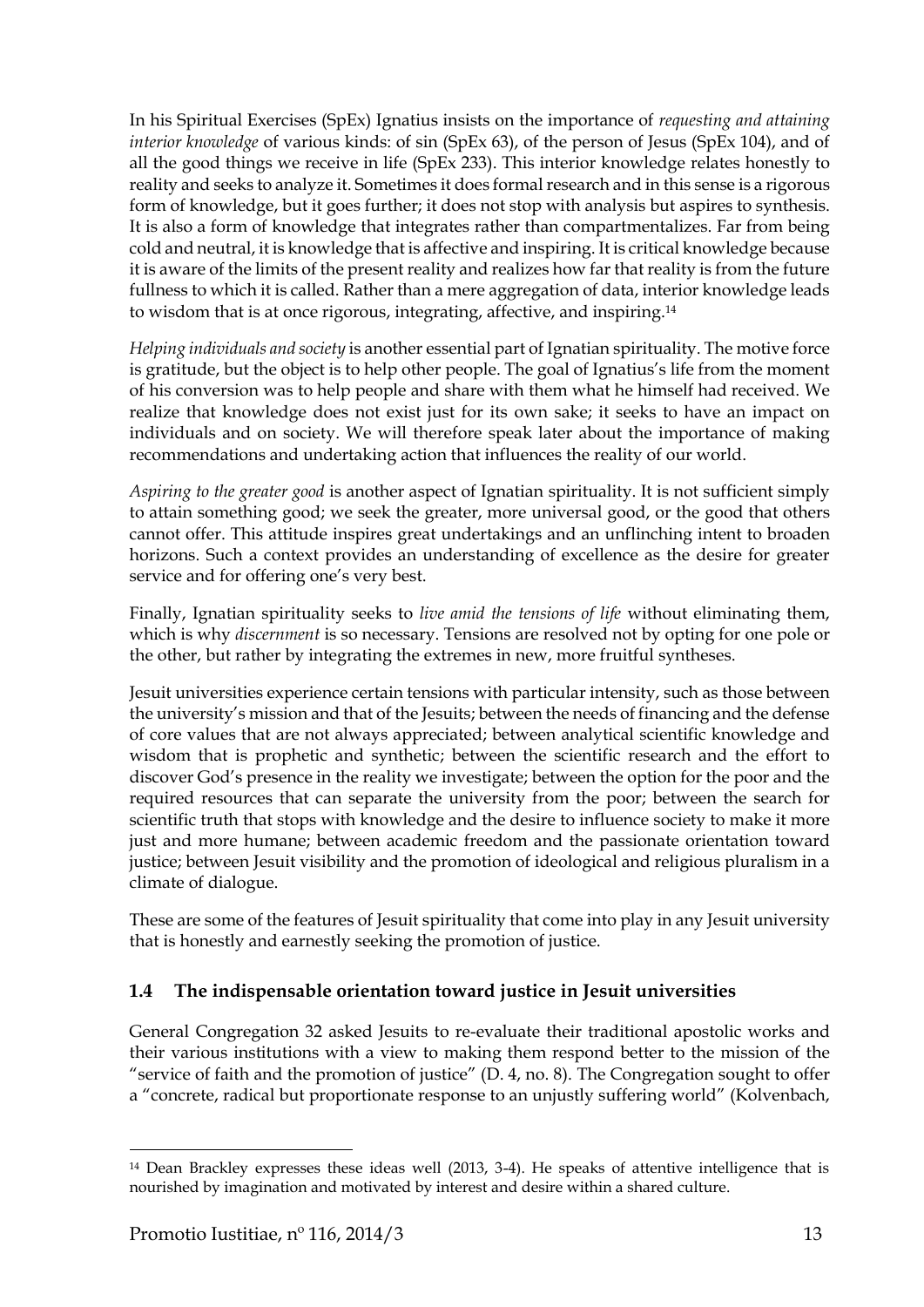In his Spiritual Exercises (SpEx) Ignatius insists on the importance of *requesting and attaining interior knowledge* of various kinds: of sin (SpEx 63), of the person of Jesus (SpEx 104), and of all the good things we receive in life (SpEx 233). This interior knowledge relates honestly to reality and seeks to analyze it. Sometimes it does formal research and in this sense is a rigorous form of knowledge, but it goes further; it does not stop with analysis but aspires to synthesis. It is also a form of knowledge that integrates rather than compartmentalizes. Far from being cold and neutral, it is knowledge that is affective and inspiring. It is critical knowledge because it is aware of the limits of the present reality and realizes how far that reality is from the future fullness to which it is called. Rather than a mere aggregation of data, interior knowledge leads to wisdom that is at once rigorous, integrating, affective, and inspiring.[14]

*Helping individuals and society* is another essential part of Ignatian spirituality. The motive force is gratitude, but the object is to help other people. The goal of Ignatius's life from the moment of his conversion was to help people and share with them what he himself had received. We realize that knowledge does not exist just for its own sake; it seeks to have an impact on individuals and on society. We will therefore speak later about the importance of making recommendations and undertaking action that influences the reality of our world.

*Aspiring to the greater good* is another aspect of Ignatian spirituality. It is not sufficient simply to attain something good; we seek the greater, more universal good, or the good that others cannot offer. This attitude inspires great undertakings and an unflinching intent to broaden horizons. Such a context provides an understanding of excellence as the desire for greater service and for offering one's very best.

Finally, Ignatian spirituality seeks to *live amid the tensions of life* without eliminating them, which is why *discernment* is so necessary. Tensions are resolved not by opting for one pole or the other, but rather by integrating the extremes in new, more fruitful syntheses.

Jesuit universities experience certain tensions with particular intensity, such as those between the university's mission and that of the Jesuits; between the needs of financing and the defense of core values that are not always appreciated; between analytical scientific knowledge and wisdom that is prophetic and synthetic; between the scientific research and the effort to discover God's presence in the reality we investigate; between the option for the poor and the required resources that can separate the university from the poor; between the search for scientific truth that stops with knowledge and the desire to influence society to make it more just and more humane; between academic freedom and the passionate orientation toward justice; between Jesuit visibility and the promotion of ideological and religious pluralism in a climate of dialogue.

These are some of the features of Jesuit spirituality that come into play in any Jesuit university that is honestly and earnestly seeking the promotion of justice.

### 1.4 The indispensable orientation toward justice in Jesuit universities

General Congregation 32 asked Jesuits to re-evaluate their traditional apostolic works and their various institutions with a view to making them respond better to the mission of the "service of faith and the promotion of justice" (D. 4, no. 8). The Congregation sought to offer a "concrete, radical but proportionate response to an unjustly suffering world" (Kolvenbach,

---

[14] Dean Brackley expresses these ideas well (2013, 3-4). He speaks of attentive intelligence that is nourished by imagination and motivated by interest and desire within a shared culture.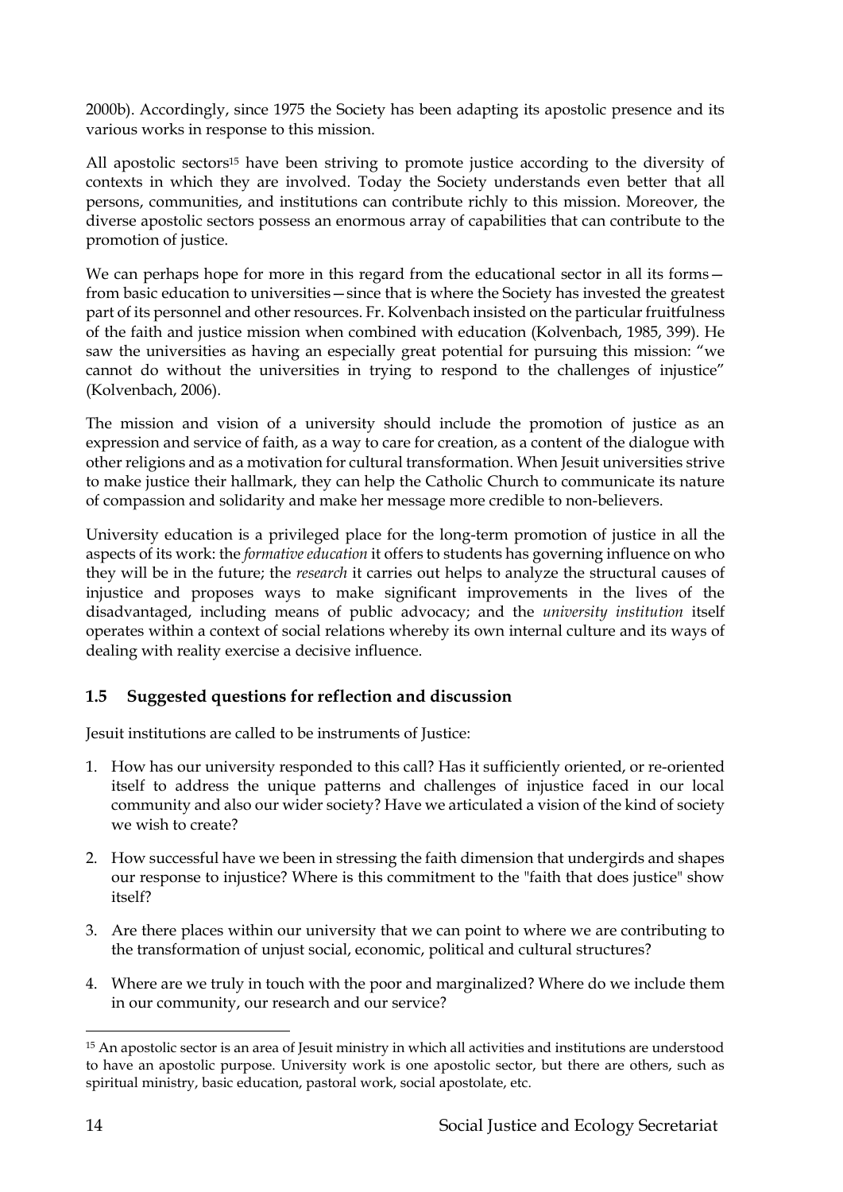2000b). Accordingly, since 1975 the Society has been adapting its apostolic presence and its various works in response to this mission.

All apostolic sectors[15] have been striving to promote justice according to the diversity of contexts in which they are involved. Today the Society understands even better that all persons, communities, and institutions can contribute richly to this mission. Moreover, the diverse apostolic sectors possess an enormous array of capabilities that can contribute to the promotion of justice.

We can perhaps hope for more in this regard from the educational sector in all its forms—from basic education to universities—since that is where the Society has invested the greatest part of its personnel and other resources. Fr. Kolvenbach insisted on the particular fruitfulness of the faith and justice mission when combined with education (Kolvenbach, 1985, 399). He saw the universities as having an especially great potential for pursuing this mission: "we cannot do without the universities in trying to respond to the challenges of injustice" (Kolvenbach, 2006).

The mission and vision of a university should include the promotion of justice as an expression and service of faith, as a way to care for creation, as a content of the dialogue with other religions and as a motivation for cultural transformation. When Jesuit universities strive to make justice their hallmark, they can help the Catholic Church to communicate its nature of compassion and solidarity and make her message more credible to non-believers.

University education is a privileged place for the long-term promotion of justice in all the aspects of its work: the *formative education* it offers to students has governing influence on who they will be in the future; the *research* it carries out helps to analyze the structural causes of injustice and proposes ways to make significant improvements in the lives of the disadvantaged, including means of public advocacy; and the *university institution* itself operates within a context of social relations whereby its own internal culture and its ways of dealing with reality exercise a decisive influence.

## 1.5 Suggested questions for reflection and discussion

Jesuit institutions are called to be instruments of Justice:

1. How has our university responded to this call? Has it sufficiently oriented, or re-oriented itself to address the unique patterns and challenges of injustice faced in our local community and also our wider society? Have we articulated a vision of the kind of society we wish to create?

2. How successful have we been in stressing the faith dimension that undergirds and shapes our response to injustice? Where is this commitment to the "faith that does justice" show itself?

3. Are there places within our university that we can point to where we are contributing to the transformation of unjust social, economic, political and cultural structures?

4. Where are we truly in touch with the poor and marginalized? Where do we include them in our community, our research and our service?

---

[15] An apostolic sector is an area of Jesuit ministry in which all activities and institutions are understood to have an apostolic purpose. University work is one apostolic sector, but there are others, such as spiritual ministry, basic education, pastoral work, social apostolate, etc.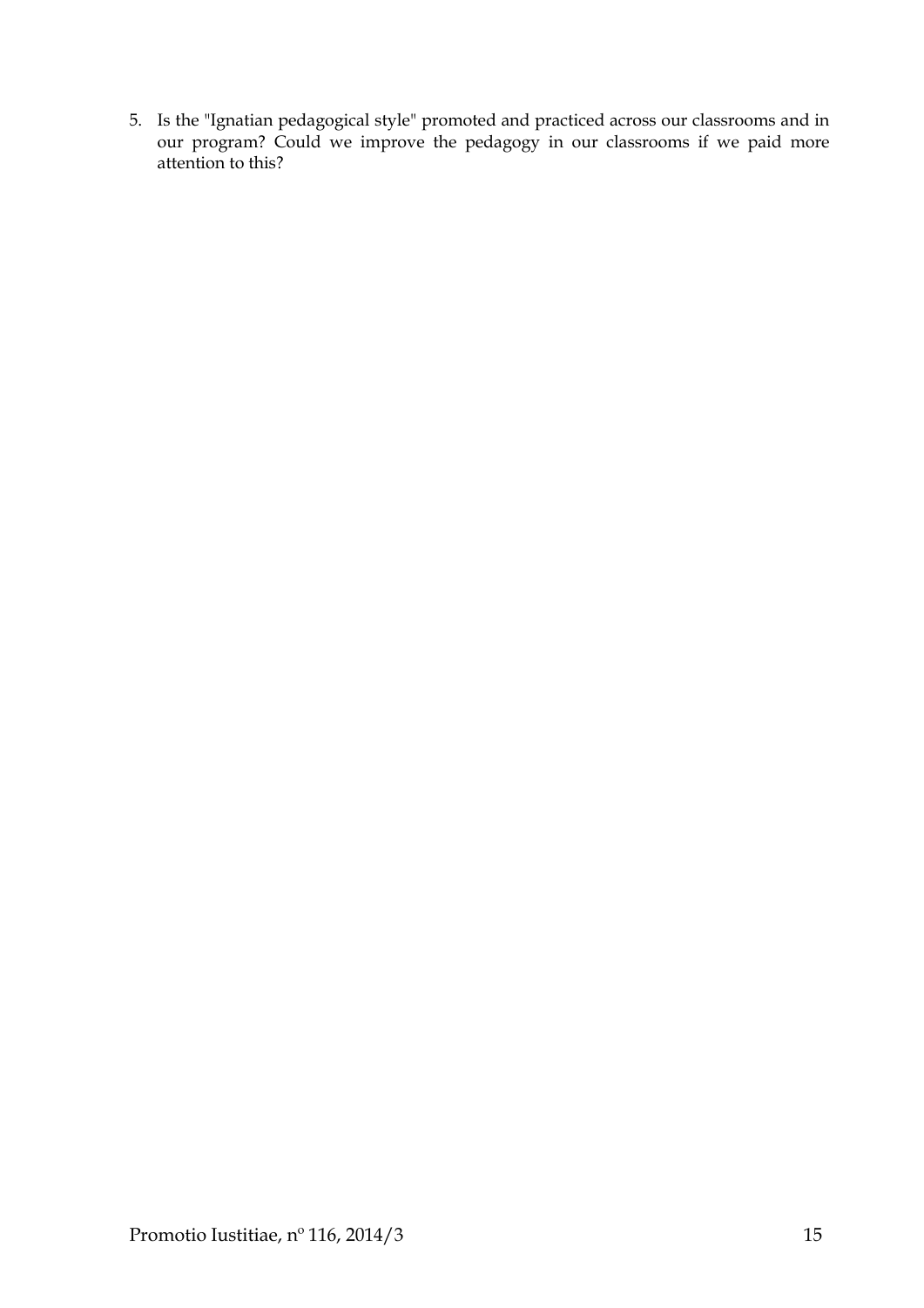5. Is the "Ignatian pedagogical style" promoted and practiced across our classrooms and in our program? Could we improve the pedagogy in our classrooms if we paid more attention to this?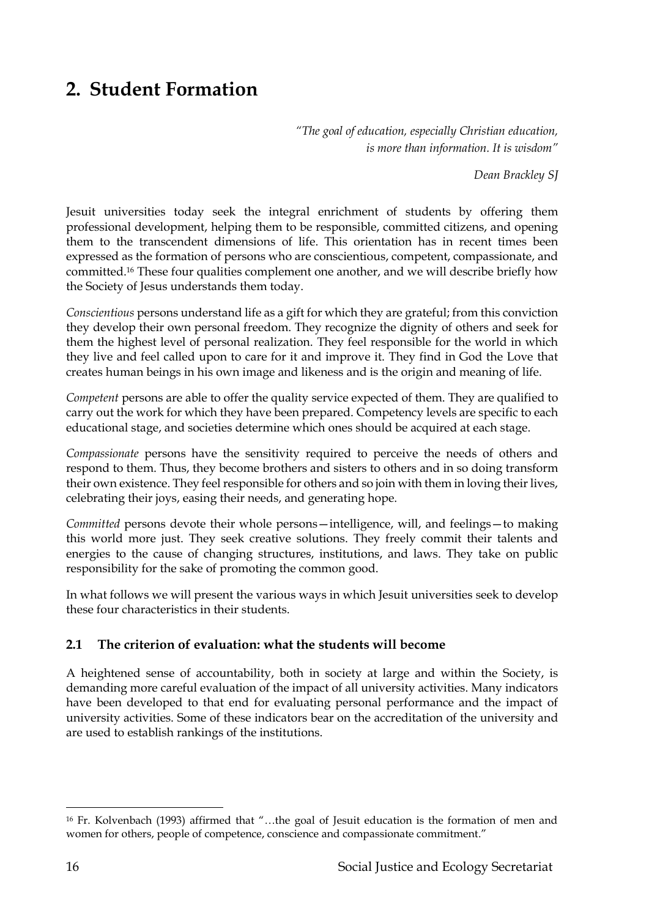## 2. Student Formation

> *"The goal of education, especially Christian education, is more than information. It is wisdom"*
>
> *Dean Brackley SJ*

Jesuit universities today seek the integral enrichment of students by offering them professional development, helping them to be responsible, committed citizens, and opening them to the transcendent dimensions of life. This orientation has in recent times been expressed as the formation of persons who are conscientious, competent, compassionate, and committed.[16] These four qualities complement one another, and we will describe briefly how the Society of Jesus understands them today.

*Conscientious* persons understand life as a gift for which they are grateful; from this conviction they develop their own personal freedom. They recognize the dignity of others and seek for them the highest level of personal realization. They feel responsible for the world in which they live and feel called upon to care for it and improve it. They find in God the Love that creates human beings in his own image and likeness and is the origin and meaning of life.

*Competent* persons are able to offer the quality service expected of them. They are qualified to carry out the work for which they have been prepared. Competency levels are specific to each educational stage, and societies determine which ones should be acquired at each stage.

*Compassionate* persons have the sensitivity required to perceive the needs of others and respond to them. Thus, they become brothers and sisters to others and in so doing transform their own existence. They feel responsible for others and so join with them in loving their lives, celebrating their joys, easing their needs, and generating hope.

*Committed* persons devote their whole persons—intelligence, will, and feelings—to making this world more just. They seek creative solutions. They freely commit their talents and energies to the cause of changing structures, institutions, and laws. They take on public responsibility for the sake of promoting the common good.

In what follows we will present the various ways in which Jesuit universities seek to develop these four characteristics in their students.

### 2.1 The criterion of evaluation: what the students will become

A heightened sense of accountability, both in society at large and within the Society, is demanding more careful evaluation of the impact of all university activities. Many indicators have been developed to that end for evaluating personal performance and the impact of university activities. Some of these indicators bear on the accreditation of the university and are used to establish rankings of the institutions.

---

[16] Fr. Kolvenbach (1993) affirmed that "…the goal of Jesuit education is the formation of men and women for others, people of competence, conscience and compassionate commitment."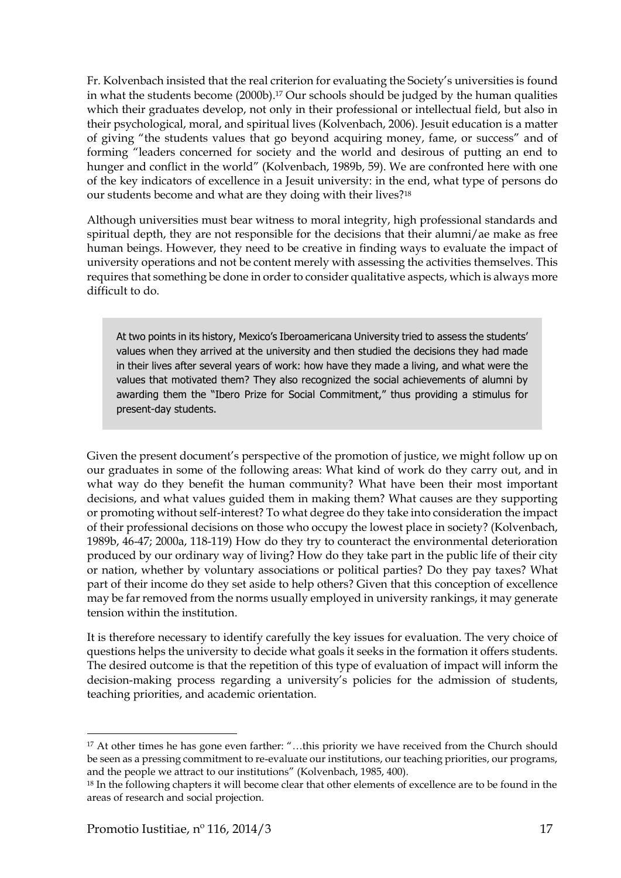Fr. Kolvenbach insisted that the real criterion for evaluating the Society's universities is found in what the students become (2000b).[17] Our schools should be judged by the human qualities which their graduates develop, not only in their professional or intellectual field, but also in their psychological, moral, and spiritual lives (Kolvenbach, 2006). Jesuit education is a matter of giving "the students values that go beyond acquiring money, fame, or success" and of forming "leaders concerned for society and the world and desirous of putting an end to hunger and conflict in the world" (Kolvenbach, 1989b, 59). We are confronted here with one of the key indicators of excellence in a Jesuit university: in the end, what type of persons do our students become and what are they doing with their lives?[18]

Although universities must bear witness to moral integrity, high professional standards and spiritual depth, they are not responsible for the decisions that their alumni/ae make as free human beings. However, they need to be creative in finding ways to evaluate the impact of university operations and not be content merely with assessing the activities themselves. This requires that something be done in order to consider qualitative aspects, which is always more difficult to do.

> At two points in its history, Mexico's Iberoamericana University tried to assess the students' values when they arrived at the university and then studied the decisions they had made in their lives after several years of work: how have they made a living, and what were the values that motivated them? They also recognized the social achievements of alumni by awarding them the "Ibero Prize for Social Commitment," thus providing a stimulus for present-day students.

Given the present document's perspective of the promotion of justice, we might follow up on our graduates in some of the following areas: What kind of work do they carry out, and in what way do they benefit the human community? What have been their most important decisions, and what values guided them in making them? What causes are they supporting or promoting without self-interest? To what degree do they take into consideration the impact of their professional decisions on those who occupy the lowest place in society? (Kolvenbach, 1989b, 46-47; 2000a, 118-119) How do they try to counteract the environmental deterioration produced by our ordinary way of living? How do they take part in the public life of their city or nation, whether by voluntary associations or political parties? Do they pay taxes? What part of their income do they set aside to help others? Given that this conception of excellence may be far removed from the norms usually employed in university rankings, it may generate tension within the institution.

It is therefore necessary to identify carefully the key issues for evaluation. The very choice of questions helps the university to decide what goals it seeks in the formation it offers students. The desired outcome is that the repetition of this type of evaluation of impact will inform the decision-making process regarding a university's policies for the admission of students, teaching priorities, and academic orientation.

---

[17] At other times he has gone even farther: "…this priority we have received from the Church should be seen as a pressing commitment to re-evaluate our institutions, our teaching priorities, our programs, and the people we attract to our institutions" (Kolvenbach, 1985, 400).

[18] In the following chapters it will become clear that other elements of excellence are to be found in the areas of research and social projection.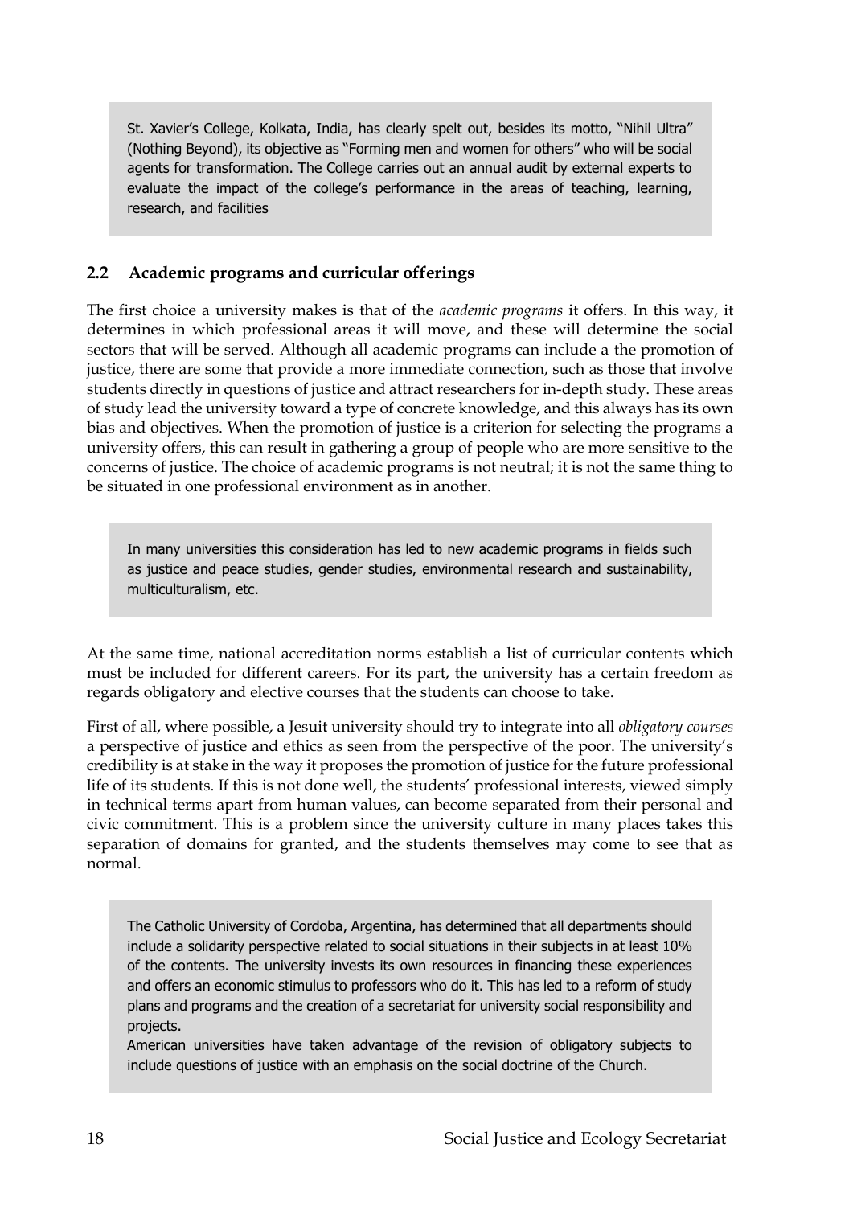> St. Xavier's College, Kolkata, India, has clearly spelt out, besides its motto, "Nihil Ultra" (Nothing Beyond), its objective as "Forming men and women for others" who will be social agents for transformation. The College carries out an annual audit by external experts to evaluate the impact of the college's performance in the areas of teaching, learning, research, and facilities

## 2.2 Academic programs and curricular offerings

The first choice a university makes is that of the *academic programs* it offers. In this way, it determines in which professional areas it will move, and these will determine the social sectors that will be served. Although all academic programs can include a the promotion of justice, there are some that provide a more immediate connection, such as those that involve students directly in questions of justice and attract researchers for in-depth study. These areas of study lead the university toward a type of concrete knowledge, and this always has its own bias and objectives. When the promotion of justice is a criterion for selecting the programs a university offers, this can result in gathering a group of people who are more sensitive to the concerns of justice. The choice of academic programs is not neutral; it is not the same thing to be situated in one professional environment as in another.

> In many universities this consideration has led to new academic programs in fields such as justice and peace studies, gender studies, environmental research and sustainability, multiculturalism, etc.

At the same time, national accreditation norms establish a list of curricular contents which must be included for different careers. For its part, the university has a certain freedom as regards obligatory and elective courses that the students can choose to take.

First of all, where possible, a Jesuit university should try to integrate into all *obligatory courses* a perspective of justice and ethics as seen from the perspective of the poor. The university's credibility is at stake in the way it proposes the promotion of justice for the future professional life of its students. If this is not done well, the students' professional interests, viewed simply in technical terms apart from human values, can become separated from their personal and civic commitment. This is a problem since the university culture in many places takes this separation of domains for granted, and the students themselves may come to see that as normal.

> The Catholic University of Cordoba, Argentina, has determined that all departments should include a solidarity perspective related to social situations in their subjects in at least 10% of the contents. The university invests its own resources in financing these experiences and offers an economic stimulus to professors who do it. This has led to a reform of study plans and programs and the creation of a secretariat for university social responsibility and projects.
>
> American universities have taken advantage of the revision of obligatory subjects to include questions of justice with an emphasis on the social doctrine of the Church.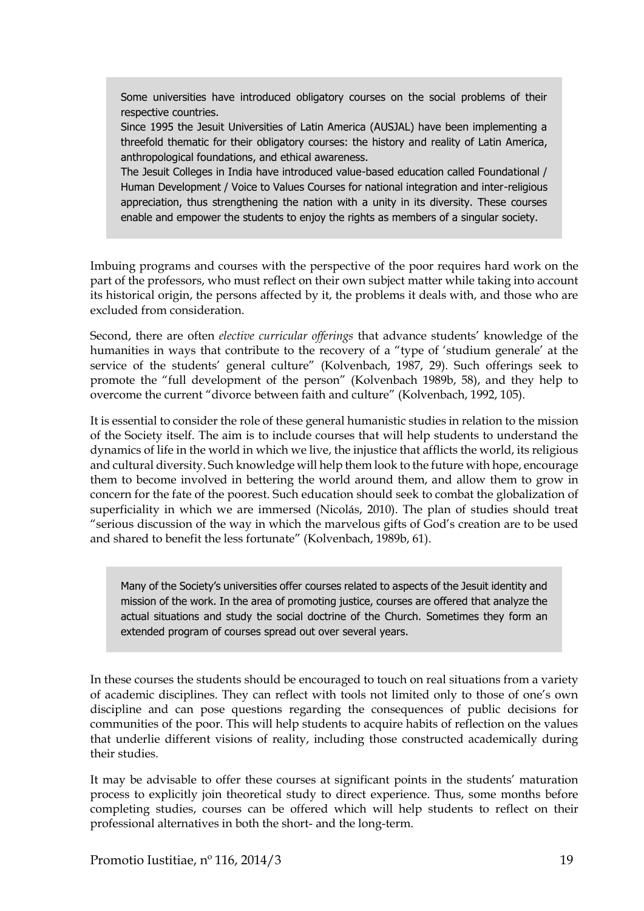> Some universities have introduced obligatory courses on the social problems of their respective countries.
>
> Since 1995 the Jesuit Universities of Latin America (AUSJAL) have been implementing a threefold thematic for their obligatory courses: the history and reality of Latin America, anthropological foundations, and ethical awareness.
>
> The Jesuit Colleges in India have introduced value-based education called Foundational / Human Development / Voice to Values Courses for national integration and inter-religious appreciation, thus strengthening the nation with a unity in its diversity. These courses enable and empower the students to enjoy the rights as members of a singular society.

Imbuing programs and courses with the perspective of the poor requires hard work on the part of the professors, who must reflect on their own subject matter while taking into account its historical origin, the persons affected by it, the problems it deals with, and those who are excluded from consideration.

Second, there are often *elective curricular offerings* that advance students' knowledge of the humanities in ways that contribute to the recovery of a "type of 'studium generale' at the service of the students' general culture" (Kolvenbach, 1987, 29). Such offerings seek to promote the "full development of the person" (Kolvenbach 1989b, 58), and they help to overcome the current "divorce between faith and culture" (Kolvenbach, 1992, 105).

It is essential to consider the role of these general humanistic studies in relation to the mission of the Society itself. The aim is to include courses that will help students to understand the dynamics of life in the world in which we live, the injustice that afflicts the world, its religious and cultural diversity. Such knowledge will help them look to the future with hope, encourage them to become involved in bettering the world around them, and allow them to grow in concern for the fate of the poorest. Such education should seek to combat the globalization of superficiality in which we are immersed (Nicolás, 2010). The plan of studies should treat "serious discussion of the way in which the marvelous gifts of God's creation are to be used and shared to benefit the less fortunate" (Kolvenbach, 1989b, 61).

> Many of the Society's universities offer courses related to aspects of the Jesuit identity and mission of the work. In the area of promoting justice, courses are offered that analyze the actual situations and study the social doctrine of the Church. Sometimes they form an extended program of courses spread out over several years.

In these courses the students should be encouraged to touch on real situations from a variety of academic disciplines. They can reflect with tools not limited only to those of one's own discipline and can pose questions regarding the consequences of public decisions for communities of the poor. This will help students to acquire habits of reflection on the values that underlie different visions of reality, including those constructed academically during their studies.

It may be advisable to offer these courses at significant points in the students' maturation process to explicitly join theoretical study to direct experience. Thus, some months before completing studies, courses can be offered which will help students to reflect on their professional alternatives in both the short- and the long-term.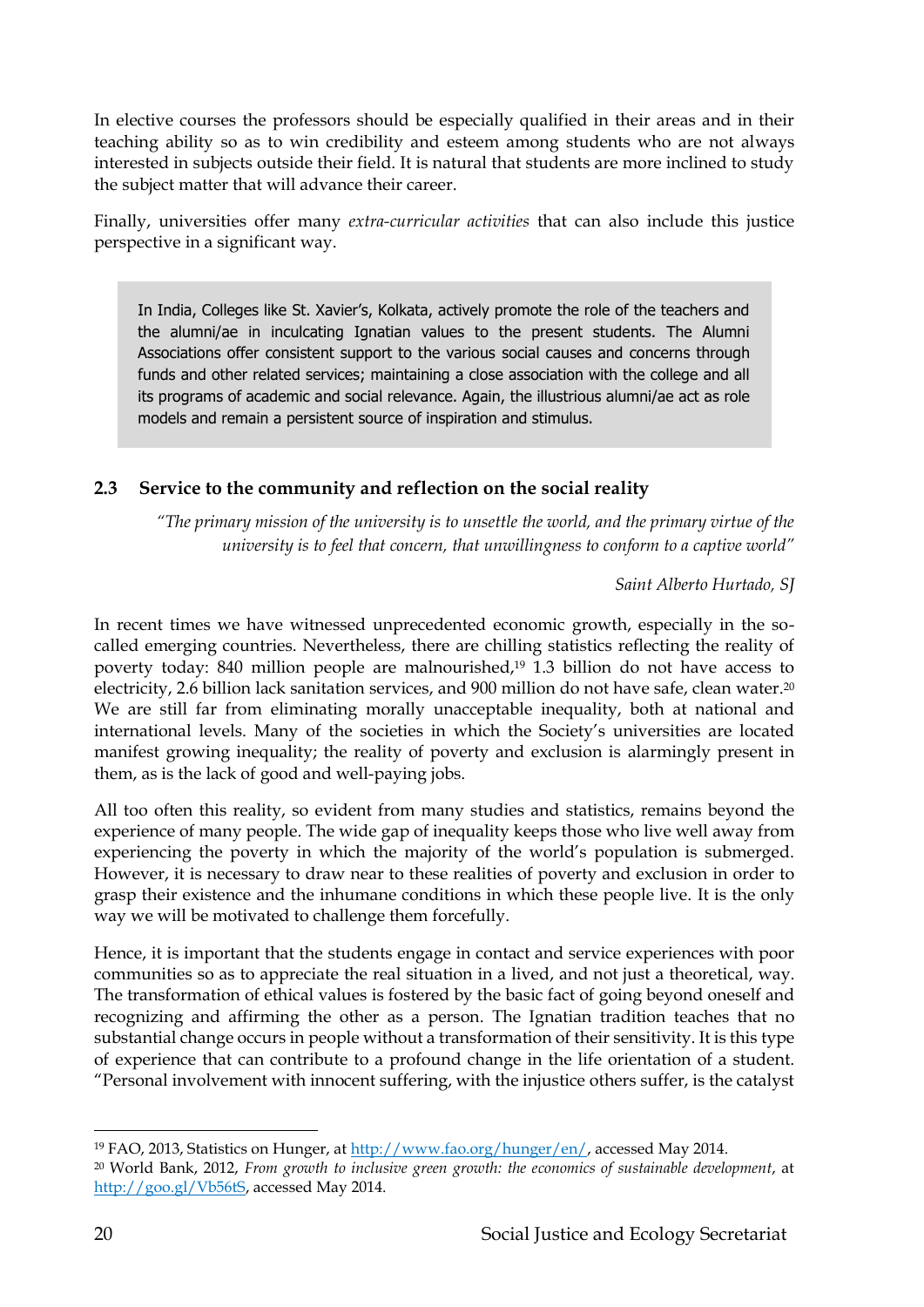In elective courses the professors should be especially qualified in their areas and in their teaching ability so as to win credibility and esteem among students who are not always interested in subjects outside their field. It is natural that students are more inclined to study the subject matter that will advance their career.

Finally, universities offer many *extra-curricular activities* that can also include this justice perspective in a significant way.

> In India, Colleges like St. Xavier's, Kolkata, actively promote the role of the teachers and the alumni/ae in inculcating Ignatian values to the present students. The Alumni Associations offer consistent support to the various social causes and concerns through funds and other related services; maintaining a close association with the college and all its programs of academic and social relevance. Again, the illustrious alumni/ae act as role models and remain a persistent source of inspiration and stimulus.

## 2.3 Service to the community and reflection on the social reality

*"The primary mission of the university is to unsettle the world, and the primary virtue of the university is to feel that concern, that unwillingness to conform to a captive world"*

*Saint Alberto Hurtado, SJ*

In recent times we have witnessed unprecedented economic growth, especially in the so-called emerging countries. Nevertheless, there are chilling statistics reflecting the reality of poverty today: 840 million people are malnourished,[19] 1.3 billion do not have access to electricity, 2.6 billion lack sanitation services, and 900 million do not have safe, clean water.[20] We are still far from eliminating morally unacceptable inequality, both at national and international levels. Many of the societies in which the Society's universities are located manifest growing inequality; the reality of poverty and exclusion is alarmingly present in them, as is the lack of good and well-paying jobs.

All too often this reality, so evident from many studies and statistics, remains beyond the experience of many people. The wide gap of inequality keeps those who live well away from experiencing the poverty in which the majority of the world's population is submerged. However, it is necessary to draw near to these realities of poverty and exclusion in order to grasp their existence and the inhumane conditions in which these people live. It is the only way we will be motivated to challenge them forcefully.

Hence, it is important that the students engage in contact and service experiences with poor communities so as to appreciate the real situation in a lived, and not just a theoretical, way. The transformation of ethical values is fostered by the basic fact of going beyond oneself and recognizing and affirming the other as a person. The Ignatian tradition teaches that no substantial change occurs in people without a transformation of their sensitivity. It is this type of experience that can contribute to a profound change in the life orientation of a student. "Personal involvement with innocent suffering, with the injustice others suffer, is the catalyst

---

[19] FAO, 2013, Statistics on Hunger, at http://www.fao.org/hunger/en/, accessed May 2014.

[20] World Bank, 2012, *From growth to inclusive green growth: the economics of sustainable development*, at http://goo.gl/Vb56tS, accessed May 2014.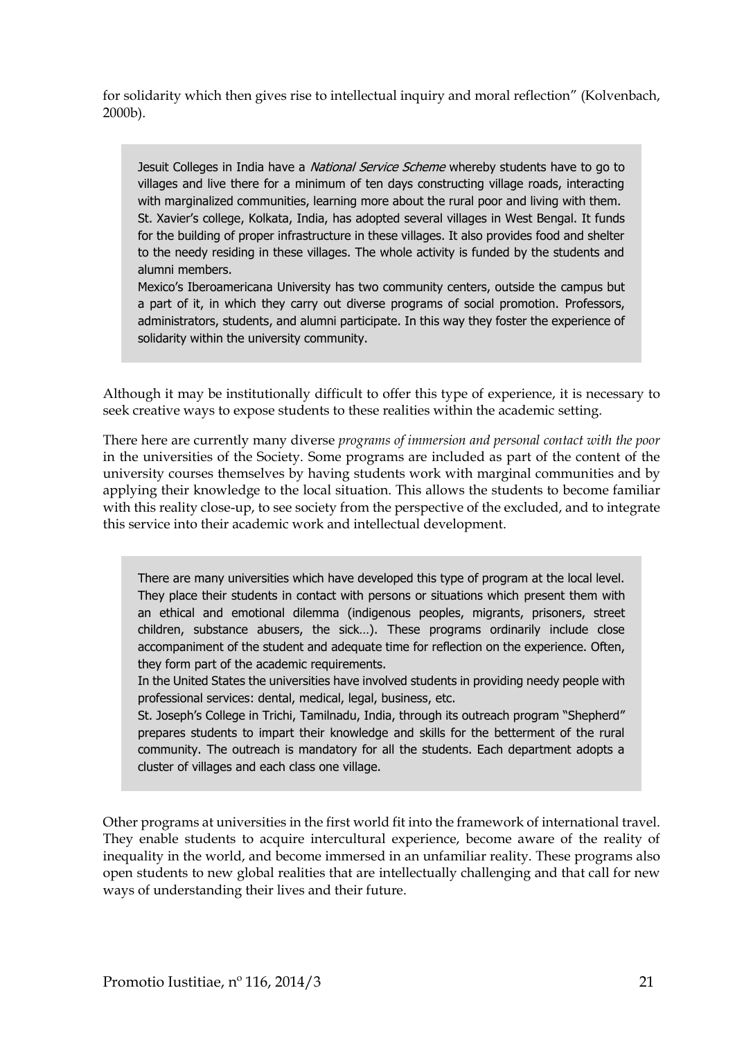for solidarity which then gives rise to intellectual inquiry and moral reflection" (Kolvenbach, 2000b).

> Jesuit Colleges in India have a *National Service Scheme* whereby students have to go to villages and live there for a minimum of ten days constructing village roads, interacting with marginalized communities, learning more about the rural poor and living with them.
> St. Xavier's college, Kolkata, India, has adopted several villages in West Bengal. It funds for the building of proper infrastructure in these villages. It also provides food and shelter to the needy residing in these villages. The whole activity is funded by the students and alumni members.
> Mexico's Iberoamericana University has two community centers, outside the campus but a part of it, in which they carry out diverse programs of social promotion. Professors, administrators, students, and alumni participate. In this way they foster the experience of solidarity within the university community.

Although it may be institutionally difficult to offer this type of experience, it is necessary to seek creative ways to expose students to these realities within the academic setting.

There here are currently many diverse *programs of immersion and personal contact with the poor* in the universities of the Society. Some programs are included as part of the content of the university courses themselves by having students work with marginal communities and by applying their knowledge to the local situation. This allows the students to become familiar with this reality close-up, to see society from the perspective of the excluded, and to integrate this service into their academic work and intellectual development.

> There are many universities which have developed this type of program at the local level. They place their students in contact with persons or situations which present them with an ethical and emotional dilemma (indigenous peoples, migrants, prisoners, street children, substance abusers, the sick…). These programs ordinarily include close accompaniment of the student and adequate time for reflection on the experience. Often, they form part of the academic requirements.
> In the United States the universities have involved students in providing needy people with professional services: dental, medical, legal, business, etc.
> St. Joseph's College in Trichi, Tamilnadu, India, through its outreach program "Shepherd" prepares students to impart their knowledge and skills for the betterment of the rural community. The outreach is mandatory for all the students. Each department adopts a cluster of villages and each class one village.

Other programs at universities in the first world fit into the framework of international travel. They enable students to acquire intercultural experience, become aware of the reality of inequality in the world, and become immersed in an unfamiliar reality. These programs also open students to new global realities that are intellectually challenging and that call for new ways of understanding their lives and their future.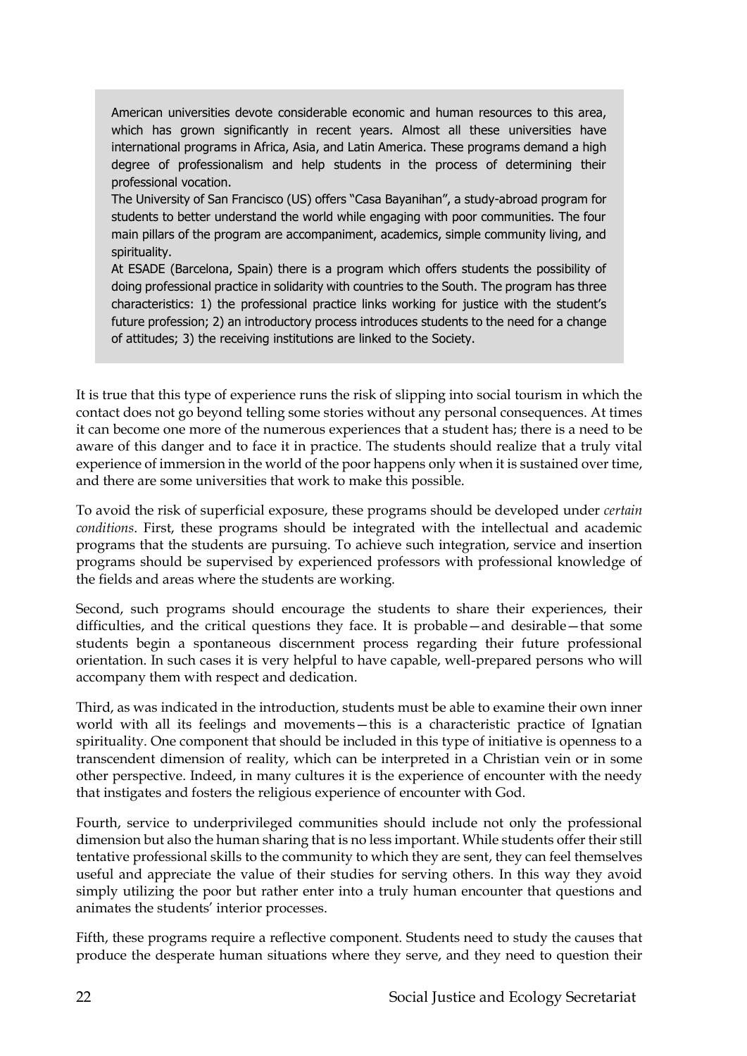> American universities devote considerable economic and human resources to this area, which has grown significantly in recent years. Almost all these universities have international programs in Africa, Asia, and Latin America. These programs demand a high degree of professionalism and help students in the process of determining their professional vocation.
>
> The University of San Francisco (US) offers "Casa Bayanihan", a study-abroad program for students to better understand the world while engaging with poor communities. The four main pillars of the program are accompaniment, academics, simple community living, and spirituality.
>
> At ESADE (Barcelona, Spain) there is a program which offers students the possibility of doing professional practice in solidarity with countries to the South. The program has three characteristics: 1) the professional practice links working for justice with the student's future profession; 2) an introductory process introduces students to the need for a change of attitudes; 3) the receiving institutions are linked to the Society.

It is true that this type of experience runs the risk of slipping into social tourism in which the contact does not go beyond telling some stories without any personal consequences. At times it can become one more of the numerous experiences that a student has; there is a need to be aware of this danger and to face it in practice. The students should realize that a truly vital experience of immersion in the world of the poor happens only when it is sustained over time, and there are some universities that work to make this possible.

To avoid the risk of superficial exposure, these programs should be developed under *certain conditions*. First, these programs should be integrated with the intellectual and academic programs that the students are pursuing. To achieve such integration, service and insertion programs should be supervised by experienced professors with professional knowledge of the fields and areas where the students are working.

Second, such programs should encourage the students to share their experiences, their difficulties, and the critical questions they face. It is probable—and desirable—that some students begin a spontaneous discernment process regarding their future professional orientation. In such cases it is very helpful to have capable, well-prepared persons who will accompany them with respect and dedication.

Third, as was indicated in the introduction, students must be able to examine their own inner world with all its feelings and movements—this is a characteristic practice of Ignatian spirituality. One component that should be included in this type of initiative is openness to a transcendent dimension of reality, which can be interpreted in a Christian vein or in some other perspective. Indeed, in many cultures it is the experience of encounter with the needy that instigates and fosters the religious experience of encounter with God.

Fourth, service to underprivileged communities should include not only the professional dimension but also the human sharing that is no less important. While students offer their still tentative professional skills to the community to which they are sent, they can feel themselves useful and appreciate the value of their studies for serving others. In this way they avoid simply utilizing the poor but rather enter into a truly human encounter that questions and animates the students' interior processes.

Fifth, these programs require a reflective component. Students need to study the causes that produce the desperate human situations where they serve, and they need to question their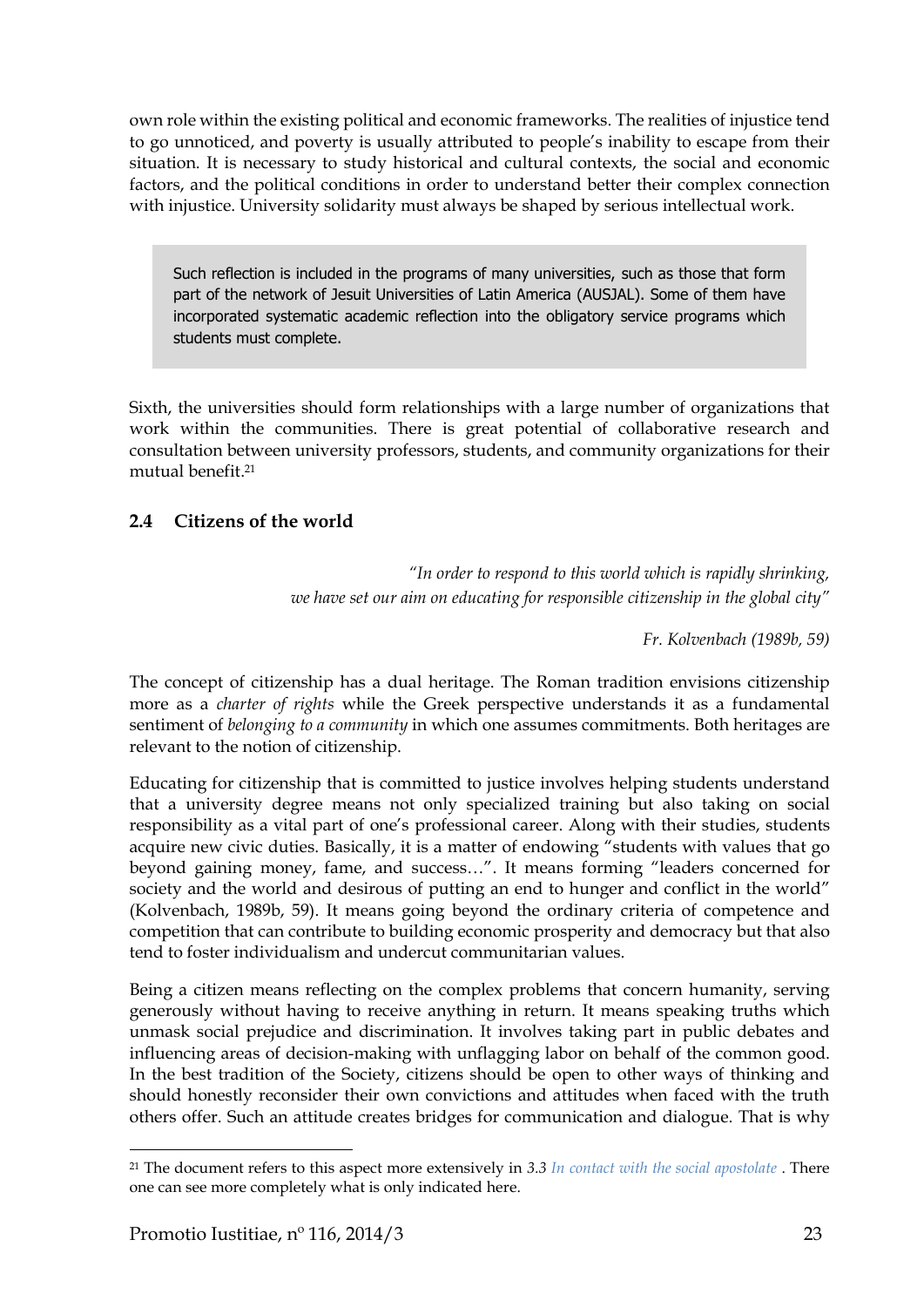own role within the existing political and economic frameworks. The realities of injustice tend to go unnoticed, and poverty is usually attributed to people's inability to escape from their situation. It is necessary to study historical and cultural contexts, the social and economic factors, and the political conditions in order to understand better their complex connection with injustice. University solidarity must always be shaped by serious intellectual work.

> Such reflection is included in the programs of many universities, such as those that form part of the network of Jesuit Universities of Latin America (AUSJAL). Some of them have incorporated systematic academic reflection into the obligatory service programs which students must complete.

Sixth, the universities should form relationships with a large number of organizations that work within the communities. There is great potential of collaborative research and consultation between university professors, students, and community organizations for their mutual benefit.[21]

## 2.4 Citizens of the world

*"In order to respond to this world which is rapidly shrinking, we have set our aim on educating for responsible citizenship in the global city"*

*Fr. Kolvenbach (1989b, 59)*

The concept of citizenship has a dual heritage. The Roman tradition envisions citizenship more as a *charter of rights* while the Greek perspective understands it as a fundamental sentiment of *belonging to a community* in which one assumes commitments. Both heritages are relevant to the notion of citizenship.

Educating for citizenship that is committed to justice involves helping students understand that a university degree means not only specialized training but also taking on social responsibility as a vital part of one's professional career. Along with their studies, students acquire new civic duties. Basically, it is a matter of endowing "students with values that go beyond gaining money, fame, and success…". It means forming "leaders concerned for society and the world and desirous of putting an end to hunger and conflict in the world" (Kolvenbach, 1989b, 59). It means going beyond the ordinary criteria of competence and competition that can contribute to building economic prosperity and democracy but that also tend to foster individualism and undercut communitarian values.

Being a citizen means reflecting on the complex problems that concern humanity, serving generously without having to receive anything in return. It means speaking truths which unmask social prejudice and discrimination. It involves taking part in public debates and influencing areas of decision-making with unflagging labor on behalf of the common good. In the best tradition of the Society, citizens should be open to other ways of thinking and should honestly reconsider their own convictions and attitudes when faced with the truth others offer. Such an attitude creates bridges for communication and dialogue. That is why

---

[21] The document refers to this aspect more extensively in *3.3 In contact with the social apostolate* . There one can see more completely what is only indicated here.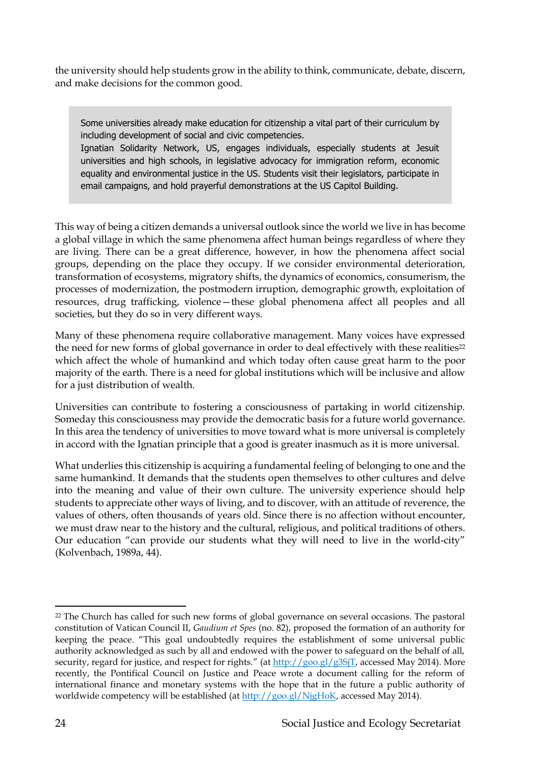the university should help students grow in the ability to think, communicate, debate, discern, and make decisions for the common good.

> Some universities already make education for citizenship a vital part of their curriculum by including development of social and civic competencies.
> Ignatian Solidarity Network, US, engages individuals, especially students at Jesuit universities and high schools, in legislative advocacy for immigration reform, economic equality and environmental justice in the US. Students visit their legislators, participate in email campaigns, and hold prayerful demonstrations at the US Capitol Building.

This way of being a citizen demands a universal outlook since the world we live in has become a global village in which the same phenomena affect human beings regardless of where they are living. There can be a great difference, however, in how the phenomena affect social groups, depending on the place they occupy. If we consider environmental deterioration, transformation of ecosystems, migratory shifts, the dynamics of economics, consumerism, the processes of modernization, the postmodern irruption, demographic growth, exploitation of resources, drug trafficking, violence—these global phenomena affect all peoples and all societies, but they do so in very different ways.

Many of these phenomena require collaborative management. Many voices have expressed the need for new forms of global governance in order to deal effectively with these realities[22] which affect the whole of humankind and which today often cause great harm to the poor majority of the earth. There is a need for global institutions which will be inclusive and allow for a just distribution of wealth.

Universities can contribute to fostering a consciousness of partaking in world citizenship. Someday this consciousness may provide the democratic basis for a future world governance. In this area the tendency of universities to move toward what is more universal is completely in accord with the Ignatian principle that a good is greater inasmuch as it is more universal.

What underlies this citizenship is acquiring a fundamental feeling of belonging to one and the same humankind. It demands that the students open themselves to other cultures and delve into the meaning and value of their own culture. The university experience should help students to appreciate other ways of living, and to discover, with an attitude of reverence, the values of others, often thousands of years old. Since there is no affection without encounter, we must draw near to the history and the cultural, religious, and political traditions of others. Our education "can provide our students what they will need to live in the world-city" (Kolvenbach, 1989a, 44).

---

[22] The Church has called for such new forms of global governance on several occasions. The pastoral constitution of Vatican Council II, *Gaudium et Spes* (no. 82), proposed the formation of an authority for keeping the peace. "This goal undoubtedly requires the establishment of some universal public authority acknowledged as such by all and endowed with the power to safeguard on the behalf of all, security, regard for justice, and respect for rights." (at http://goo.gl/g3SjT, accessed May 2014). More recently, the Pontifical Council on Justice and Peace wrote a document calling for the reform of international finance and monetary systems with the hope that in the future a public authority of worldwide competency will be established (at http://goo.gl/NjgHoK, accessed May 2014).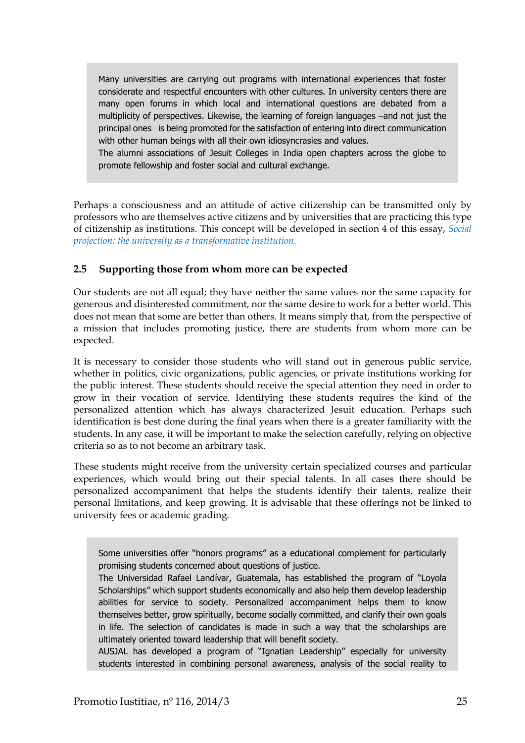> Many universities are carrying out programs with international experiences that foster considerate and respectful encounters with other cultures. In university centers there are many open forums in which local and international questions are debated from a multiplicity of perspectives. Likewise, the learning of foreign languages –and not just the principal ones– is being promoted for the satisfaction of entering into direct communication with other human beings with all their own idiosyncrasies and values.
>
> The alumni associations of Jesuit Colleges in India open chapters across the globe to promote fellowship and foster social and cultural exchange.

Perhaps a consciousness and an attitude of active citizenship can be transmitted only by professors who are themselves active citizens and by universities that are practicing this type of citizenship as institutions. This concept will be developed in section 4 of this essay, *Social projection: the university as a transformative institution.*

## 2.5 Supporting those from whom more can be expected

Our students are not all equal; they have neither the same values nor the same capacity for generous and disinterested commitment, nor the same desire to work for a better world. This does not mean that some are better than others. It means simply that, from the perspective of a mission that includes promoting justice, there are students from whom more can be expected.

It is necessary to consider those students who will stand out in generous public service, whether in politics, civic organizations, public agencies, or private institutions working for the public interest. These students should receive the special attention they need in order to grow in their vocation of service. Identifying these students requires the kind of the personalized attention which has always characterized Jesuit education. Perhaps such identification is best done during the final years when there is a greater familiarity with the students. In any case, it will be important to make the selection carefully, relying on objective criteria so as to not become an arbitrary task.

These students might receive from the university certain specialized courses and particular experiences, which would bring out their special talents. In all cases there should be personalized accompaniment that helps the students identify their talents, realize their personal limitations, and keep growing. It is advisable that these offerings not be linked to university fees or academic grading.

> Some universities offer "honors programs" as a educational complement for particularly promising students concerned about questions of justice.
>
> The Universidad Rafael Landívar, Guatemala, has established the program of "Loyola Scholarships" which support students economically and also help them develop leadership abilities for service to society. Personalized accompaniment helps them to know themselves better, grow spiritually, become socially committed, and clarify their own goals in life. The selection of candidates is made in such a way that the scholarships are ultimately oriented toward leadership that will benefit society.
>
> AUSJAL has developed a program of "Ignatian Leadership" especially for university students interested in combining personal awareness, analysis of the social reality to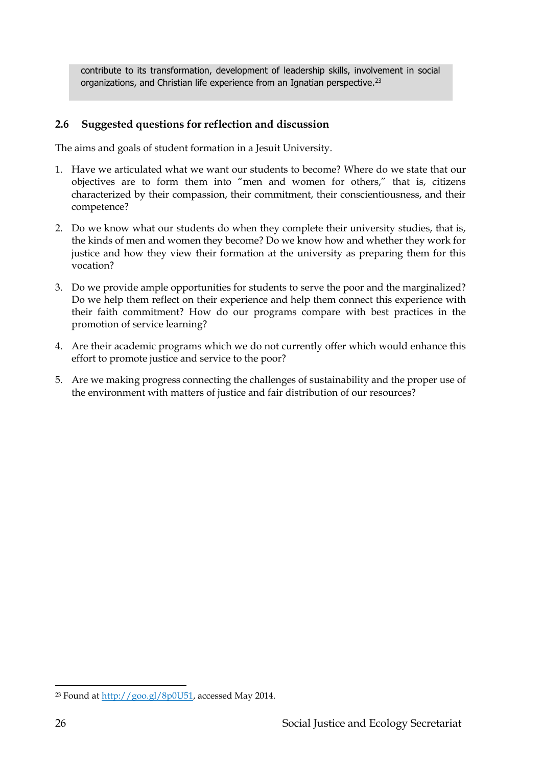> contribute to its transformation, development of leadership skills, involvement in social organizations, and Christian life experience from an Ignatian perspective.[23]

### 2.6 Suggested questions for reflection and discussion

The aims and goals of student formation in a Jesuit University.

1. Have we articulated what we want our students to become? Where do we state that our objectives are to form them into "men and women for others," that is, citizens characterized by their compassion, their commitment, their conscientiousness, and their competence?

2. Do we know what our students do when they complete their university studies, that is, the kinds of men and women they become? Do we know how and whether they work for justice and how they view their formation at the university as preparing them for this vocation?

3. Do we provide ample opportunities for students to serve the poor and the marginalized? Do we help them reflect on their experience and help them connect this experience with their faith commitment? How do our programs compare with best practices in the promotion of service learning?

4. Are their academic programs which we do not currently offer which would enhance this effort to promote justice and service to the poor?

5. Are we making progress connecting the challenges of sustainability and the proper use of the environment with matters of justice and fair distribution of our resources?

---

[23] Found at http://goo.gl/8p0U51, accessed May 2014.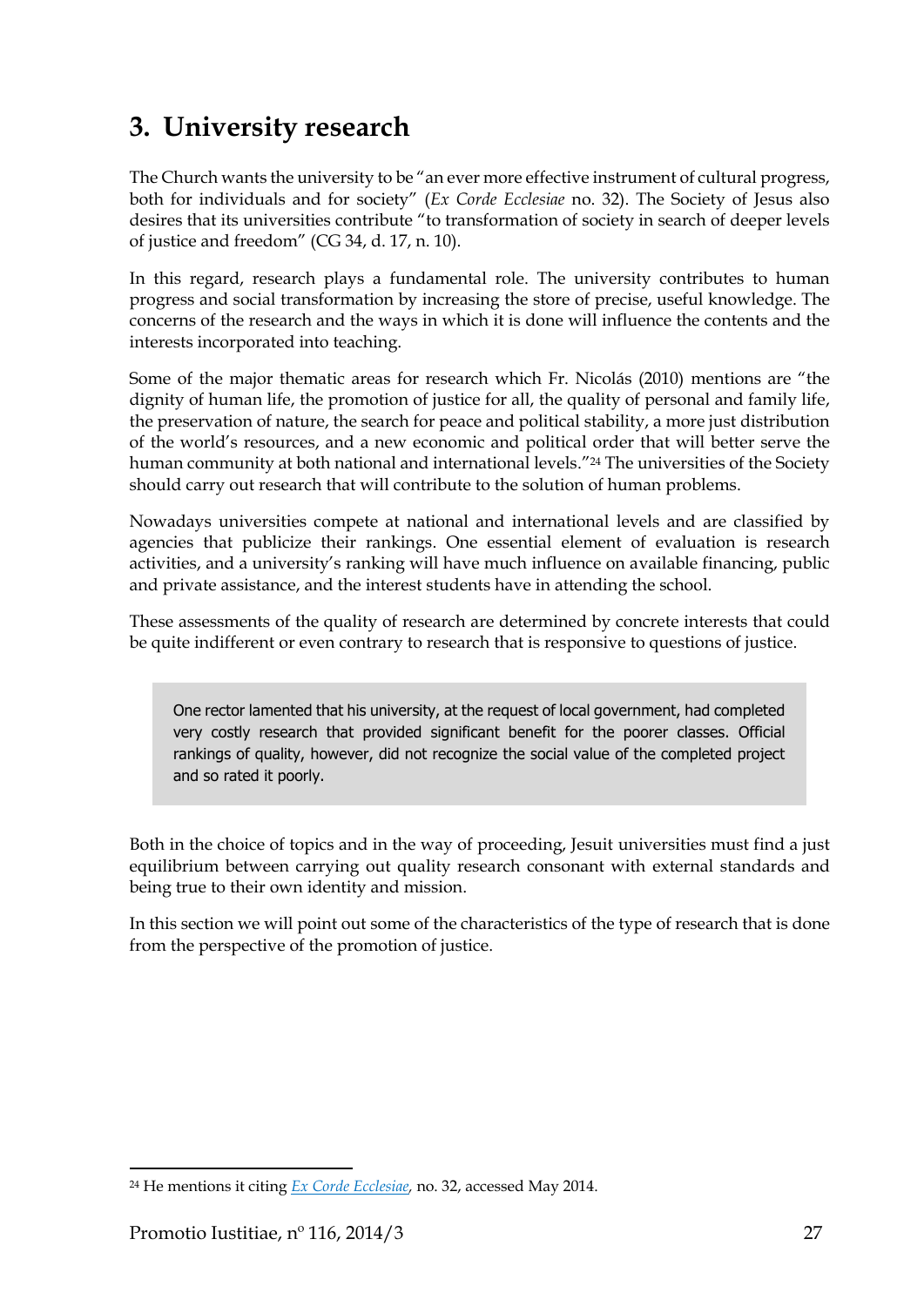## 3. University research

The Church wants the university to be "an ever more effective instrument of cultural progress, both for individuals and for society" (*Ex Corde Ecclesiae* no. 32). The Society of Jesus also desires that its universities contribute "to transformation of society in search of deeper levels of justice and freedom" (CG 34, d. 17, n. 10).

In this regard, research plays a fundamental role. The university contributes to human progress and social transformation by increasing the store of precise, useful knowledge. The concerns of the research and the ways in which it is done will influence the contents and the interests incorporated into teaching.

Some of the major thematic areas for research which Fr. Nicolás (2010) mentions are "the dignity of human life, the promotion of justice for all, the quality of personal and family life, the preservation of nature, the search for peace and political stability, a more just distribution of the world's resources, and a new economic and political order that will better serve the human community at both national and international levels."[24] The universities of the Society should carry out research that will contribute to the solution of human problems.

Nowadays universities compete at national and international levels and are classified by agencies that publicize their rankings. One essential element of evaluation is research activities, and a university's ranking will have much influence on available financing, public and private assistance, and the interest students have in attending the school.

These assessments of the quality of research are determined by concrete interests that could be quite indifferent or even contrary to research that is responsive to questions of justice.

> One rector lamented that his university, at the request of local government, had completed very costly research that provided significant benefit for the poorer classes. Official rankings of quality, however, did not recognize the social value of the completed project and so rated it poorly.

Both in the choice of topics and in the way of proceeding, Jesuit universities must find a just equilibrium between carrying out quality research consonant with external standards and being true to their own identity and mission.

In this section we will point out some of the characteristics of the type of research that is done from the perspective of the promotion of justice.

---

[24] He mentions it citing *Ex Corde Ecclesiae*, no. 32, accessed May 2014.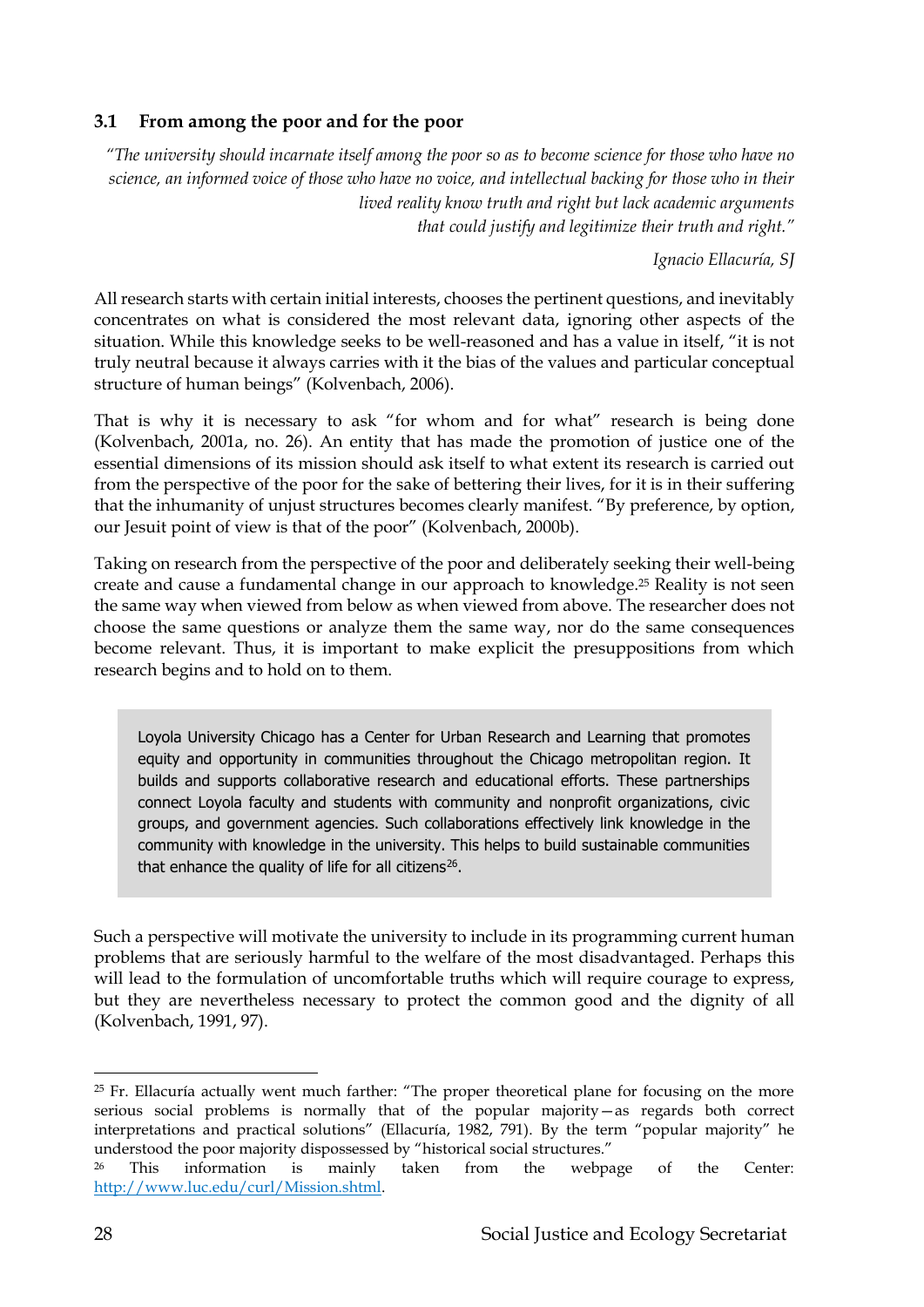### 3.1 From among the poor and for the poor

> *"The university should incarnate itself among the poor so as to become science for those who have no science, an informed voice of those who have no voice, and intellectual backing for those who in their lived reality know truth and right but lack academic arguments that could justify and legitimize their truth and right."*
>
> *Ignacio Ellacuría, SJ*

All research starts with certain initial interests, chooses the pertinent questions, and inevitably concentrates on what is considered the most relevant data, ignoring other aspects of the situation. While this knowledge seeks to be well-reasoned and has a value in itself, "it is not truly neutral because it always carries with it the bias of the values and particular conceptual structure of human beings" (Kolvenbach, 2006).

That is why it is necessary to ask "for whom and for what" research is being done (Kolvenbach, 2001a, no. 26). An entity that has made the promotion of justice one of the essential dimensions of its mission should ask itself to what extent its research is carried out from the perspective of the poor for the sake of bettering their lives, for it is in their suffering that the inhumanity of unjust structures becomes clearly manifest. "By preference, by option, our Jesuit point of view is that of the poor" (Kolvenbach, 2000b).

Taking on research from the perspective of the poor and deliberately seeking their well-being create and cause a fundamental change in our approach to knowledge.[25] Reality is not seen the same way when viewed from below as when viewed from above. The researcher does not choose the same questions or analyze them the same way, nor do the same consequences become relevant. Thus, it is important to make explicit the presuppositions from which research begins and to hold on to them.

> Loyola University Chicago has a Center for Urban Research and Learning that promotes equity and opportunity in communities throughout the Chicago metropolitan region. It builds and supports collaborative research and educational efforts. These partnerships connect Loyola faculty and students with community and nonprofit organizations, civic groups, and government agencies. Such collaborations effectively link knowledge in the community with knowledge in the university. This helps to build sustainable communities that enhance the quality of life for all citizens[26].

Such a perspective will motivate the university to include in its programming current human problems that are seriously harmful to the welfare of the most disadvantaged. Perhaps this will lead to the formulation of uncomfortable truths which will require courage to express, but they are nevertheless necessary to protect the common good and the dignity of all (Kolvenbach, 1991, 97).

---

[25] Fr. Ellacuría actually went much farther: "The proper theoretical plane for focusing on the more serious social problems is normally that of the popular majority—as regards both correct interpretations and practical solutions" (Ellacuría, 1982, 791). By the term "popular majority" he understood the poor majority dispossessed by "historical social structures."

[26] This information is mainly taken from the webpage of the Center: http://www.luc.edu/curl/Mission.shtml.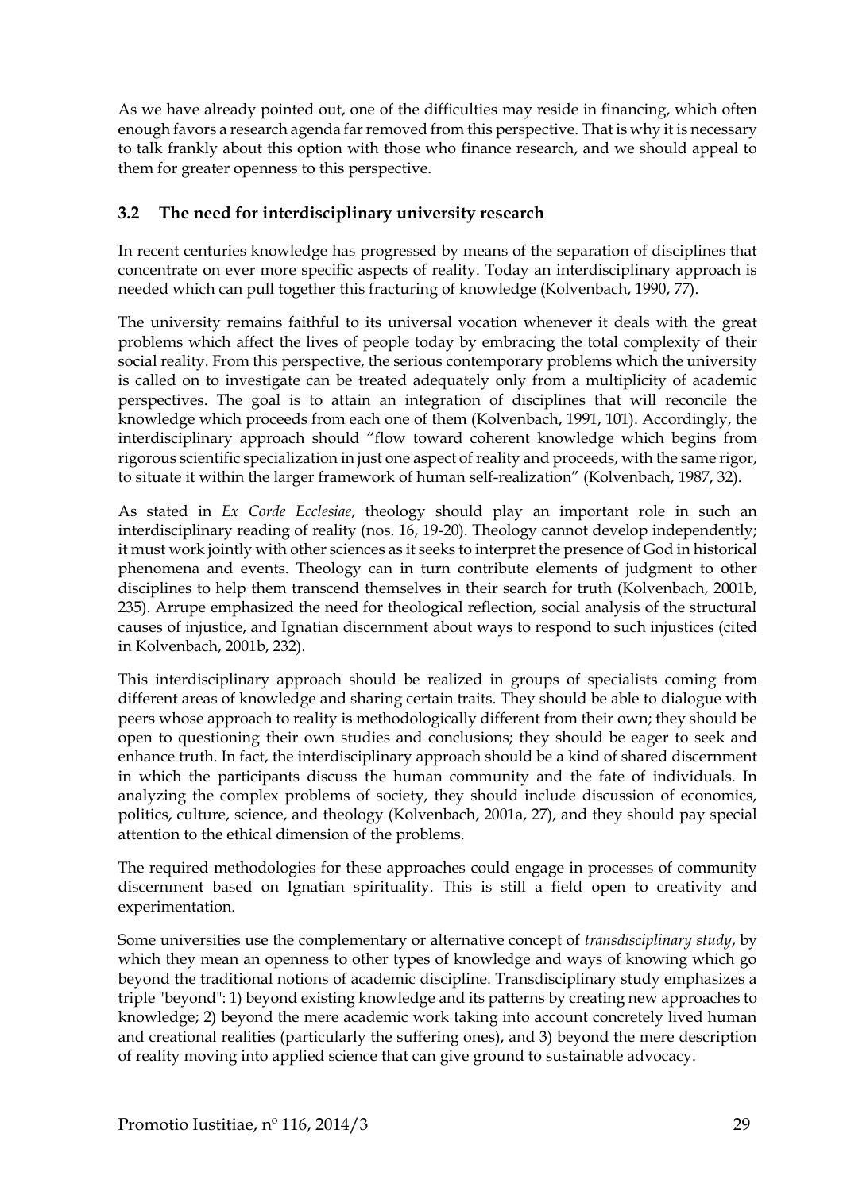As we have already pointed out, one of the difficulties may reside in financing, which often enough favors a research agenda far removed from this perspective. That is why it is necessary to talk frankly about this option with those who finance research, and we should appeal to them for greater openness to this perspective.

### 3.2 The need for interdisciplinary university research

In recent centuries knowledge has progressed by means of the separation of disciplines that concentrate on ever more specific aspects of reality. Today an interdisciplinary approach is needed which can pull together this fracturing of knowledge (Kolvenbach, 1990, 77).

The university remains faithful to its universal vocation whenever it deals with the great problems which affect the lives of people today by embracing the total complexity of their social reality. From this perspective, the serious contemporary problems which the university is called on to investigate can be treated adequately only from a multiplicity of academic perspectives. The goal is to attain an integration of disciplines that will reconcile the knowledge which proceeds from each one of them (Kolvenbach, 1991, 101). Accordingly, the interdisciplinary approach should "flow toward coherent knowledge which begins from rigorous scientific specialization in just one aspect of reality and proceeds, with the same rigor, to situate it within the larger framework of human self-realization" (Kolvenbach, 1987, 32).

As stated in *Ex Corde Ecclesiae*, theology should play an important role in such an interdisciplinary reading of reality (nos. 16, 19-20). Theology cannot develop independently; it must work jointly with other sciences as it seeks to interpret the presence of God in historical phenomena and events. Theology can in turn contribute elements of judgment to other disciplines to help them transcend themselves in their search for truth (Kolvenbach, 2001b, 235). Arrupe emphasized the need for theological reflection, social analysis of the structural causes of injustice, and Ignatian discernment about ways to respond to such injustices (cited in Kolvenbach, 2001b, 232).

This interdisciplinary approach should be realized in groups of specialists coming from different areas of knowledge and sharing certain traits. They should be able to dialogue with peers whose approach to reality is methodologically different from their own; they should be open to questioning their own studies and conclusions; they should be eager to seek and enhance truth. In fact, the interdisciplinary approach should be a kind of shared discernment in which the participants discuss the human community and the fate of individuals. In analyzing the complex problems of society, they should include discussion of economics, politics, culture, science, and theology (Kolvenbach, 2001a, 27), and they should pay special attention to the ethical dimension of the problems.

The required methodologies for these approaches could engage in processes of community discernment based on Ignatian spirituality. This is still a field open to creativity and experimentation.

Some universities use the complementary or alternative concept of *transdisciplinary study*, by which they mean an openness to other types of knowledge and ways of knowing which go beyond the traditional notions of academic discipline. Transdisciplinary study emphasizes a triple "beyond": 1) beyond existing knowledge and its patterns by creating new approaches to knowledge; 2) beyond the mere academic work taking into account concretely lived human and creational realities (particularly the suffering ones), and 3) beyond the mere description of reality moving into applied science that can give ground to sustainable advocacy.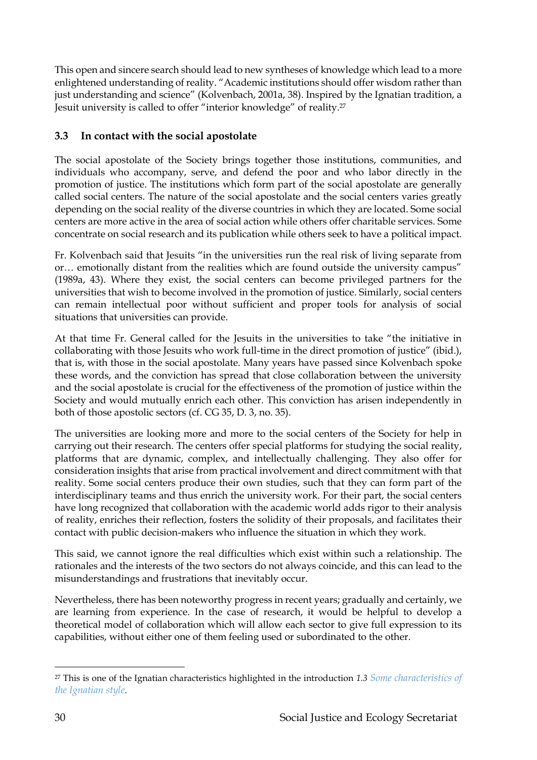This open and sincere search should lead to new syntheses of knowledge which lead to a more enlightened understanding of reality. "Academic institutions should offer wisdom rather than just understanding and science" (Kolvenbach, 2001a, 38). Inspired by the Ignatian tradition, a Jesuit university is called to offer "interior knowledge" of reality.[27]

### 3.3 In contact with the social apostolate

The social apostolate of the Society brings together those institutions, communities, and individuals who accompany, serve, and defend the poor and who labor directly in the promotion of justice. The institutions which form part of the social apostolate are generally called social centers. The nature of the social apostolate and the social centers varies greatly depending on the social reality of the diverse countries in which they are located. Some social centers are more active in the area of social action while others offer charitable services. Some concentrate on social research and its publication while others seek to have a political impact.

Fr. Kolvenbach said that Jesuits "in the universities run the real risk of living separate from or… emotionally distant from the realities which are found outside the university campus" (1989a, 43). Where they exist, the social centers can become privileged partners for the universities that wish to become involved in the promotion of justice. Similarly, social centers can remain intellectual poor without sufficient and proper tools for analysis of social situations that universities can provide.

At that time Fr. General called for the Jesuits in the universities to take "the initiative in collaborating with those Jesuits who work full-time in the direct promotion of justice" (ibid.), that is, with those in the social apostolate. Many years have passed since Kolvenbach spoke these words, and the conviction has spread that close collaboration between the university and the social apostolate is crucial for the effectiveness of the promotion of justice within the Society and would mutually enrich each other. This conviction has arisen independently in both of those apostolic sectors (cf. CG 35, D. 3, no. 35).

The universities are looking more and more to the social centers of the Society for help in carrying out their research. The centers offer special platforms for studying the social reality, platforms that are dynamic, complex, and intellectually challenging. They also offer for consideration insights that arise from practical involvement and direct commitment with that reality. Some social centers produce their own studies, such that they can form part of the interdisciplinary teams and thus enrich the university work. For their part, the social centers have long recognized that collaboration with the academic world adds rigor to their analysis of reality, enriches their reflection, fosters the solidity of their proposals, and facilitates their contact with public decision-makers who influence the situation in which they work.

This said, we cannot ignore the real difficulties which exist within such a relationship. The rationales and the interests of the two sectors do not always coincide, and this can lead to the misunderstandings and frustrations that inevitably occur.

Nevertheless, there has been noteworthy progress in recent years; gradually and certainly, we are learning from experience. In the case of research, it would be helpful to develop a theoretical model of collaboration which will allow each sector to give full expression to its capabilities, without either one of them feeling used or subordinated to the other.

---

[27] This is one of the Ignatian characteristics highlighted in the introduction *1.3 Some characteristics of the Ignatian style*.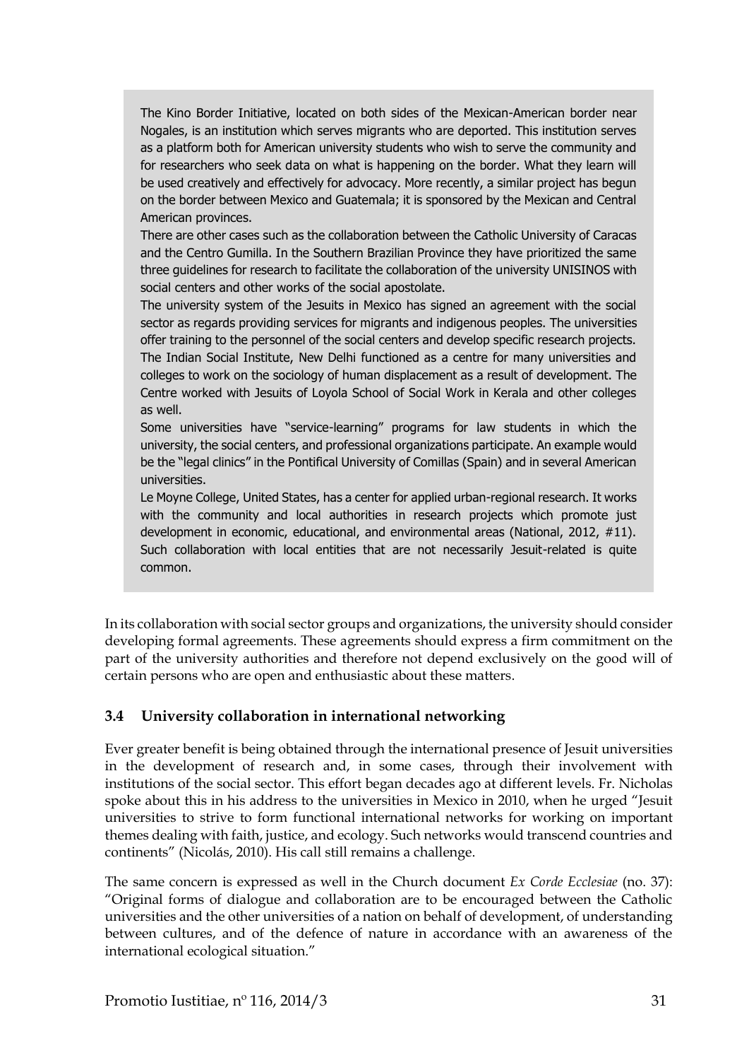> The Kino Border Initiative, located on both sides of the Mexican-American border near Nogales, is an institution which serves migrants who are deported. This institution serves as a platform both for American university students who wish to serve the community and for researchers who seek data on what is happening on the border. What they learn will be used creatively and effectively for advocacy. More recently, a similar project has begun on the border between Mexico and Guatemala; it is sponsored by the Mexican and Central American provinces.
>
> There are other cases such as the collaboration between the Catholic University of Caracas and the Centro Gumilla. In the Southern Brazilian Province they have prioritized the same three guidelines for research to facilitate the collaboration of the university UNISINOS with social centers and other works of the social apostolate.
>
> The university system of the Jesuits in Mexico has signed an agreement with the social sector as regards providing services for migrants and indigenous peoples. The universities offer training to the personnel of the social centers and develop specific research projects.
>
> The Indian Social Institute, New Delhi functioned as a centre for many universities and colleges to work on the sociology of human displacement as a result of development. The Centre worked with Jesuits of Loyola School of Social Work in Kerala and other colleges as well.
>
> Some universities have "service-learning" programs for law students in which the university, the social centers, and professional organizations participate. An example would be the "legal clinics" in the Pontifical University of Comillas (Spain) and in several American universities.
>
> Le Moyne College, United States, has a center for applied urban-regional research. It works with the community and local authorities in research projects which promote just development in economic, educational, and environmental areas (National, 2012, #11). Such collaboration with local entities that are not necessarily Jesuit-related is quite common.

In its collaboration with social sector groups and organizations, the university should consider developing formal agreements. These agreements should express a firm commitment on the part of the university authorities and therefore not depend exclusively on the good will of certain persons who are open and enthusiastic about these matters.

### 3.4 University collaboration in international networking

Ever greater benefit is being obtained through the international presence of Jesuit universities in the development of research and, in some cases, through their involvement with institutions of the social sector. This effort began decades ago at different levels. Fr. Nicholas spoke about this in his address to the universities in Mexico in 2010, when he urged "Jesuit universities to strive to form functional international networks for working on important themes dealing with faith, justice, and ecology. Such networks would transcend countries and continents" (Nicolás, 2010). His call still remains a challenge.

The same concern is expressed as well in the Church document *Ex Corde Ecclesiae* (no. 37): "Original forms of dialogue and collaboration are to be encouraged between the Catholic universities and the other universities of a nation on behalf of development, of understanding between cultures, and of the defence of nature in accordance with an awareness of the international ecological situation."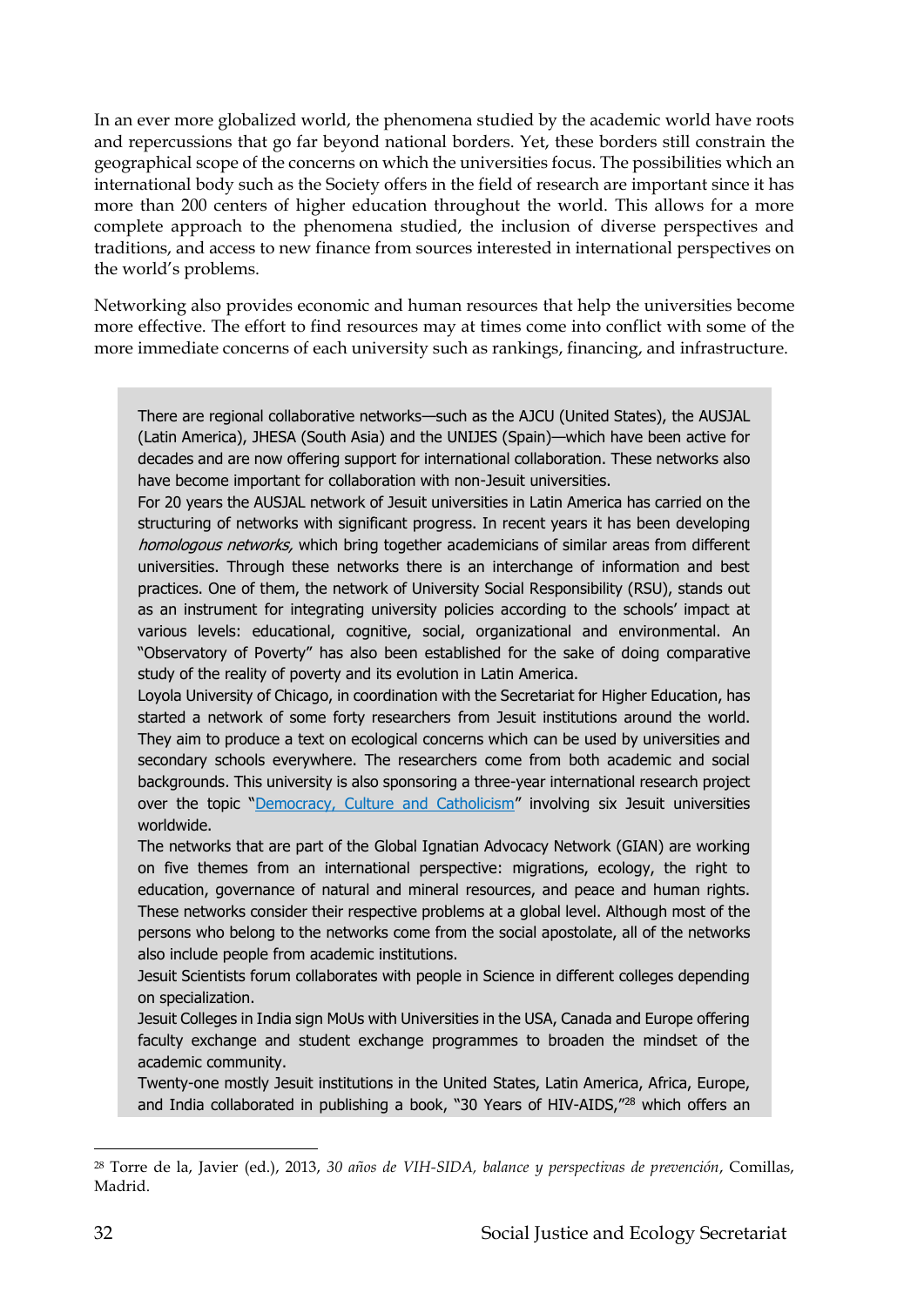In an ever more globalized world, the phenomena studied by the academic world have roots and repercussions that go far beyond national borders. Yet, these borders still constrain the geographical scope of the concerns on which the universities focus. The possibilities which an international body such as the Society offers in the field of research are important since it has more than 200 centers of higher education throughout the world. This allows for a more complete approach to the phenomena studied, the inclusion of diverse perspectives and traditions, and access to new finance from sources interested in international perspectives on the world's problems.

Networking also provides economic and human resources that help the universities become more effective. The effort to find resources may at times come into conflict with some of the more immediate concerns of each university such as rankings, financing, and infrastructure.

> There are regional collaborative networks—such as the AJCU (United States), the AUSJAL (Latin America), JHESA (South Asia) and the UNIJES (Spain)—which have been active for decades and are now offering support for international collaboration. These networks also have become important for collaboration with non-Jesuit universities.
>
> For 20 years the AUSJAL network of Jesuit universities in Latin America has carried on the structuring of networks with significant progress. In recent years it has been developing *homologous networks,* which bring together academicians of similar areas from different universities. Through these networks there is an interchange of information and best practices. One of them, the network of University Social Responsibility (RSU), stands out as an instrument for integrating university policies according to the schools' impact at various levels: educational, cognitive, social, organizational and environmental. An "Observatory of Poverty" has also been established for the sake of doing comparative study of the reality of poverty and its evolution in Latin America.
>
> Loyola University of Chicago, in coordination with the Secretariat for Higher Education, has started a network of some forty researchers from Jesuit institutions around the world. They aim to produce a text on ecological concerns which can be used by universities and secondary schools everywhere. The researchers come from both academic and social backgrounds. This university is also sponsoring a three-year international research project over the topic "Democracy, Culture and Catholicism" involving six Jesuit universities worldwide.
>
> The networks that are part of the Global Ignatian Advocacy Network (GIAN) are working on five themes from an international perspective: migrations, ecology, the right to education, governance of natural and mineral resources, and peace and human rights. These networks consider their respective problems at a global level. Although most of the persons who belong to the networks come from the social apostolate, all of the networks also include people from academic institutions.
>
> Jesuit Scientists forum collaborates with people in Science in different colleges depending on specialization.
>
> Jesuit Colleges in India sign MoUs with Universities in the USA, Canada and Europe offering faculty exchange and student exchange programmes to broaden the mindset of the academic community.
>
> Twenty-one mostly Jesuit institutions in the United States, Latin America, Africa, Europe, and India collaborated in publishing a book, "30 Years of HIV-AIDS,"[28] which offers an

[28] Torre de la, Javier (ed.), 2013, *30 años de VIH-SIDA, balance y perspectivas de prevención*, Comillas, Madrid.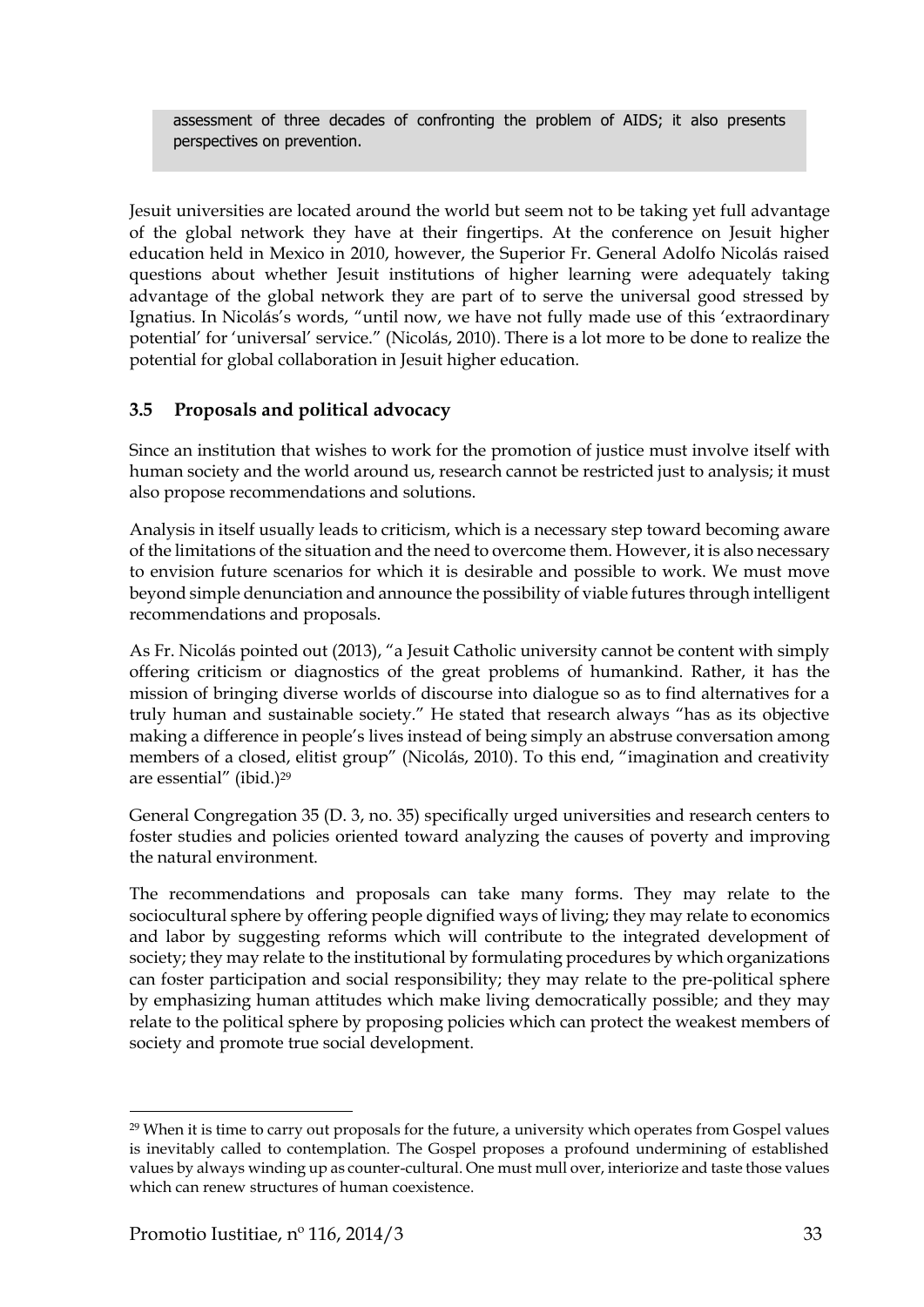assessment of three decades of confronting the problem of AIDS; it also presents perspectives on prevention.

Jesuit universities are located around the world but seem not to be taking yet full advantage of the global network they have at their fingertips. At the conference on Jesuit higher education held in Mexico in 2010, however, the Superior Fr. General Adolfo Nicolás raised questions about whether Jesuit institutions of higher learning were adequately taking advantage of the global network they are part of to serve the universal good stressed by Ignatius. In Nicolás's words, "until now, we have not fully made use of this 'extraordinary potential' for 'universal' service." (Nicolás, 2010). There is a lot more to be done to realize the potential for global collaboration in Jesuit higher education.

### 3.5 Proposals and political advocacy

Since an institution that wishes to work for the promotion of justice must involve itself with human society and the world around us, research cannot be restricted just to analysis; it must also propose recommendations and solutions.

Analysis in itself usually leads to criticism, which is a necessary step toward becoming aware of the limitations of the situation and the need to overcome them. However, it is also necessary to envision future scenarios for which it is desirable and possible to work. We must move beyond simple denunciation and announce the possibility of viable futures through intelligent recommendations and proposals.

As Fr. Nicolás pointed out (2013), "a Jesuit Catholic university cannot be content with simply offering criticism or diagnostics of the great problems of humankind. Rather, it has the mission of bringing diverse worlds of discourse into dialogue so as to find alternatives for a truly human and sustainable society." He stated that research always "has as its objective making a difference in people's lives instead of being simply an abstruse conversation among members of a closed, elitist group" (Nicolás, 2010). To this end, "imagination and creativity are essential" (ibid.)[29]

General Congregation 35 (D. 3, no. 35) specifically urged universities and research centers to foster studies and policies oriented toward analyzing the causes of poverty and improving the natural environment.

The recommendations and proposals can take many forms. They may relate to the sociocultural sphere by offering people dignified ways of living; they may relate to economics and labor by suggesting reforms which will contribute to the integrated development of society; they may relate to the institutional by formulating procedures by which organizations can foster participation and social responsibility; they may relate to the pre-political sphere by emphasizing human attitudes which make living democratically possible; and they may relate to the political sphere by proposing policies which can protect the weakest members of society and promote true social development.

---

[29] When it is time to carry out proposals for the future, a university which operates from Gospel values is inevitably called to contemplation. The Gospel proposes a profound undermining of established values by always winding up as counter-cultural. One must mull over, interiorize and taste those values which can renew structures of human coexistence.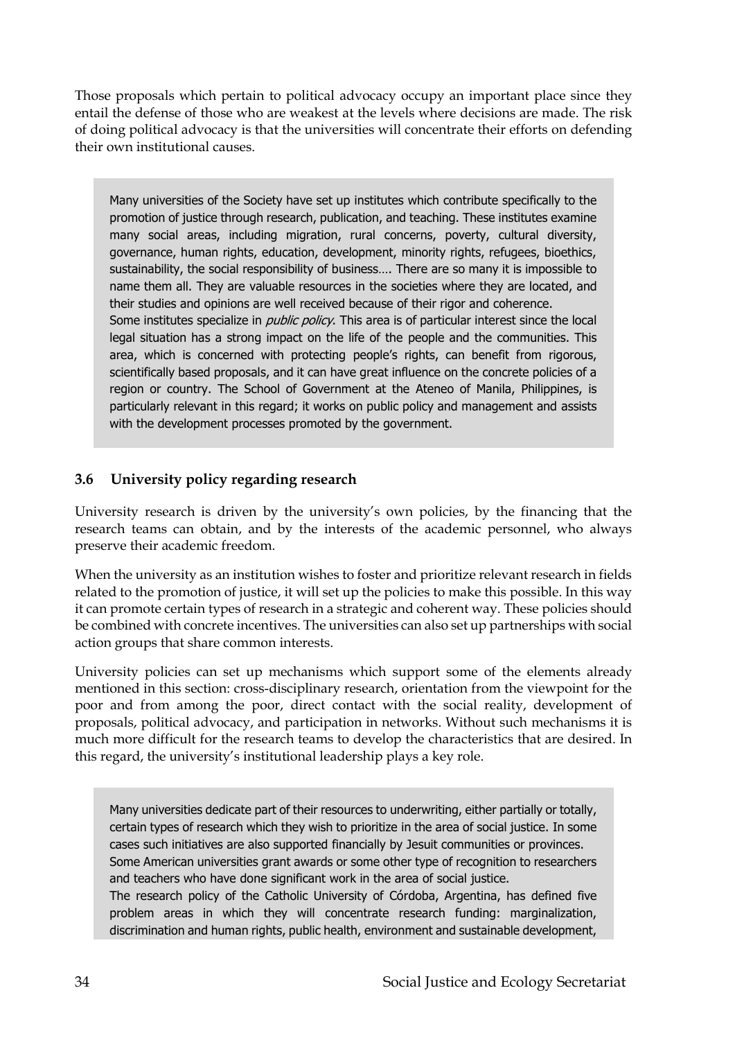Those proposals which pertain to political advocacy occupy an important place since they entail the defense of those who are weakest at the levels where decisions are made. The risk of doing political advocacy is that the universities will concentrate their efforts on defending their own institutional causes.

> Many universities of the Society have set up institutes which contribute specifically to the promotion of justice through research, publication, and teaching. These institutes examine many social areas, including migration, rural concerns, poverty, cultural diversity, governance, human rights, education, development, minority rights, refugees, bioethics, sustainability, the social responsibility of business…. There are so many it is impossible to name them all. They are valuable resources in the societies where they are located, and their studies and opinions are well received because of their rigor and coherence.
>
> Some institutes specialize in *public policy*. This area is of particular interest since the local legal situation has a strong impact on the life of the people and the communities. This area, which is concerned with protecting people's rights, can benefit from rigorous, scientifically based proposals, and it can have great influence on the concrete policies of a region or country. The School of Government at the Ateneo of Manila, Philippines, is particularly relevant in this regard; it works on public policy and management and assists with the development processes promoted by the government.

### 3.6 University policy regarding research

University research is driven by the university's own policies, by the financing that the research teams can obtain, and by the interests of the academic personnel, who always preserve their academic freedom.

When the university as an institution wishes to foster and prioritize relevant research in fields related to the promotion of justice, it will set up the policies to make this possible. In this way it can promote certain types of research in a strategic and coherent way. These policies should be combined with concrete incentives. The universities can also set up partnerships with social action groups that share common interests.

University policies can set up mechanisms which support some of the elements already mentioned in this section: cross-disciplinary research, orientation from the viewpoint for the poor and from among the poor, direct contact with the social reality, development of proposals, political advocacy, and participation in networks. Without such mechanisms it is much more difficult for the research teams to develop the characteristics that are desired. In this regard, the university's institutional leadership plays a key role.

> Many universities dedicate part of their resources to underwriting, either partially or totally, certain types of research which they wish to prioritize in the area of social justice. In some cases such initiatives are also supported financially by Jesuit communities or provinces.
>
> Some American universities grant awards or some other type of recognition to researchers and teachers who have done significant work in the area of social justice.
>
> The research policy of the Catholic University of Córdoba, Argentina, has defined five problem areas in which they will concentrate research funding: marginalization, discrimination and human rights, public health, environment and sustainable development,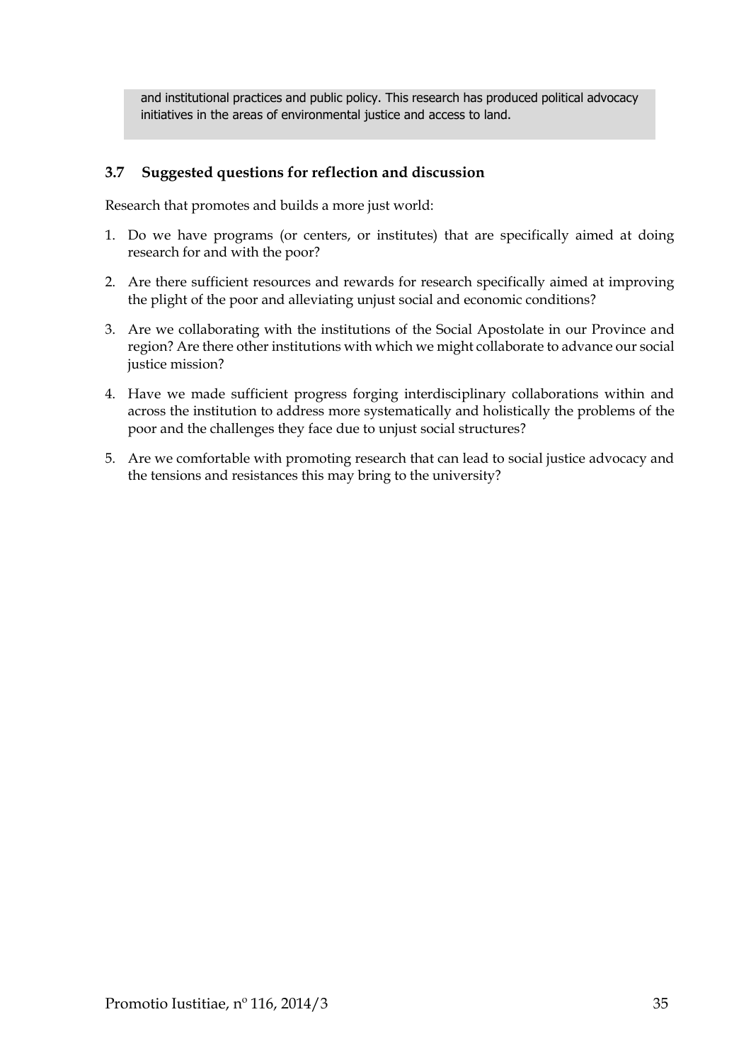and institutional practices and public policy. This research has produced political advocacy initiatives in the areas of environmental justice and access to land.

### 3.7 Suggested questions for reflection and discussion

Research that promotes and builds a more just world:

1. Do we have programs (or centers, or institutes) that are specifically aimed at doing research for and with the poor?
2. Are there sufficient resources and rewards for research specifically aimed at improving the plight of the poor and alleviating unjust social and economic conditions?
3. Are we collaborating with the institutions of the Social Apostolate in our Province and region? Are there other institutions with which we might collaborate to advance our social justice mission?
4. Have we made sufficient progress forging interdisciplinary collaborations within and across the institution to address more systematically and holistically the problems of the poor and the challenges they face due to unjust social structures?
5. Are we comfortable with promoting research that can lead to social justice advocacy and the tensions and resistances this may bring to the university?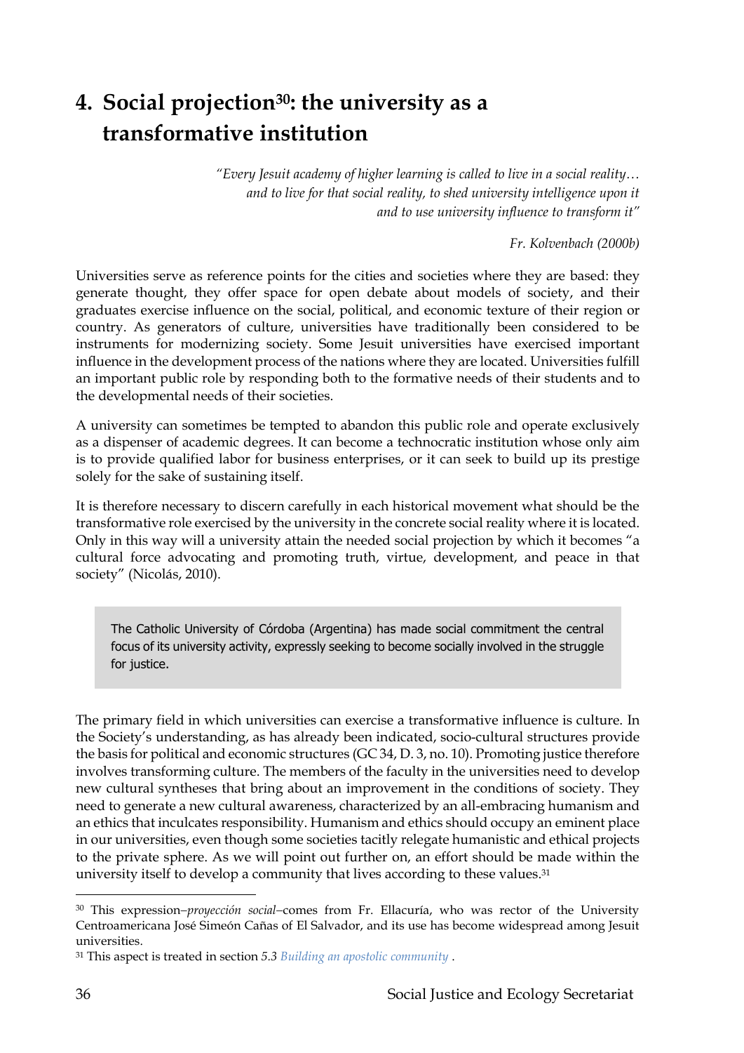# 4. Social projection[30]: the university as a transformative institution

> *"Every Jesuit academy of higher learning is called to live in a social reality… and to live for that social reality, to shed university intelligence upon it and to use university influence to transform it"*
>
> *Fr. Kolvenbach (2000b)*

Universities serve as reference points for the cities and societies where they are based: they generate thought, they offer space for open debate about models of society, and their graduates exercise influence on the social, political, and economic texture of their region or country. As generators of culture, universities have traditionally been considered to be instruments for modernizing society. Some Jesuit universities have exercised important influence in the development process of the nations where they are located. Universities fulfill an important public role by responding both to the formative needs of their students and to the developmental needs of their societies.

A university can sometimes be tempted to abandon this public role and operate exclusively as a dispenser of academic degrees. It can become a technocratic institution whose only aim is to provide qualified labor for business enterprises, or it can seek to build up its prestige solely for the sake of sustaining itself.

It is therefore necessary to discern carefully in each historical movement what should be the transformative role exercised by the university in the concrete social reality where it is located. Only in this way will a university attain the needed social projection by which it becomes "a cultural force advocating and promoting truth, virtue, development, and peace in that society" (Nicolás, 2010).

> The Catholic University of Córdoba (Argentina) has made social commitment the central focus of its university activity, expressly seeking to become socially involved in the struggle for justice.

The primary field in which universities can exercise a transformative influence is culture. In the Society's understanding, as has already been indicated, socio-cultural structures provide the basis for political and economic structures (GC 34, D. 3, no. 10). Promoting justice therefore involves transforming culture. The members of the faculty in the universities need to develop new cultural syntheses that bring about an improvement in the conditions of society. They need to generate a new cultural awareness, characterized by an all-embracing humanism and an ethics that inculcates responsibility. Humanism and ethics should occupy an eminent place in our universities, even though some societies tacitly relegate humanistic and ethical projects to the private sphere. As we will point out further on, an effort should be made within the university itself to develop a community that lives according to these values.[31]

---

[30] This expression–*proyección social*–comes from Fr. Ellacuría, who was rector of the University Centroamericana José Simeón Cañas of El Salvador, and its use has become widespread among Jesuit universities.

[31] This aspect is treated in section *5.3 Building an apostolic community* .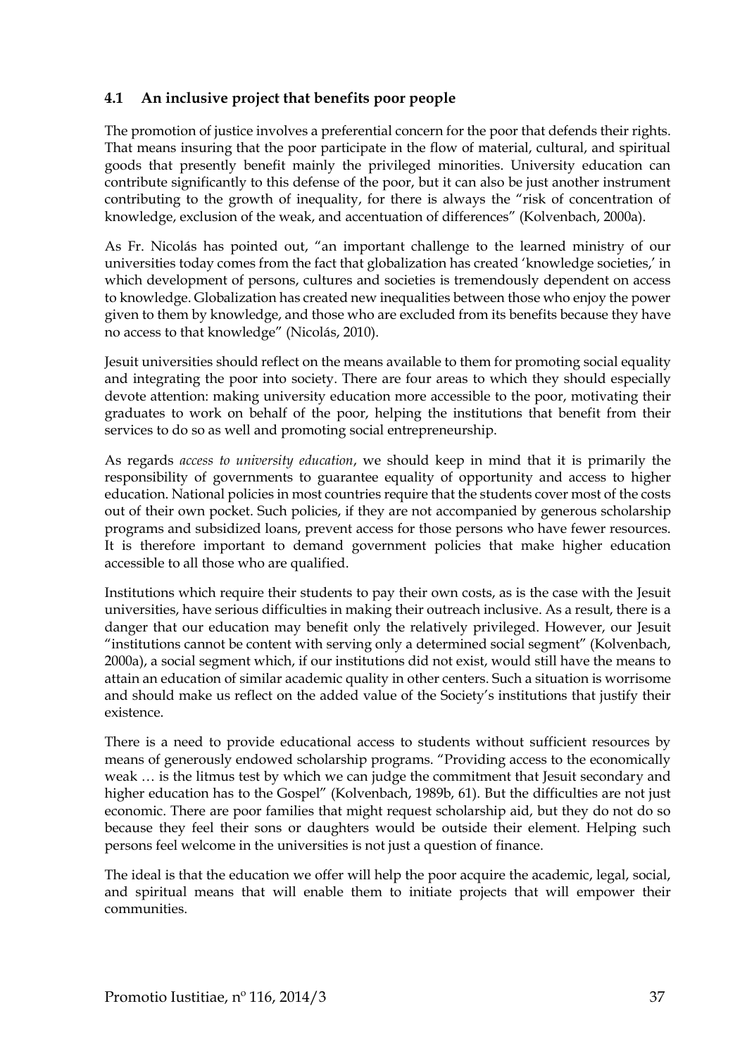## 4.1 An inclusive project that benefits poor people

The promotion of justice involves a preferential concern for the poor that defends their rights. That means insuring that the poor participate in the flow of material, cultural, and spiritual goods that presently benefit mainly the privileged minorities. University education can contribute significantly to this defense of the poor, but it can also be just another instrument contributing to the growth of inequality, for there is always the "risk of concentration of knowledge, exclusion of the weak, and accentuation of differences" (Kolvenbach, 2000a).

As Fr. Nicolás has pointed out, "an important challenge to the learned ministry of our universities today comes from the fact that globalization has created 'knowledge societies,' in which development of persons, cultures and societies is tremendously dependent on access to knowledge. Globalization has created new inequalities between those who enjoy the power given to them by knowledge, and those who are excluded from its benefits because they have no access to that knowledge" (Nicolás, 2010).

Jesuit universities should reflect on the means available to them for promoting social equality and integrating the poor into society. There are four areas to which they should especially devote attention: making university education more accessible to the poor, motivating their graduates to work on behalf of the poor, helping the institutions that benefit from their services to do so as well and promoting social entrepreneurship.

As regards *access to university education*, we should keep in mind that it is primarily the responsibility of governments to guarantee equality of opportunity and access to higher education. National policies in most countries require that the students cover most of the costs out of their own pocket. Such policies, if they are not accompanied by generous scholarship programs and subsidized loans, prevent access for those persons who have fewer resources. It is therefore important to demand government policies that make higher education accessible to all those who are qualified.

Institutions which require their students to pay their own costs, as is the case with the Jesuit universities, have serious difficulties in making their outreach inclusive. As a result, there is a danger that our education may benefit only the relatively privileged. However, our Jesuit "institutions cannot be content with serving only a determined social segment" (Kolvenbach, 2000a), a social segment which, if our institutions did not exist, would still have the means to attain an education of similar academic quality in other centers. Such a situation is worrisome and should make us reflect on the added value of the Society's institutions that justify their existence.

There is a need to provide educational access to students without sufficient resources by means of generously endowed scholarship programs. "Providing access to the economically weak … is the litmus test by which we can judge the commitment that Jesuit secondary and higher education has to the Gospel" (Kolvenbach, 1989b, 61). But the difficulties are not just economic. There are poor families that might request scholarship aid, but they do not do so because they feel their sons or daughters would be outside their element. Helping such persons feel welcome in the universities is not just a question of finance.

The ideal is that the education we offer will help the poor acquire the academic, legal, social, and spiritual means that will enable them to initiate projects that will empower their communities.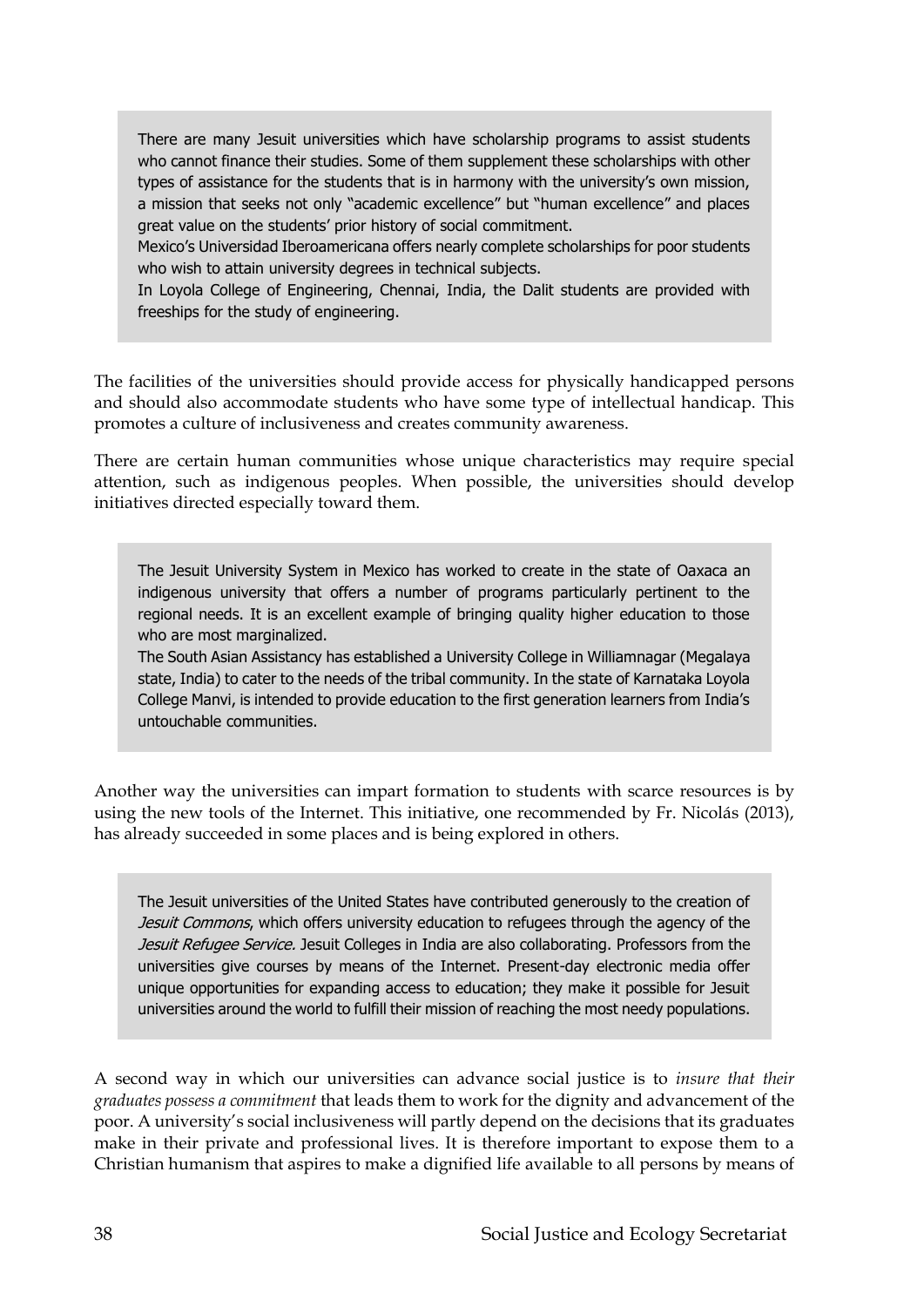> There are many Jesuit universities which have scholarship programs to assist students who cannot finance their studies. Some of them supplement these scholarships with other types of assistance for the students that is in harmony with the university's own mission, a mission that seeks not only "academic excellence" but "human excellence" and places great value on the students' prior history of social commitment.
> Mexico's Universidad Iberoamericana offers nearly complete scholarships for poor students who wish to attain university degrees in technical subjects.
> In Loyola College of Engineering, Chennai, India, the Dalit students are provided with freeships for the study of engineering.

The facilities of the universities should provide access for physically handicapped persons and should also accommodate students who have some type of intellectual handicap. This promotes a culture of inclusiveness and creates community awareness.

There are certain human communities whose unique characteristics may require special attention, such as indigenous peoples. When possible, the universities should develop initiatives directed especially toward them.

> The Jesuit University System in Mexico has worked to create in the state of Oaxaca an indigenous university that offers a number of programs particularly pertinent to the regional needs. It is an excellent example of bringing quality higher education to those who are most marginalized.
> The South Asian Assistancy has established a University College in Williamnagar (Megalaya state, India) to cater to the needs of the tribal community. In the state of Karnataka Loyola College Manvi, is intended to provide education to the first generation learners from India's untouchable communities.

Another way the universities can impart formation to students with scarce resources is by using the new tools of the Internet. This initiative, one recommended by Fr. Nicolás (2013), has already succeeded in some places and is being explored in others.

> The Jesuit universities of the United States have contributed generously to the creation of *Jesuit Commons*, which offers university education to refugees through the agency of the *Jesuit Refugee Service.* Jesuit Colleges in India are also collaborating. Professors from the universities give courses by means of the Internet. Present-day electronic media offer unique opportunities for expanding access to education; they make it possible for Jesuit universities around the world to fulfill their mission of reaching the most needy populations.

A second way in which our universities can advance social justice is to *insure that their graduates possess a commitment* that leads them to work for the dignity and advancement of the poor. A university's social inclusiveness will partly depend on the decisions that its graduates make in their private and professional lives. It is therefore important to expose them to a Christian humanism that aspires to make a dignified life available to all persons by means of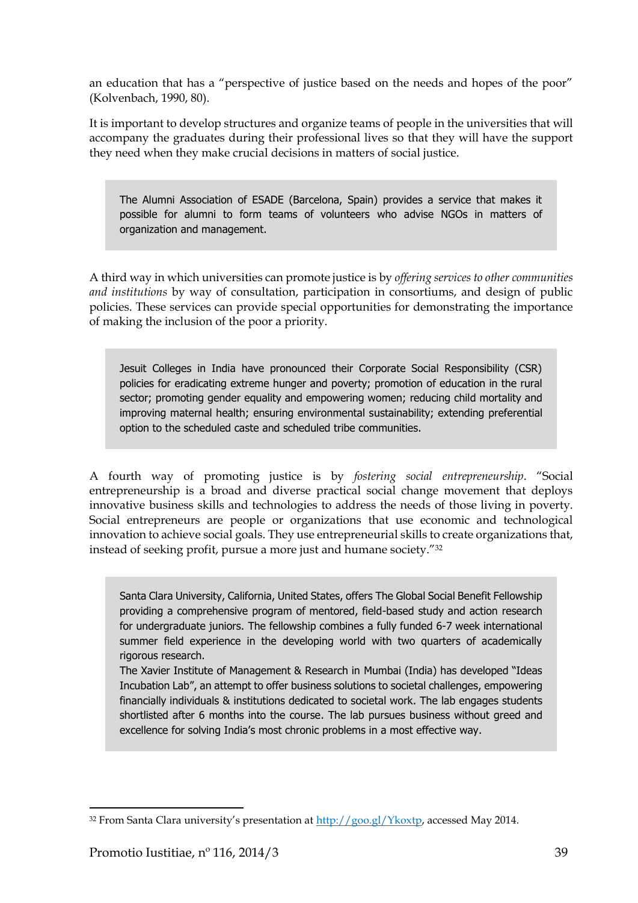an education that has a "perspective of justice based on the needs and hopes of the poor" (Kolvenbach, 1990, 80).

It is important to develop structures and organize teams of people in the universities that will accompany the graduates during their professional lives so that they will have the support they need when they make crucial decisions in matters of social justice.

> The Alumni Association of ESADE (Barcelona, Spain) provides a service that makes it possible for alumni to form teams of volunteers who advise NGOs in matters of organization and management.

A third way in which universities can promote justice is by *offering services to other communities and institutions* by way of consultation, participation in consortiums, and design of public policies. These services can provide special opportunities for demonstrating the importance of making the inclusion of the poor a priority.

> Jesuit Colleges in India have pronounced their Corporate Social Responsibility (CSR) policies for eradicating extreme hunger and poverty; promotion of education in the rural sector; promoting gender equality and empowering women; reducing child mortality and improving maternal health; ensuring environmental sustainability; extending preferential option to the scheduled caste and scheduled tribe communities.

A fourth way of promoting justice is by *fostering social entrepreneurship*. "Social entrepreneurship is a broad and diverse practical social change movement that deploys innovative business skills and technologies to address the needs of those living in poverty. Social entrepreneurs are people or organizations that use economic and technological innovation to achieve social goals. They use entrepreneurial skills to create organizations that, instead of seeking profit, pursue a more just and humane society."[32]

> Santa Clara University, California, United States, offers The Global Social Benefit Fellowship providing a comprehensive program of mentored, field-based study and action research for undergraduate juniors. The fellowship combines a fully funded 6-7 week international summer field experience in the developing world with two quarters of academically rigorous research.
>
> The Xavier Institute of Management & Research in Mumbai (India) has developed "Ideas Incubation Lab", an attempt to offer business solutions to societal challenges, empowering financially individuals & institutions dedicated to societal work. The lab engages students shortlisted after 6 months into the course. The lab pursues business without greed and excellence for solving India's most chronic problems in a most effective way.

---

[32] From Santa Clara university's presentation at http://goo.gl/Ykoxtp, accessed May 2014.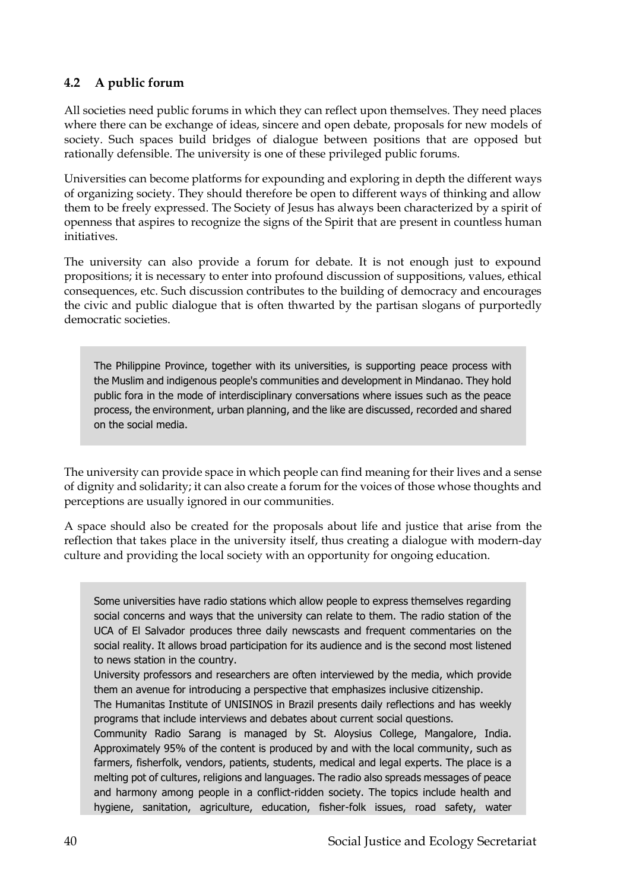## 4.2 A public forum

All societies need public forums in which they can reflect upon themselves. They need places where there can be exchange of ideas, sincere and open debate, proposals for new models of society. Such spaces build bridges of dialogue between positions that are opposed but rationally defensible. The university is one of these privileged public forums.

Universities can become platforms for expounding and exploring in depth the different ways of organizing society. They should therefore be open to different ways of thinking and allow them to be freely expressed. The Society of Jesus has always been characterized by a spirit of openness that aspires to recognize the signs of the Spirit that are present in countless human initiatives.

The university can also provide a forum for debate. It is not enough just to expound propositions; it is necessary to enter into profound discussion of suppositions, values, ethical consequences, etc. Such discussion contributes to the building of democracy and encourages the civic and public dialogue that is often thwarted by the partisan slogans of purportedly democratic societies.

> The Philippine Province, together with its universities, is supporting peace process with the Muslim and indigenous people's communities and development in Mindanao. They hold public fora in the mode of interdisciplinary conversations where issues such as the peace process, the environment, urban planning, and the like are discussed, recorded and shared on the social media.

The university can provide space in which people can find meaning for their lives and a sense of dignity and solidarity; it can also create a forum for the voices of those whose thoughts and perceptions are usually ignored in our communities.

A space should also be created for the proposals about life and justice that arise from the reflection that takes place in the university itself, thus creating a dialogue with modern-day culture and providing the local society with an opportunity for ongoing education.

> Some universities have radio stations which allow people to express themselves regarding social concerns and ways that the university can relate to them. The radio station of the UCA of El Salvador produces three daily newscasts and frequent commentaries on the social reality. It allows broad participation for its audience and is the second most listened to news station in the country.
>
> University professors and researchers are often interviewed by the media, which provide them an avenue for introducing a perspective that emphasizes inclusive citizenship.
>
> The Humanitas Institute of UNISINOS in Brazil presents daily reflections and has weekly programs that include interviews and debates about current social questions.
>
> Community Radio Sarang is managed by St. Aloysius College, Mangalore, India. Approximately 95% of the content is produced by and with the local community, such as farmers, fisherfolk, vendors, patients, students, medical and legal experts. The place is a melting pot of cultures, religions and languages. The radio also spreads messages of peace and harmony among people in a conflict-ridden society. The topics include health and hygiene, sanitation, agriculture, education, fisher-folk issues, road safety, water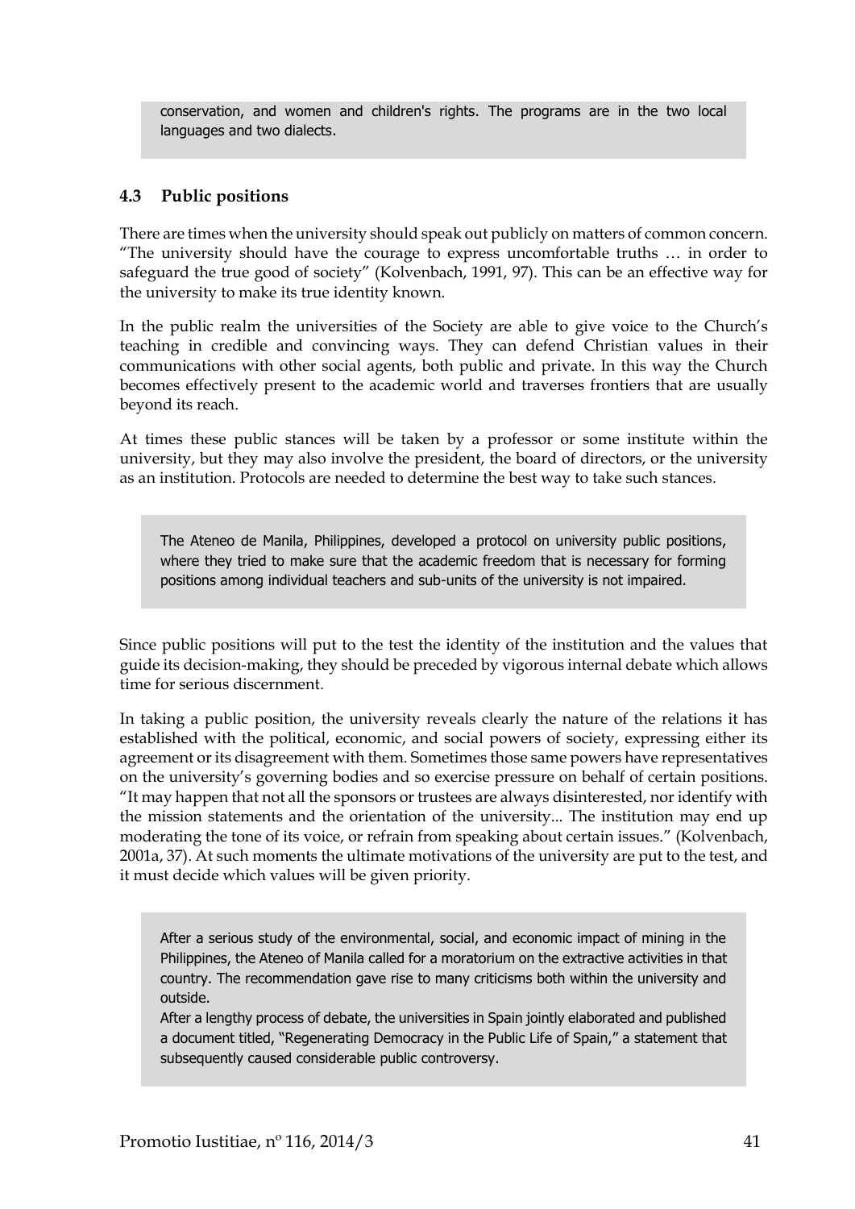conservation, and women and children's rights. The programs are in the two local languages and two dialects.

### 4.3 Public positions

There are times when the university should speak out publicly on matters of common concern. "The university should have the courage to express uncomfortable truths … in order to safeguard the true good of society" (Kolvenbach, 1991, 97). This can be an effective way for the university to make its true identity known.

In the public realm the universities of the Society are able to give voice to the Church's teaching in credible and convincing ways. They can defend Christian values in their communications with other social agents, both public and private. In this way the Church becomes effectively present to the academic world and traverses frontiers that are usually beyond its reach.

At times these public stances will be taken by a professor or some institute within the university, but they may also involve the president, the board of directors, or the university as an institution. Protocols are needed to determine the best way to take such stances.

> The Ateneo de Manila, Philippines, developed a protocol on university public positions, where they tried to make sure that the academic freedom that is necessary for forming positions among individual teachers and sub-units of the university is not impaired.

Since public positions will put to the test the identity of the institution and the values that guide its decision-making, they should be preceded by vigorous internal debate which allows time for serious discernment.

In taking a public position, the university reveals clearly the nature of the relations it has established with the political, economic, and social powers of society, expressing either its agreement or its disagreement with them. Sometimes those same powers have representatives on the university's governing bodies and so exercise pressure on behalf of certain positions. "It may happen that not all the sponsors or trustees are always disinterested, nor identify with the mission statements and the orientation of the university... The institution may end up moderating the tone of its voice, or refrain from speaking about certain issues." (Kolvenbach, 2001a, 37). At such moments the ultimate motivations of the university are put to the test, and it must decide which values will be given priority.

> After a serious study of the environmental, social, and economic impact of mining in the Philippines, the Ateneo of Manila called for a moratorium on the extractive activities in that country. The recommendation gave rise to many criticisms both within the university and outside.
>
> After a lengthy process of debate, the universities in Spain jointly elaborated and published a document titled, "Regenerating Democracy in the Public Life of Spain," a statement that subsequently caused considerable public controversy.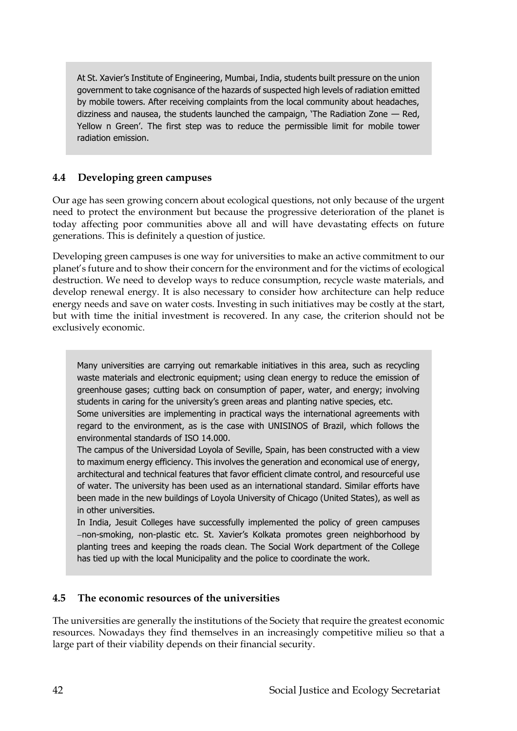At St. Xavier's Institute of Engineering, Mumbai, India, students built pressure on the union government to take cognisance of the hazards of suspected high levels of radiation emitted by mobile towers. After receiving complaints from the local community about headaches, dizziness and nausea, the students launched the campaign, 'The Radiation Zone — Red, Yellow n Green'. The first step was to reduce the permissible limit for mobile tower radiation emission.

## 4.4 Developing green campuses

Our age has seen growing concern about ecological questions, not only because of the urgent need to protect the environment but because the progressive deterioration of the planet is today affecting poor communities above all and will have devastating effects on future generations. This is definitely a question of justice.

Developing green campuses is one way for universities to make an active commitment to our planet's future and to show their concern for the environment and for the victims of ecological destruction. We need to develop ways to reduce consumption, recycle waste materials, and develop renewal energy. It is also necessary to consider how architecture can help reduce energy needs and save on water costs. Investing in such initiatives may be costly at the start, but with time the initial investment is recovered. In any case, the criterion should not be exclusively economic.

Many universities are carrying out remarkable initiatives in this area, such as recycling waste materials and electronic equipment; using clean energy to reduce the emission of greenhouse gases; cutting back on consumption of paper, water, and energy; involving students in caring for the university's green areas and planting native species, etc.

Some universities are implementing in practical ways the international agreements with regard to the environment, as is the case with UNISINOS of Brazil, which follows the environmental standards of ISO 14.000.

The campus of the Universidad Loyola of Seville, Spain, has been constructed with a view to maximum energy efficiency. This involves the generation and economical use of energy, architectural and technical features that favor efficient climate control, and resourceful use of water. The university has been used as an international standard. Similar efforts have been made in the new buildings of Loyola University of Chicago (United States), as well as in other universities.

In India, Jesuit Colleges have successfully implemented the policy of green campuses –non-smoking, non-plastic etc. St. Xavier's Kolkata promotes green neighborhood by planting trees and keeping the roads clean. The Social Work department of the College has tied up with the local Municipality and the police to coordinate the work.

## 4.5 The economic resources of the universities

The universities are generally the institutions of the Society that require the greatest economic resources. Nowadays they find themselves in an increasingly competitive milieu so that a large part of their viability depends on their financial security.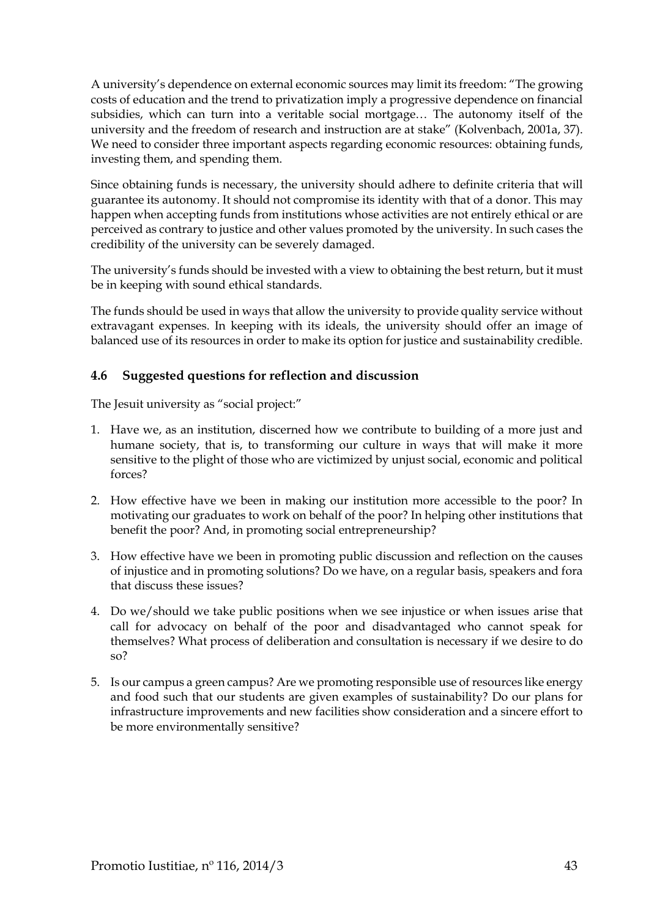A university's dependence on external economic sources may limit its freedom: "The growing costs of education and the trend to privatization imply a progressive dependence on financial subsidies, which can turn into a veritable social mortgage… The autonomy itself of the university and the freedom of research and instruction are at stake" (Kolvenbach, 2001a, 37). We need to consider three important aspects regarding economic resources: obtaining funds, investing them, and spending them.

Since obtaining funds is necessary, the university should adhere to definite criteria that will guarantee its autonomy. It should not compromise its identity with that of a donor. This may happen when accepting funds from institutions whose activities are not entirely ethical or are perceived as contrary to justice and other values promoted by the university. In such cases the credibility of the university can be severely damaged.

The university's funds should be invested with a view to obtaining the best return, but it must be in keeping with sound ethical standards.

The funds should be used in ways that allow the university to provide quality service without extravagant expenses. In keeping with its ideals, the university should offer an image of balanced use of its resources in order to make its option for justice and sustainability credible.

### 4.6 Suggested questions for reflection and discussion

The Jesuit university as "social project:"

1. Have we, as an institution, discerned how we contribute to building of a more just and humane society, that is, to transforming our culture in ways that will make it more sensitive to the plight of those who are victimized by unjust social, economic and political forces?

2. How effective have we been in making our institution more accessible to the poor? In motivating our graduates to work on behalf of the poor? In helping other institutions that benefit the poor? And, in promoting social entrepreneurship?

3. How effective have we been in promoting public discussion and reflection on the causes of injustice and in promoting solutions? Do we have, on a regular basis, speakers and fora that discuss these issues?

4. Do we/should we take public positions when we see injustice or when issues arise that call for advocacy on behalf of the poor and disadvantaged who cannot speak for themselves? What process of deliberation and consultation is necessary if we desire to do so?

5. Is our campus a green campus? Are we promoting responsible use of resources like energy and food such that our students are given examples of sustainability? Do our plans for infrastructure improvements and new facilities show consideration and a sincere effort to be more environmentally sensitive?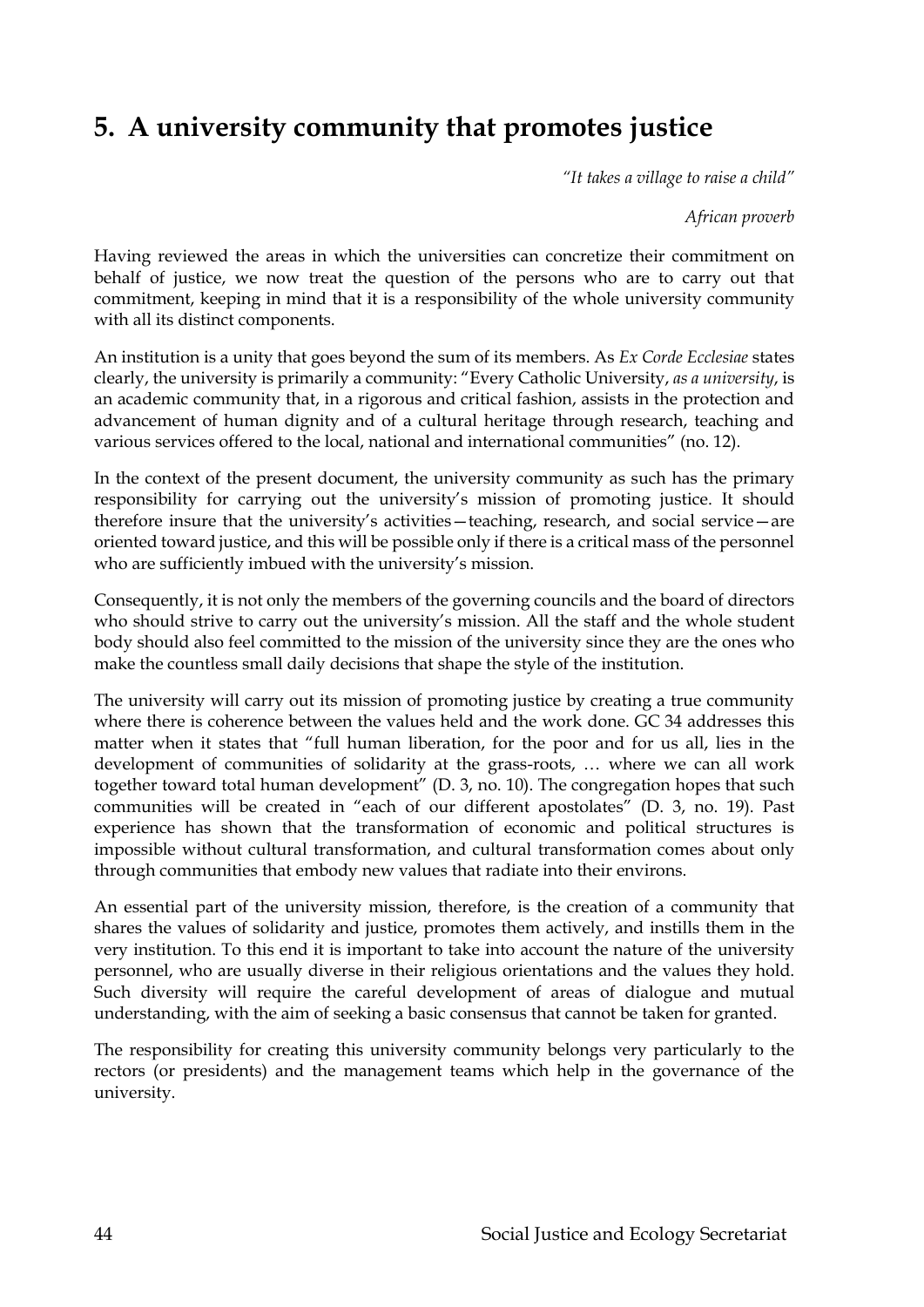# 5. A university community that promotes justice

*"It takes a village to raise a child"*

*African proverb*

Having reviewed the areas in which the universities can concretize their commitment on behalf of justice, we now treat the question of the persons who are to carry out that commitment, keeping in mind that it is a responsibility of the whole university community with all its distinct components.

An institution is a unity that goes beyond the sum of its members. As *Ex Corde Ecclesiae* states clearly, the university is primarily a community: "Every Catholic University, *as a university*, is an academic community that, in a rigorous and critical fashion, assists in the protection and advancement of human dignity and of a cultural heritage through research, teaching and various services offered to the local, national and international communities" (no. 12).

In the context of the present document, the university community as such has the primary responsibility for carrying out the university's mission of promoting justice. It should therefore insure that the university's activities—teaching, research, and social service—are oriented toward justice, and this will be possible only if there is a critical mass of the personnel who are sufficiently imbued with the university's mission.

Consequently, it is not only the members of the governing councils and the board of directors who should strive to carry out the university's mission. All the staff and the whole student body should also feel committed to the mission of the university since they are the ones who make the countless small daily decisions that shape the style of the institution.

The university will carry out its mission of promoting justice by creating a true community where there is coherence between the values held and the work done. GC 34 addresses this matter when it states that "full human liberation, for the poor and for us all, lies in the development of communities of solidarity at the grass-roots, … where we can all work together toward total human development" (D. 3, no. 10). The congregation hopes that such communities will be created in "each of our different apostolates" (D. 3, no. 19). Past experience has shown that the transformation of economic and political structures is impossible without cultural transformation, and cultural transformation comes about only through communities that embody new values that radiate into their environs.

An essential part of the university mission, therefore, is the creation of a community that shares the values of solidarity and justice, promotes them actively, and instills them in the very institution. To this end it is important to take into account the nature of the university personnel, who are usually diverse in their religious orientations and the values they hold. Such diversity will require the careful development of areas of dialogue and mutual understanding, with the aim of seeking a basic consensus that cannot be taken for granted.

The responsibility for creating this university community belongs very particularly to the rectors (or presidents) and the management teams which help in the governance of the university.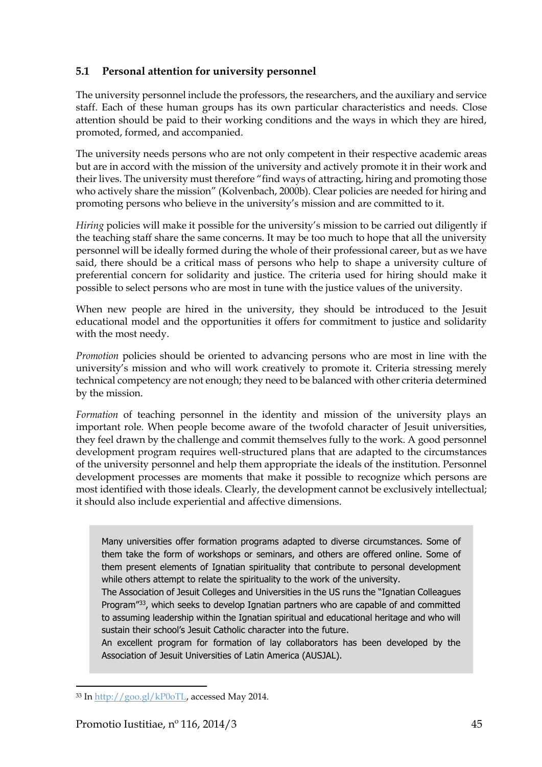## 5.1 Personal attention for university personnel

The university personnel include the professors, the researchers, and the auxiliary and service staff. Each of these human groups has its own particular characteristics and needs. Close attention should be paid to their working conditions and the ways in which they are hired, promoted, formed, and accompanied.

The university needs persons who are not only competent in their respective academic areas but are in accord with the mission of the university and actively promote it in their work and their lives. The university must therefore "find ways of attracting, hiring and promoting those who actively share the mission" (Kolvenbach, 2000b). Clear policies are needed for hiring and promoting persons who believe in the university's mission and are committed to it.

*Hiring* policies will make it possible for the university's mission to be carried out diligently if the teaching staff share the same concerns. It may be too much to hope that all the university personnel will be ideally formed during the whole of their professional career, but as we have said, there should be a critical mass of persons who help to shape a university culture of preferential concern for solidarity and justice. The criteria used for hiring should make it possible to select persons who are most in tune with the justice values of the university.

When new people are hired in the university, they should be introduced to the Jesuit educational model and the opportunities it offers for commitment to justice and solidarity with the most needy.

*Promotion* policies should be oriented to advancing persons who are most in line with the university's mission and who will work creatively to promote it. Criteria stressing merely technical competency are not enough; they need to be balanced with other criteria determined by the mission.

*Formation* of teaching personnel in the identity and mission of the university plays an important role. When people become aware of the twofold character of Jesuit universities, they feel drawn by the challenge and commit themselves fully to the work. A good personnel development program requires well-structured plans that are adapted to the circumstances of the university personnel and help them appropriate the ideals of the institution. Personnel development processes are moments that make it possible to recognize which persons are most identified with those ideals. Clearly, the development cannot be exclusively intellectual; it should also include experiential and affective dimensions.

> Many universities offer formation programs adapted to diverse circumstances. Some of them take the form of workshops or seminars, and others are offered online. Some of them present elements of Ignatian spirituality that contribute to personal development while others attempt to relate the spirituality to the work of the university.
>
> The Association of Jesuit Colleges and Universities in the US runs the "Ignatian Colleagues Program"[33], which seeks to develop Ignatian partners who are capable of and committed to assuming leadership within the Ignatian spiritual and educational heritage and who will sustain their school's Jesuit Catholic character into the future.
>
> An excellent program for formation of lay collaborators has been developed by the Association of Jesuit Universities of Latin America (AUSJAL).

---

[33] In http://goo.gl/kP0oTL, accessed May 2014.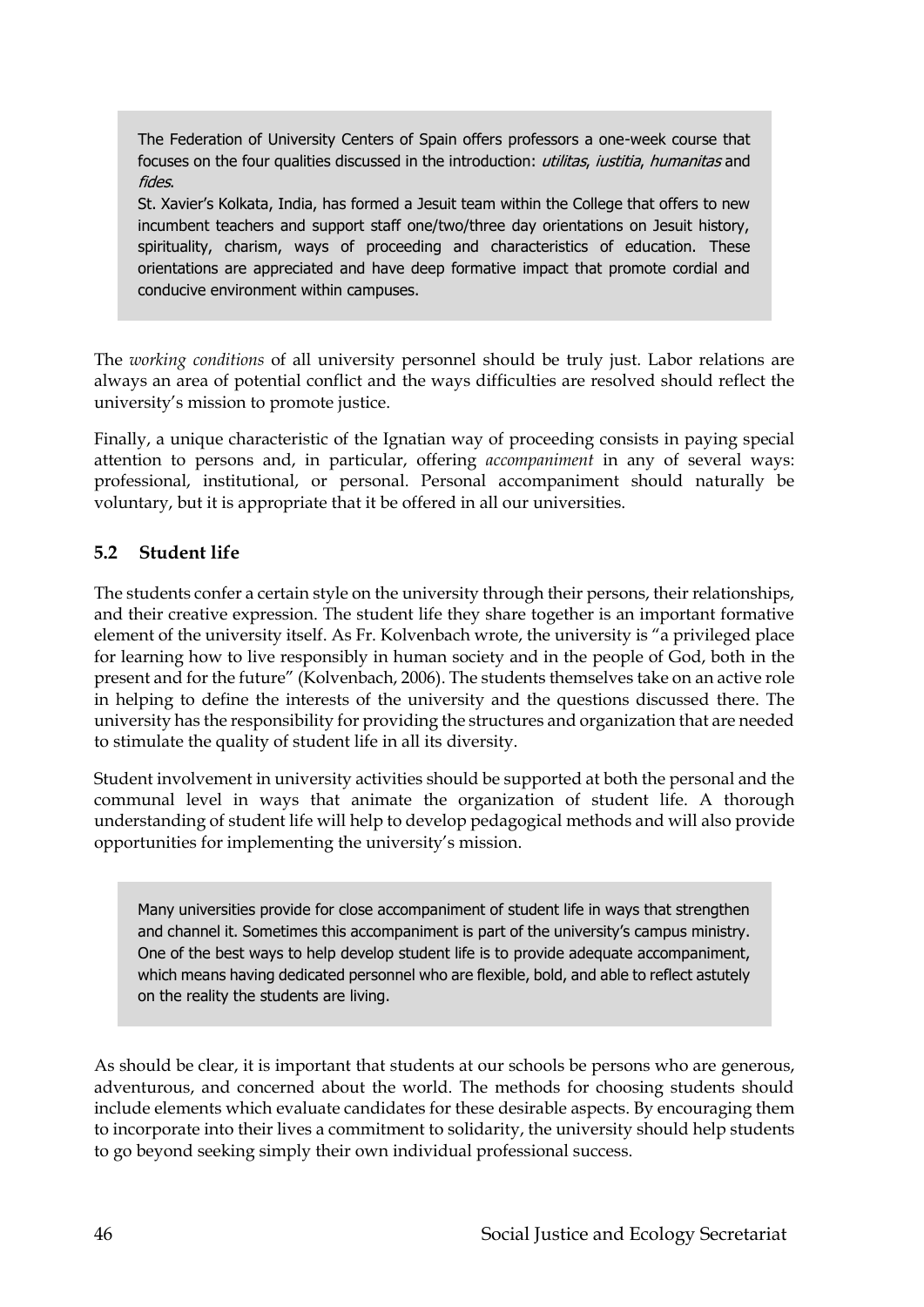> The Federation of University Centers of Spain offers professors a one-week course that focuses on the four qualities discussed in the introduction: *utilitas*, *iustitia*, *humanitas* and *fides*.
>
> St. Xavier's Kolkata, India, has formed a Jesuit team within the College that offers to new incumbent teachers and support staff one/two/three day orientations on Jesuit history, spirituality, charism, ways of proceeding and characteristics of education. These orientations are appreciated and have deep formative impact that promote cordial and conducive environment within campuses.

The *working conditions* of all university personnel should be truly just. Labor relations are always an area of potential conflict and the ways difficulties are resolved should reflect the university's mission to promote justice.

Finally, a unique characteristic of the Ignatian way of proceeding consists in paying special attention to persons and, in particular, offering *accompaniment* in any of several ways: professional, institutional, or personal. Personal accompaniment should naturally be voluntary, but it is appropriate that it be offered in all our universities.

## 5.2 Student life

The students confer a certain style on the university through their persons, their relationships, and their creative expression. The student life they share together is an important formative element of the university itself. As Fr. Kolvenbach wrote, the university is "a privileged place for learning how to live responsibly in human society and in the people of God, both in the present and for the future" (Kolvenbach, 2006). The students themselves take on an active role in helping to define the interests of the university and the questions discussed there. The university has the responsibility for providing the structures and organization that are needed to stimulate the quality of student life in all its diversity.

Student involvement in university activities should be supported at both the personal and the communal level in ways that animate the organization of student life. A thorough understanding of student life will help to develop pedagogical methods and will also provide opportunities for implementing the university's mission.

> Many universities provide for close accompaniment of student life in ways that strengthen and channel it. Sometimes this accompaniment is part of the university's campus ministry. One of the best ways to help develop student life is to provide adequate accompaniment, which means having dedicated personnel who are flexible, bold, and able to reflect astutely on the reality the students are living.

As should be clear, it is important that students at our schools be persons who are generous, adventurous, and concerned about the world. The methods for choosing students should include elements which evaluate candidates for these desirable aspects. By encouraging them to incorporate into their lives a commitment to solidarity, the university should help students to go beyond seeking simply their own individual professional success.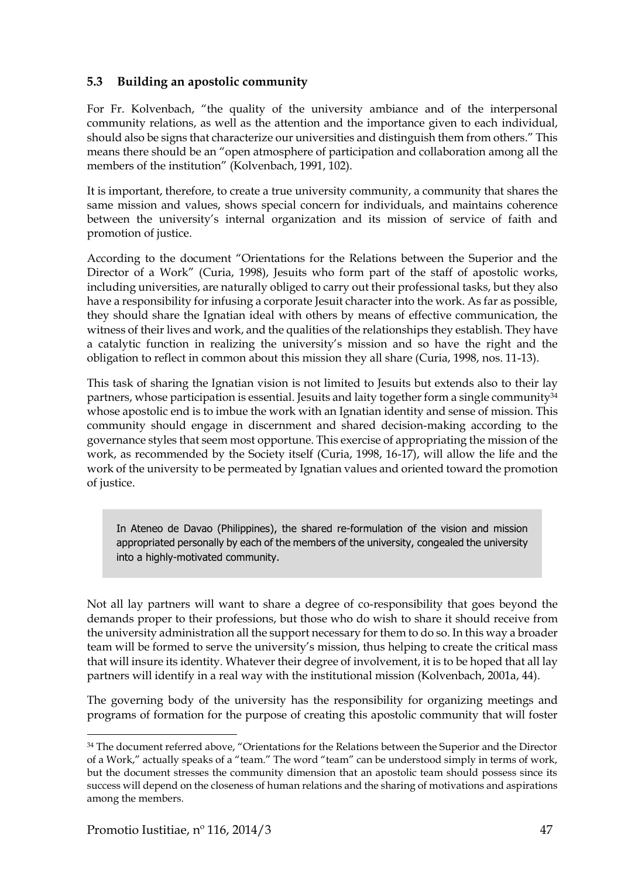### 5.3 Building an apostolic community

For Fr. Kolvenbach, "the quality of the university ambiance and of the interpersonal community relations, as well as the attention and the importance given to each individual, should also be signs that characterize our universities and distinguish them from others." This means there should be an "open atmosphere of participation and collaboration among all the members of the institution" (Kolvenbach, 1991, 102).

It is important, therefore, to create a true university community, a community that shares the same mission and values, shows special concern for individuals, and maintains coherence between the university's internal organization and its mission of service of faith and promotion of justice.

According to the document "Orientations for the Relations between the Superior and the Director of a Work" (Curia, 1998), Jesuits who form part of the staff of apostolic works, including universities, are naturally obliged to carry out their professional tasks, but they also have a responsibility for infusing a corporate Jesuit character into the work. As far as possible, they should share the Ignatian ideal with others by means of effective communication, the witness of their lives and work, and the qualities of the relationships they establish. They have a catalytic function in realizing the university's mission and so have the right and the obligation to reflect in common about this mission they all share (Curia, 1998, nos. 11-13).

This task of sharing the Ignatian vision is not limited to Jesuits but extends also to their lay partners, whose participation is essential. Jesuits and laity together form a single community[34] whose apostolic end is to imbue the work with an Ignatian identity and sense of mission. This community should engage in discernment and shared decision-making according to the governance styles that seem most opportune. This exercise of appropriating the mission of the work, as recommended by the Society itself (Curia, 1998, 16-17), will allow the life and the work of the university to be permeated by Ignatian values and oriented toward the promotion of justice.

> In Ateneo de Davao (Philippines), the shared re-formulation of the vision and mission appropriated personally by each of the members of the university, congealed the university into a highly-motivated community.

Not all lay partners will want to share a degree of co-responsibility that goes beyond the demands proper to their professions, but those who do wish to share it should receive from the university administration all the support necessary for them to do so. In this way a broader team will be formed to serve the university's mission, thus helping to create the critical mass that will insure its identity. Whatever their degree of involvement, it is to be hoped that all lay partners will identify in a real way with the institutional mission (Kolvenbach, 2001a, 44).

The governing body of the university has the responsibility for organizing meetings and programs of formation for the purpose of creating this apostolic community that will foster

---

[34] The document referred above, "Orientations for the Relations between the Superior and the Director of a Work," actually speaks of a "team." The word "team" can be understood simply in terms of work, but the document stresses the community dimension that an apostolic team should possess since its success will depend on the closeness of human relations and the sharing of motivations and aspirations among the members.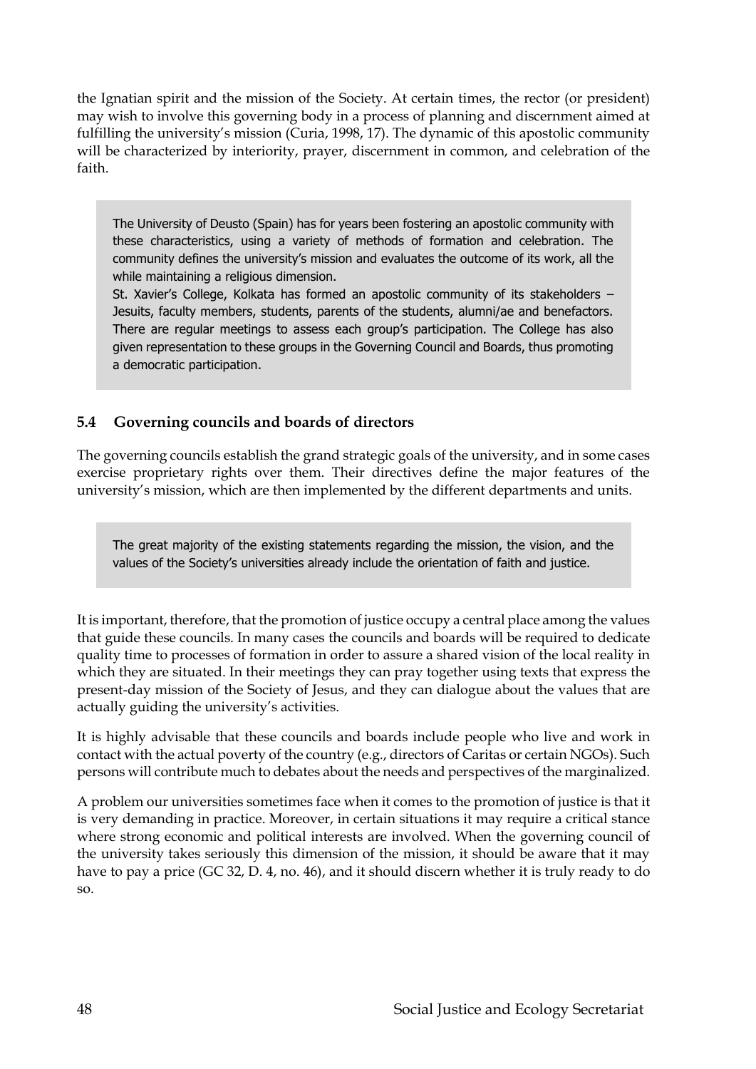the Ignatian spirit and the mission of the Society. At certain times, the rector (or president) may wish to involve this governing body in a process of planning and discernment aimed at fulfilling the university's mission (Curia, 1998, 17). The dynamic of this apostolic community will be characterized by interiority, prayer, discernment in common, and celebration of the faith.

> The University of Deusto (Spain) has for years been fostering an apostolic community with these characteristics, using a variety of methods of formation and celebration. The community defines the university's mission and evaluates the outcome of its work, all the while maintaining a religious dimension.
>
> St. Xavier's College, Kolkata has formed an apostolic community of its stakeholders – Jesuits, faculty members, students, parents of the students, alumni/ae and benefactors. There are regular meetings to assess each group's participation. The College has also given representation to these groups in the Governing Council and Boards, thus promoting a democratic participation.

### 5.4 Governing councils and boards of directors

The governing councils establish the grand strategic goals of the university, and in some cases exercise proprietary rights over them. Their directives define the major features of the university's mission, which are then implemented by the different departments and units.

> The great majority of the existing statements regarding the mission, the vision, and the values of the Society's universities already include the orientation of faith and justice.

It is important, therefore, that the promotion of justice occupy a central place among the values that guide these councils. In many cases the councils and boards will be required to dedicate quality time to processes of formation in order to assure a shared vision of the local reality in which they are situated. In their meetings they can pray together using texts that express the present-day mission of the Society of Jesus, and they can dialogue about the values that are actually guiding the university's activities.

It is highly advisable that these councils and boards include people who live and work in contact with the actual poverty of the country (e.g., directors of Caritas or certain NGOs). Such persons will contribute much to debates about the needs and perspectives of the marginalized.

A problem our universities sometimes face when it comes to the promotion of justice is that it is very demanding in practice. Moreover, in certain situations it may require a critical stance where strong economic and political interests are involved. When the governing council of the university takes seriously this dimension of the mission, it should be aware that it may have to pay a price (GC 32, D. 4, no. 46), and it should discern whether it is truly ready to do so.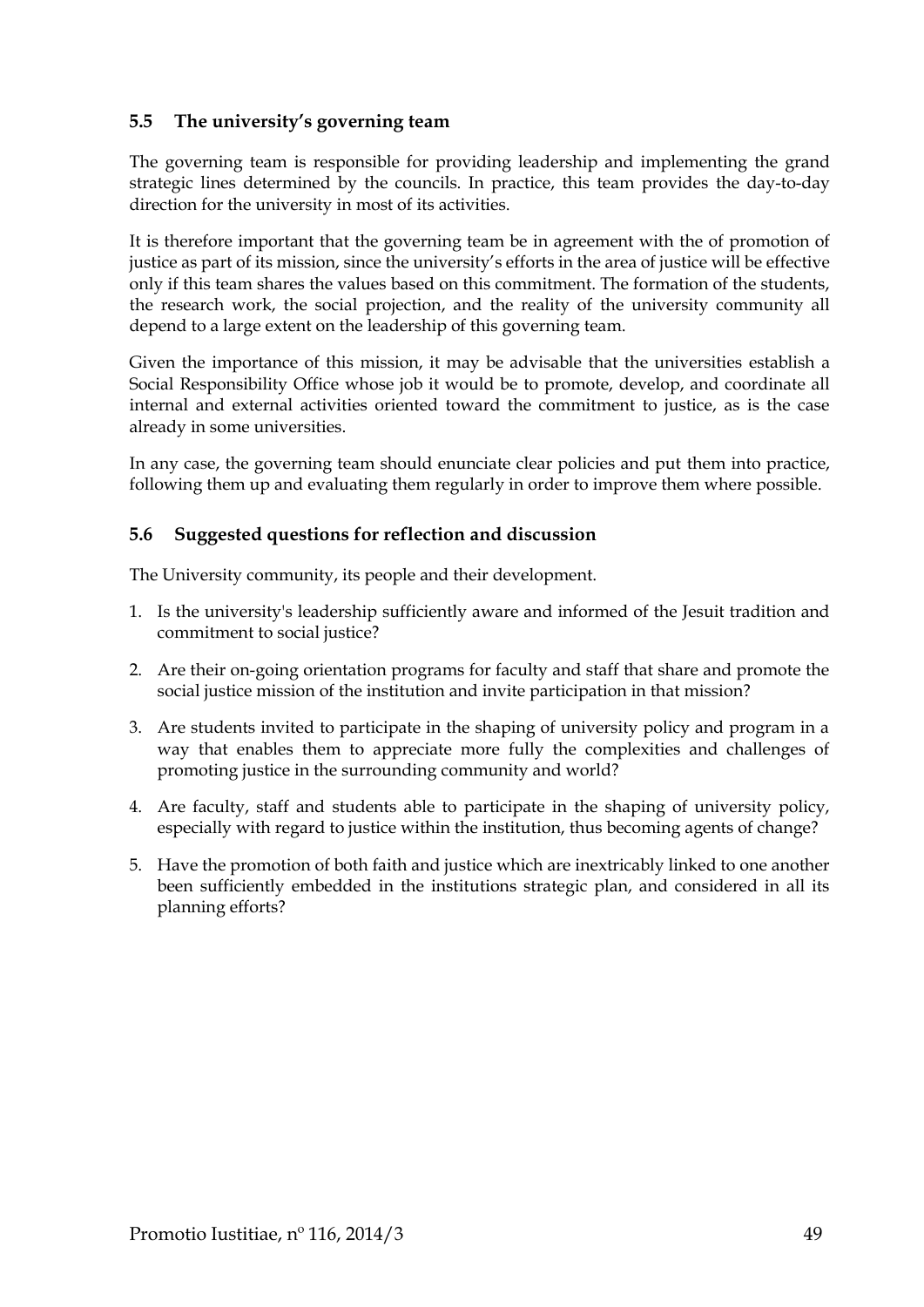### 5.5 The university's governing team

The governing team is responsible for providing leadership and implementing the grand strategic lines determined by the councils. In practice, this team provides the day-to-day direction for the university in most of its activities.

It is therefore important that the governing team be in agreement with the of promotion of justice as part of its mission, since the university's efforts in the area of justice will be effective only if this team shares the values based on this commitment. The formation of the students, the research work, the social projection, and the reality of the university community all depend to a large extent on the leadership of this governing team.

Given the importance of this mission, it may be advisable that the universities establish a Social Responsibility Office whose job it would be to promote, develop, and coordinate all internal and external activities oriented toward the commitment to justice, as is the case already in some universities.

In any case, the governing team should enunciate clear policies and put them into practice, following them up and evaluating them regularly in order to improve them where possible.

### 5.6 Suggested questions for reflection and discussion

The University community, its people and their development.

1. Is the university's leadership sufficiently aware and informed of the Jesuit tradition and commitment to social justice?
2. Are their on-going orientation programs for faculty and staff that share and promote the social justice mission of the institution and invite participation in that mission?
3. Are students invited to participate in the shaping of university policy and program in a way that enables them to appreciate more fully the complexities and challenges of promoting justice in the surrounding community and world?
4. Are faculty, staff and students able to participate in the shaping of university policy, especially with regard to justice within the institution, thus becoming agents of change?
5. Have the promotion of both faith and justice which are inextricably linked to one another been sufficiently embedded in the institutions strategic plan, and considered in all its planning efforts?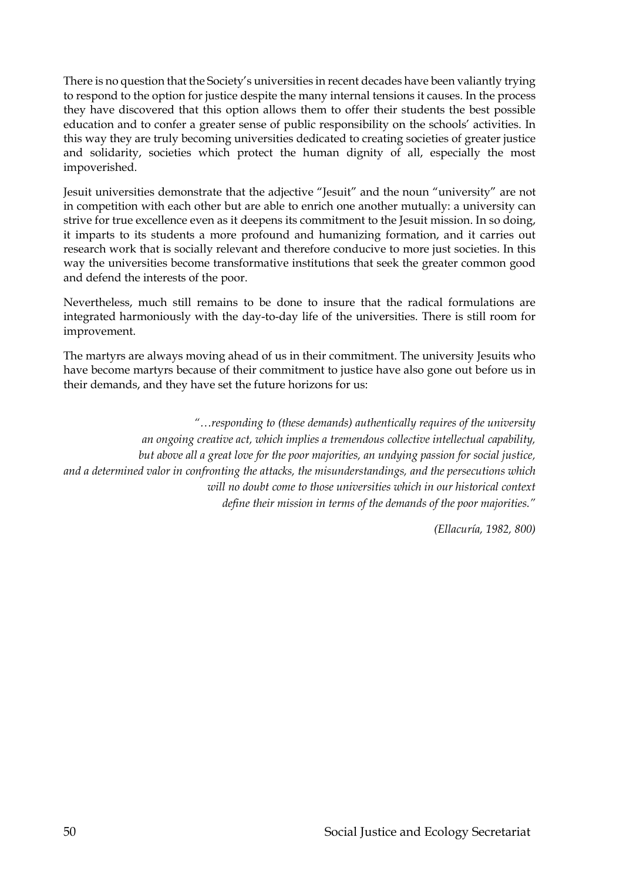There is no question that the Society's universities in recent decades have been valiantly trying to respond to the option for justice despite the many internal tensions it causes. In the process they have discovered that this option allows them to offer their students the best possible education and to confer a greater sense of public responsibility on the schools' activities. In this way they are truly becoming universities dedicated to creating societies of greater justice and solidarity, societies which protect the human dignity of all, especially the most impoverished.

Jesuit universities demonstrate that the adjective "Jesuit" and the noun "university" are not in competition with each other but are able to enrich one another mutually: a university can strive for true excellence even as it deepens its commitment to the Jesuit mission. In so doing, it imparts to its students a more profound and humanizing formation, and it carries out research work that is socially relevant and therefore conducive to more just societies. In this way the universities become transformative institutions that seek the greater common good and defend the interests of the poor.

Nevertheless, much still remains to be done to insure that the radical formulations are integrated harmoniously with the day-to-day life of the universities. There is still room for improvement.

The martyrs are always moving ahead of us in their commitment. The university Jesuits who have become martyrs because of their commitment to justice have also gone out before us in their demands, and they have set the future horizons for us:

> *"…responding to (these demands) authentically requires of the university an ongoing creative act, which implies a tremendous collective intellectual capability, but above all a great love for the poor majorities, an undying passion for social justice, and a determined valor in confronting the attacks, the misunderstandings, and the persecutions which will no doubt come to those universities which in our historical context define their mission in terms of the demands of the poor majorities."*
>
> *(Ellacuría, 1982, 800)*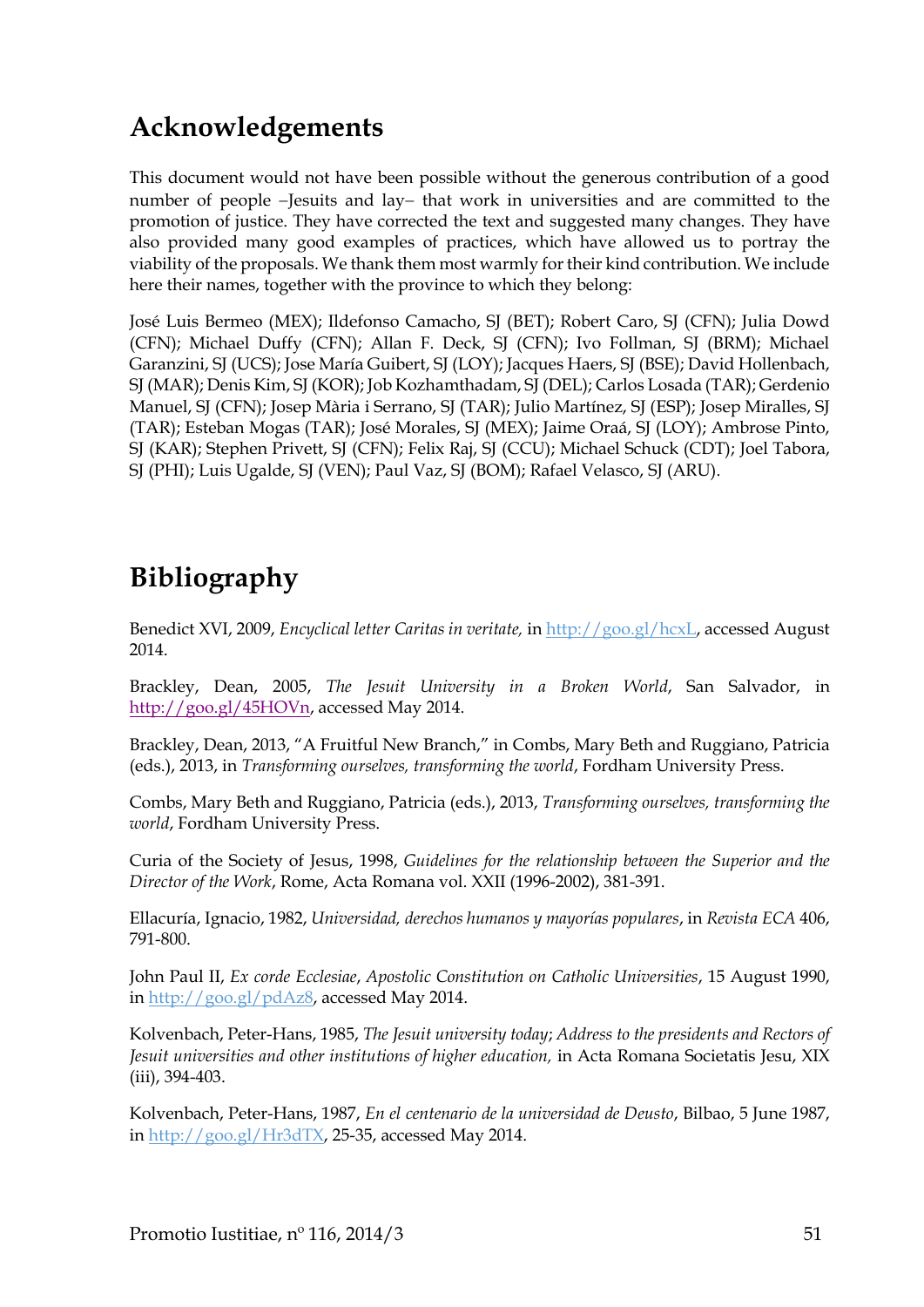## Acknowledgements

This document would not have been possible without the generous contribution of a good number of people –Jesuits and lay– that work in universities and are committed to the promotion of justice. They have corrected the text and suggested many changes. They have also provided many good examples of practices, which have allowed us to portray the viability of the proposals. We thank them most warmly for their kind contribution. We include here their names, together with the province to which they belong:

José Luis Bermeo (MEX); Ildefonso Camacho, SJ (BET); Robert Caro, SJ (CFN); Julia Dowd (CFN); Michael Duffy (CFN); Allan F. Deck, SJ (CFN); Ivo Follman, SJ (BRM); Michael Garanzini, SJ (UCS); Jose María Guibert, SJ (LOY); Jacques Haers, SJ (BSE); David Hollenbach, SJ (MAR); Denis Kim, SJ (KOR); Job Kozhamthadam, SJ (DEL); Carlos Losada (TAR); Gerdenio Manuel, SJ (CFN); Josep Màría i Serrano, SJ (TAR); Julio Martínez, SJ (ESP); Josep Miralles, SJ (TAR); Esteban Mogas (TAR); José Morales, SJ (MEX); Jaime Oraá, SJ (LOY); Ambrose Pinto, SJ (KAR); Stephen Privett, SJ (CFN); Felix Raj, SJ (CCU); Michael Schuck (CDT); Joel Tabora, SJ (PHI); Luis Ugalde, SJ (VEN); Paul Vaz, SJ (BOM); Rafael Velasco, SJ (ARU).

## Bibliography

Benedict XVI, 2009, *Encyclical letter Caritas in veritate,* in http://goo.gl/hcxL, accessed August 2014.

Brackley, Dean, 2005, *The Jesuit University in a Broken World*, San Salvador, in http://goo.gl/45HOVn, accessed May 2014.

Brackley, Dean, 2013, "A Fruitful New Branch," in Combs, Mary Beth and Ruggiano, Patricia (eds.), 2013, in *Transforming ourselves, transforming the world*, Fordham University Press.

Combs, Mary Beth and Ruggiano, Patricia (eds.), 2013, *Transforming ourselves, transforming the world*, Fordham University Press.

Curia of the Society of Jesus, 1998, *Guidelines for the relationship between the Superior and the Director of the Work*, Rome, Acta Romana vol. XXII (1996-2002), 381-391.

Ellacuría, Ignacio, 1982, *Universidad, derechos humanos y mayorías populares*, in *Revista ECA* 406, 791-800.

John Paul II, *Ex corde Ecclesiae*, *Apostolic Constitution on Catholic Universities*, 15 August 1990, in http://goo.gl/pdAz8, accessed May 2014.

Kolvenbach, Peter-Hans, 1985, *The Jesuit university today*; *Address to the presidents and Rectors of Jesuit universities and other institutions of higher education,* in Acta Romana Societatis Jesu, XIX (iii), 394-403.

Kolvenbach, Peter-Hans, 1987, *En el centenario de la universidad de Deusto*, Bilbao, 5 June 1987, in http://goo.gl/Hr3dTX, 25-35, accessed May 2014.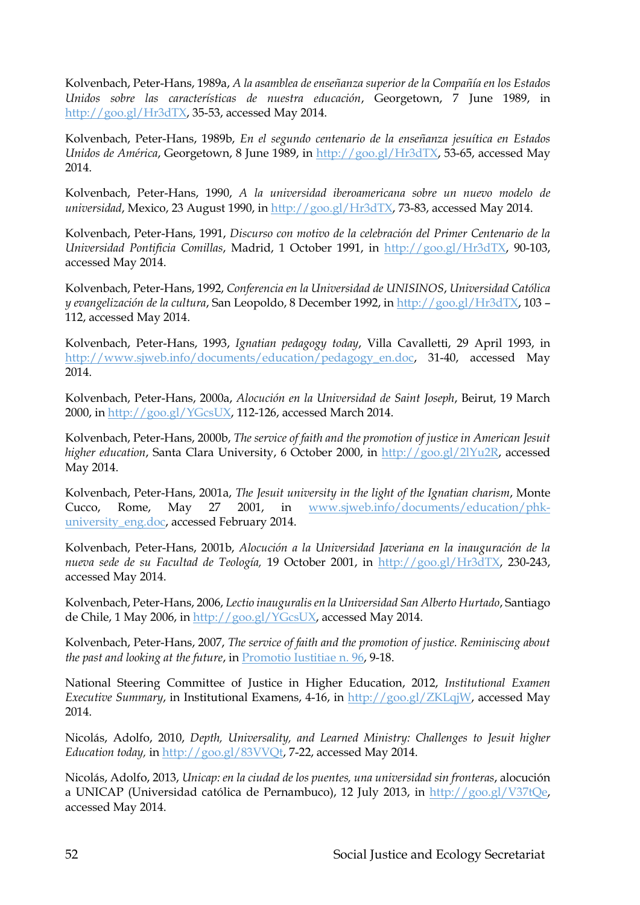Kolvenbach, Peter-Hans, 1989a, *A la asamblea de enseñanza superior de la Compañía en los Estados Unidos sobre las características de nuestra educación*, Georgetown, 7 June 1989, in http://goo.gl/Hr3dTX, 35-53, accessed May 2014.

Kolvenbach, Peter-Hans, 1989b, *En el segundo centenario de la enseñanza jesuítica en Estados Unidos de América*, Georgetown, 8 June 1989, in http://goo.gl/Hr3dTX, 53-65, accessed May 2014.

Kolvenbach, Peter-Hans, 1990, *A la universidad iberoamericana sobre un nuevo modelo de universidad*, Mexico, 23 August 1990, in http://goo.gl/Hr3dTX, 73-83, accessed May 2014.

Kolvenbach, Peter-Hans, 1991, *Discurso con motivo de la celebración del Primer Centenario de la Universidad Pontificia Comillas*, Madrid, 1 October 1991, in http://goo.gl/Hr3dTX, 90-103, accessed May 2014.

Kolvenbach, Peter-Hans, 1992, *Conferencia en la Universidad de UNISINOS*, *Universidad Católica y evangelización de la cultura*, San Leopoldo, 8 December 1992, in http://goo.gl/Hr3dTX, 103 – 112, accessed May 2014.

Kolvenbach, Peter-Hans, 1993, *Ignatian pedagogy today*, Villa Cavalletti, 29 April 1993, in http://www.sjweb.info/documents/education/pedagogy_en.doc, 31-40, accessed May 2014.

Kolvenbach, Peter-Hans, 2000a, *Alocución en la Universidad de Saint Joseph*, Beirut, 19 March 2000, in http://goo.gl/YGcsUX, 112-126, accessed March 2014.

Kolvenbach, Peter-Hans, 2000b, *The service of faith and the promotion of justice in American Jesuit higher education*, Santa Clara University, 6 October 2000, in http://goo.gl/2lYu2R, accessed May 2014.

Kolvenbach, Peter-Hans, 2001a, *The Jesuit university in the light of the Ignatian charism*, Monte Cucco, Rome, May 27 2001, in www.sjweb.info/documents/education/phk-university_eng.doc, accessed February 2014.

Kolvenbach, Peter-Hans, 2001b, *Alocución a la Universidad Javeriana en la inauguración de la nueva sede de su Facultad de Teología,* 19 October 2001, in http://goo.gl/Hr3dTX, 230-243, accessed May 2014.

Kolvenbach, Peter-Hans, 2006, *Lectio inauguralis en la Universidad San Alberto Hurtado*, Santiago de Chile, 1 May 2006, in http://goo.gl/YGcsUX, accessed May 2014.

Kolvenbach, Peter-Hans, 2007, *The service of faith and the promotion of justice. Reminiscing about the past and looking at the future*, in Promotio Iustitiae n. 96, 9-18.

National Steering Committee of Justice in Higher Education, 2012, *Institutional Examen Executive Summary*, in Institutional Examens, 4-16, in http://goo.gl/ZKLqjW, accessed May 2014.

Nicolás, Adolfo, 2010, *Depth, Universality, and Learned Ministry: Challenges to Jesuit higher Education today,* in http://goo.gl/83VVQt, 7-22, accessed May 2014.

Nicolás, Adolfo, 2013, *Unicap: en la ciudad de los puentes, una universidad sin fronteras*, alocución a UNICAP (Universidad católica de Pernambuco), 12 July 2013, in http://goo.gl/V37tQe, accessed May 2014.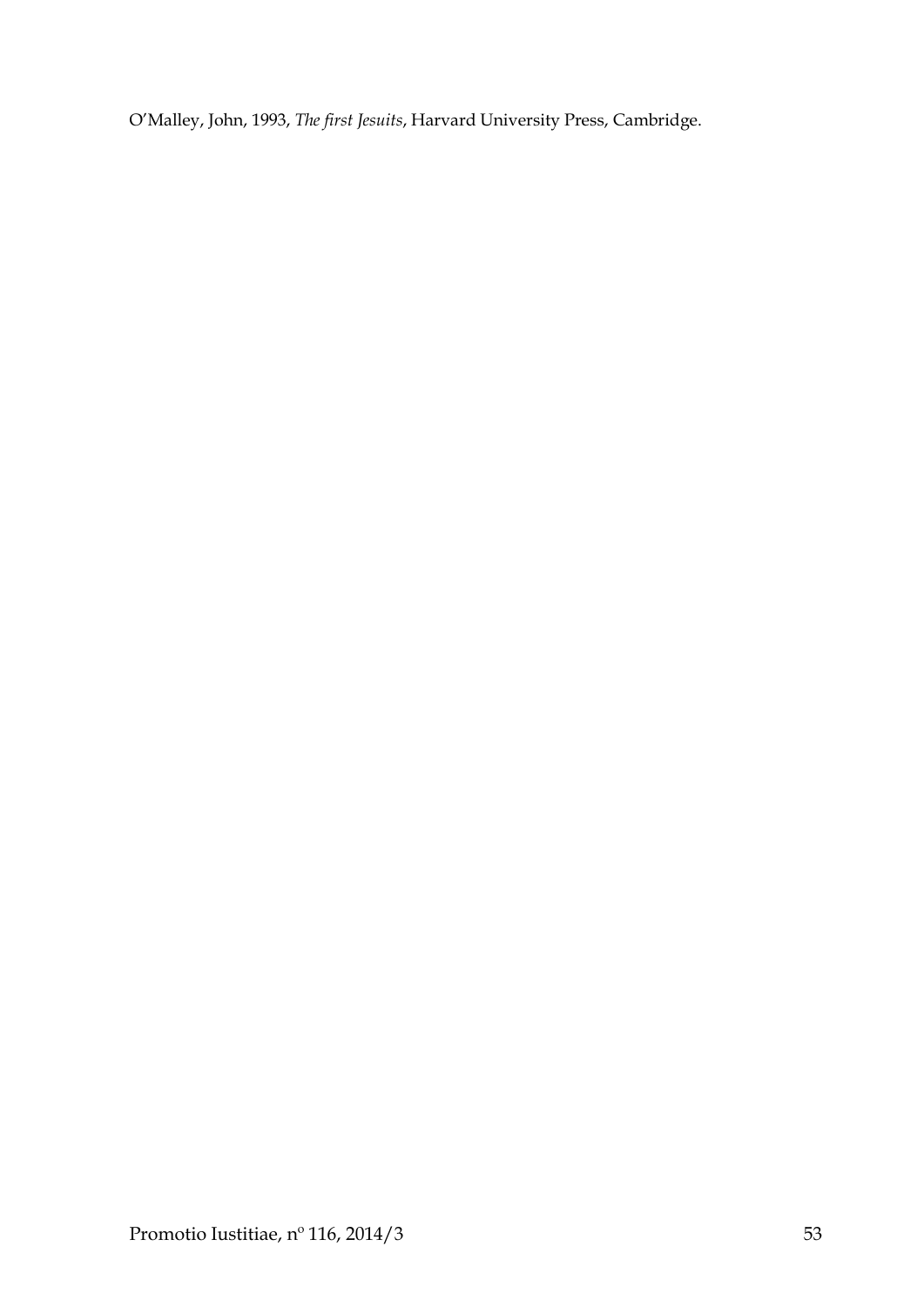O'Malley, John, 1993, *The first Jesuits*, Harvard University Press, Cambridge.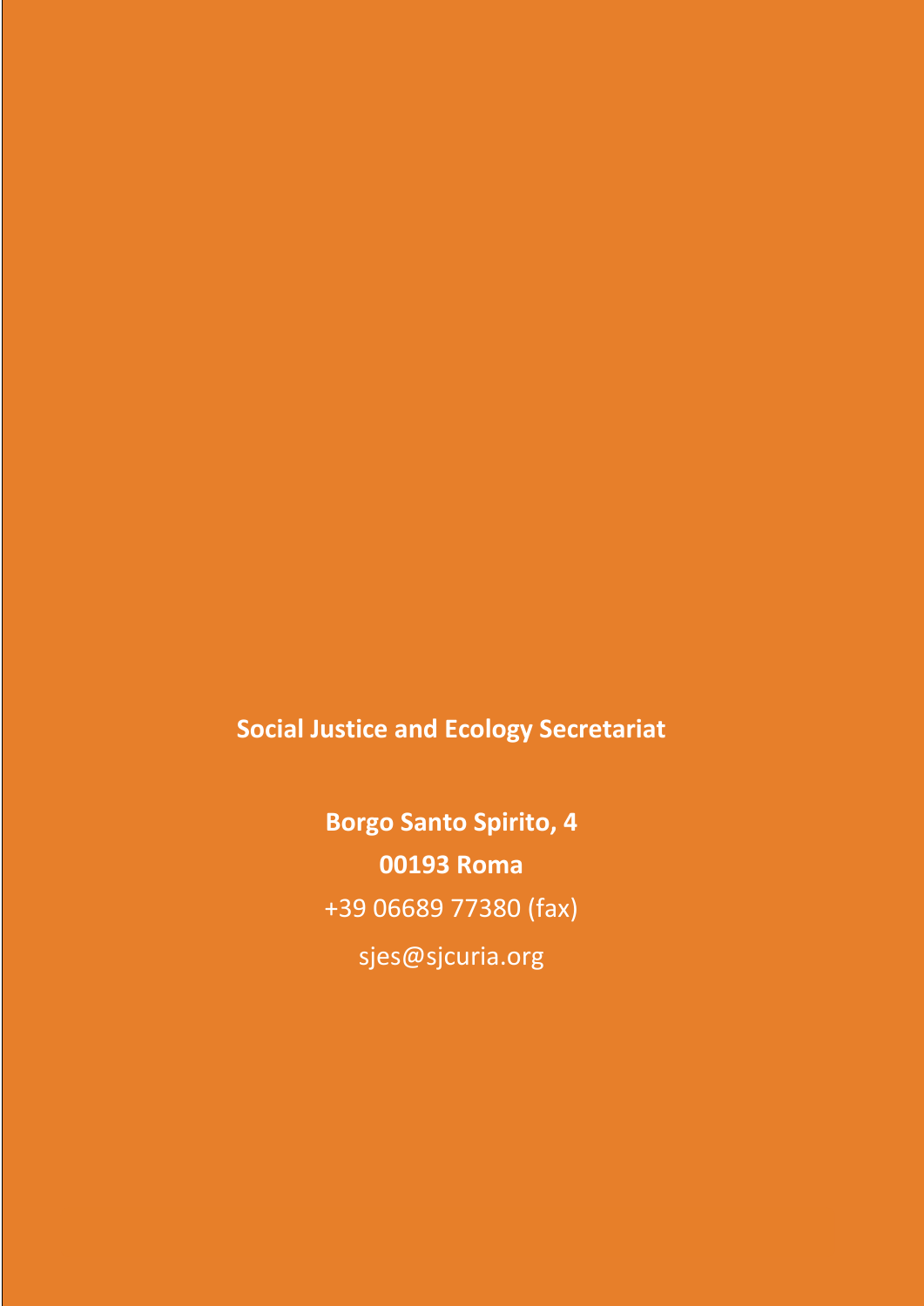**Social Justice and Ecology Secretariat**

**Borgo Santo Spirito, 4**

**00193 Roma**

+39 06689 77380 (fax)

sjes@sjcuria.org